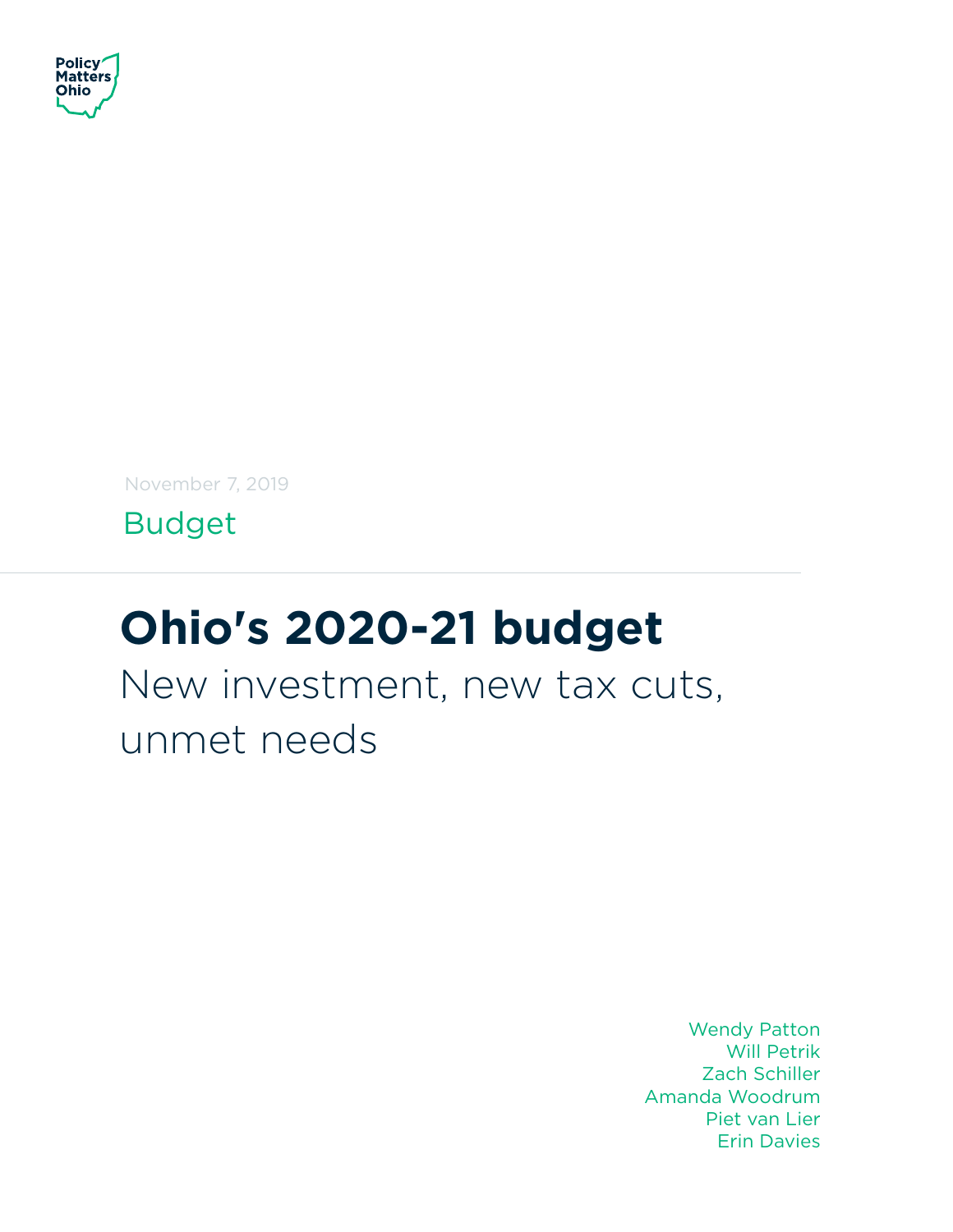Policy Matters Ohio

November 7, 2019

Budget

# Ohio's 2020-21 budget

## New investment, new tax cuts, unmet needs

Wendy Patton
Will Petrik
Zach Schiller
Amanda Woodrum
Piet van Lier
Erin Davies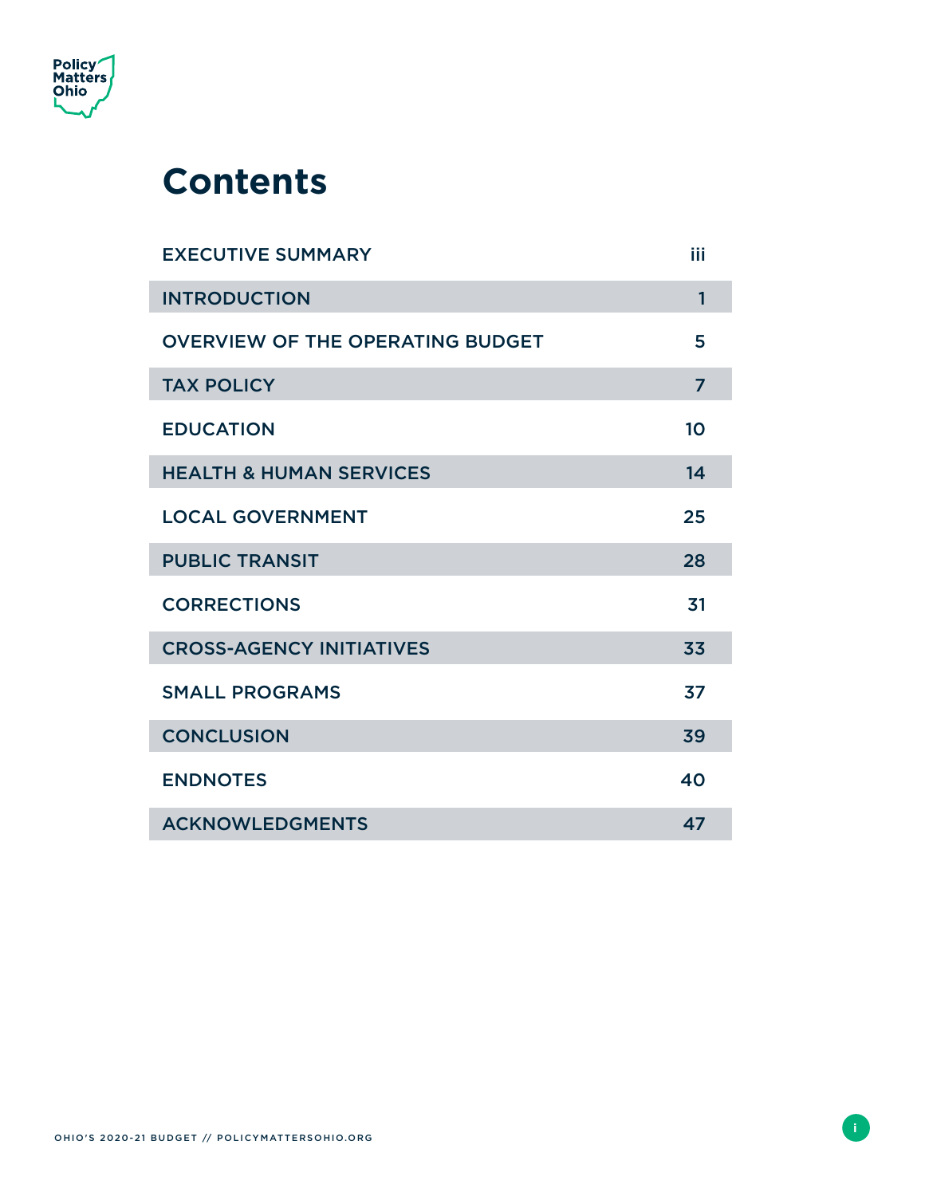# Contents

| | |
|---|---|
| EXECUTIVE SUMMARY | iii |
| INTRODUCTION | 1 |
| OVERVIEW OF THE OPERATING BUDGET | 5 |
| TAX POLICY | 7 |
| EDUCATION | 10 |
| HEALTH & HUMAN SERVICES | 14 |
| LOCAL GOVERNMENT | 25 |
| PUBLIC TRANSIT | 28 |
| CORRECTIONS | 31 |
| CROSS-AGENCY INITIATIVES | 33 |
| SMALL PROGRAMS | 37 |
| CONCLUSION | 39 |
| ENDNOTES | 40 |
| ACKNOWLEDGMENTS | 47 |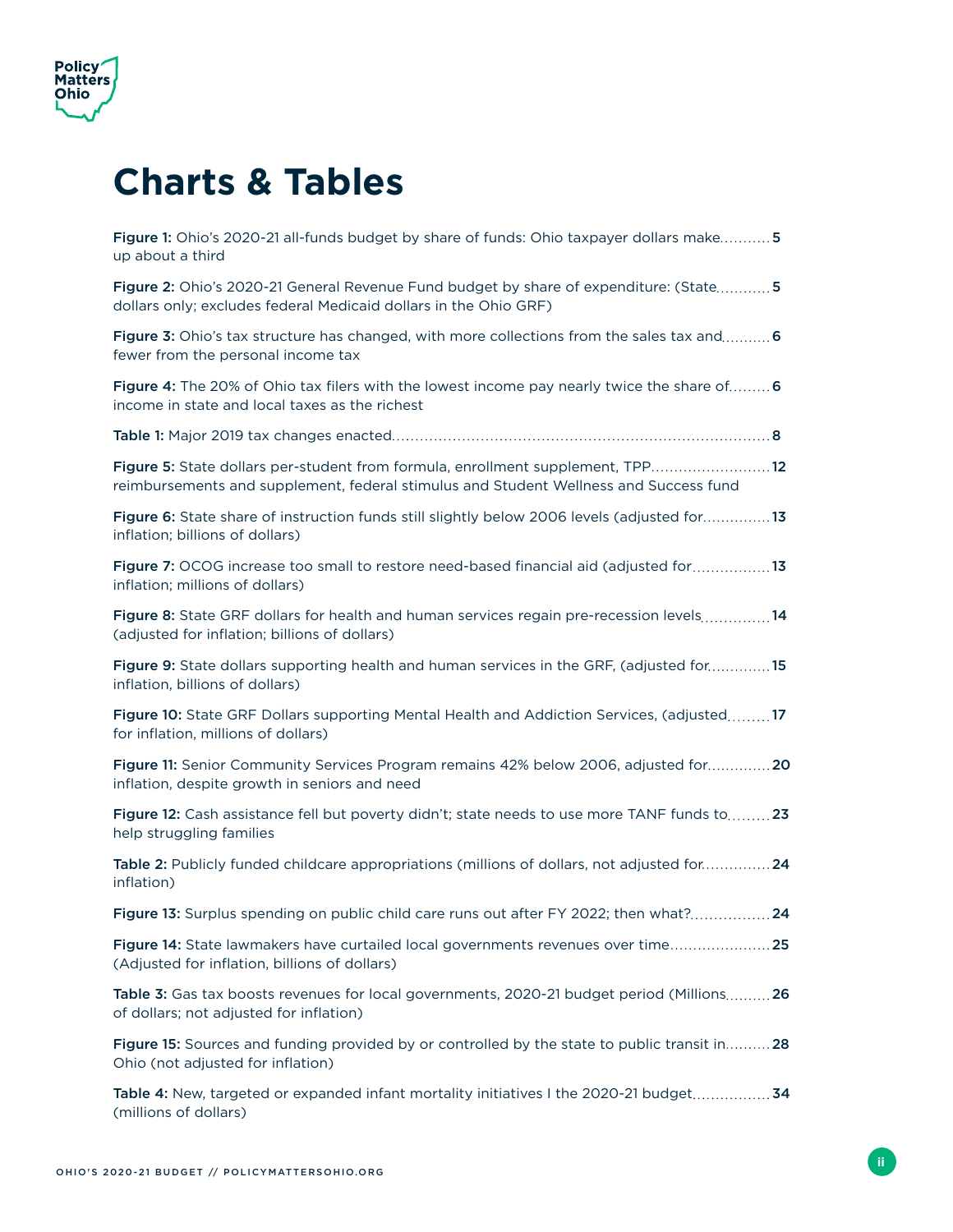# Charts & Tables

**Figure 1:** Ohio's 2020-21 all-funds budget by share of funds: Ohio taxpayer dollars make up about a third .......... 5

**Figure 2:** Ohio's 2020-21 General Revenue Fund budget by share of expenditure: (State dollars only; excludes federal Medicaid dollars in the Ohio GRF) .......... 5

**Figure 3:** Ohio's tax structure has changed, with more collections from the sales tax and fewer from the personal income tax .......... 6

**Figure 4:** The 20% of Ohio tax filers with the lowest income pay nearly twice the share of income in state and local taxes as the richest .......... 6

**Table 1:** Major 2019 tax changes enacted .......... 8

**Figure 5:** State dollars per-student from formula, enrollment supplement, TPP reimbursements and supplement, federal stimulus and Student Wellness and Success fund .......... 12

**Figure 6:** State share of instruction funds still slightly below 2006 levels (adjusted for inflation; billions of dollars) .......... 13

**Figure 7:** OCOG increase too small to restore need-based financial aid (adjusted for inflation; millions of dollars) .......... 13

**Figure 8:** State GRF dollars for health and human services regain pre-recession levels (adjusted for inflation; billions of dollars) .......... 14

**Figure 9:** State dollars supporting health and human services in the GRF, (adjusted for inflation, billions of dollars) .......... 15

**Figure 10:** State GRF Dollars supporting Mental Health and Addiction Services, (adjusted for inflation, millions of dollars) .......... 17

**Figure 11:** Senior Community Services Program remains 42% below 2006, adjusted for inflation, despite growth in seniors and need .......... 20

**Figure 12:** Cash assistance fell but poverty didn't; state needs to use more TANF funds to help struggling families .......... 23

**Table 2:** Publicly funded childcare appropriations (millions of dollars, not adjusted for inflation) .......... 24

**Figure 13:** Surplus spending on public child care runs out after FY 2022; then what? .......... 24

**Figure 14:** State lawmakers have curtailed local governments revenues over time (Adjusted for inflation, billions of dollars) .......... 25

**Table 3:** Gas tax boosts revenues for local governments, 2020-21 budget period (Millions of dollars; not adjusted for inflation) .......... 26

**Figure 15:** Sources and funding provided by or controlled by the state to public transit in Ohio (not adjusted for inflation) .......... 28

**Table 4:** New, targeted or expanded infant mortality initiatives I the 2020-21 budget (millions of dollars) .......... 34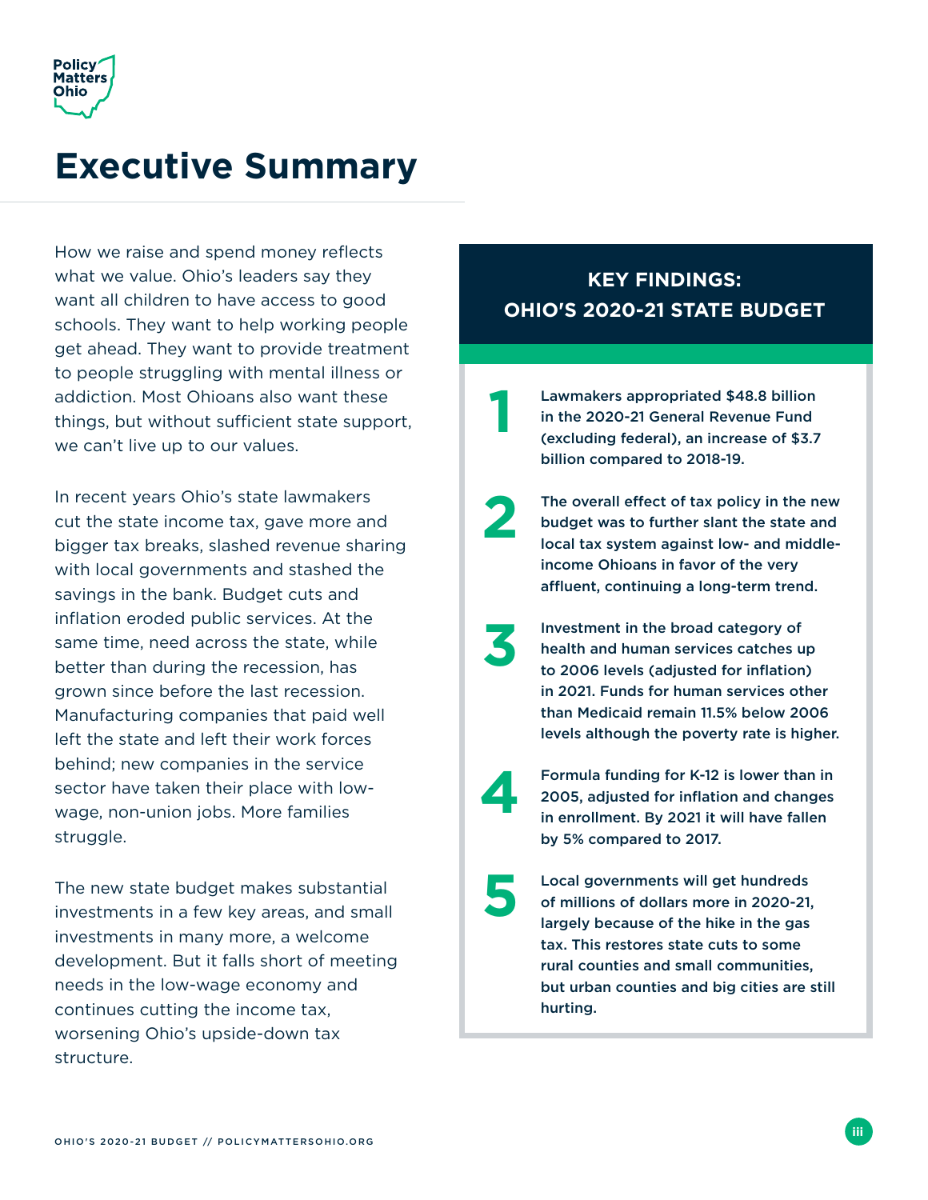# Executive Summary

How we raise and spend money reflects what we value. Ohio's leaders say they want all children to have access to good schools. They want to help working people get ahead. They want to provide treatment to people struggling with mental illness or addiction. Most Ohioans also want these things, but without sufficient state support, we can't live up to our values.

In recent years Ohio's state lawmakers cut the state income tax, gave more and bigger tax breaks, slashed revenue sharing with local governments and stashed the savings in the bank. Budget cuts and inflation eroded public services. At the same time, need across the state, while better than during the recession, has grown since before the last recession. Manufacturing companies that paid well left the state and left their work forces behind; new companies in the service sector have taken their place with low-wage, non-union jobs. More families struggle.

The new state budget makes substantial investments in a few key areas, and small investments in many more, a welcome development. But it falls short of meeting needs in the low-wage economy and continues cutting the income tax, worsening Ohio's upside-down tax structure.

## KEY FINDINGS: OHIO'S 2020-21 STATE BUDGET

1. **Lawmakers appropriated $48.8 billion in the 2020-21 General Revenue Fund (excluding federal), an increase of $3.7 billion compared to 2018-19.**

2. **The overall effect of tax policy in the new budget was to further slant the state and local tax system against low- and middle-income Ohioans in favor of the very affluent, continuing a long-term trend.**

3. **Investment in the broad category of health and human services catches up to 2006 levels (adjusted for inflation) in 2021. Funds for human services other than Medicaid remain 11.5% below 2006 levels although the poverty rate is higher.**

4. **Formula funding for K-12 is lower than in 2005, adjusted for inflation and changes in enrollment. By 2021 it will have fallen by 5% compared to 2017.**

5. **Local governments will get hundreds of millions of dollars more in 2020-21, largely because of the hike in the gas tax. This restores state cuts to some rural counties and small communities, but urban counties and big cities are still hurting.**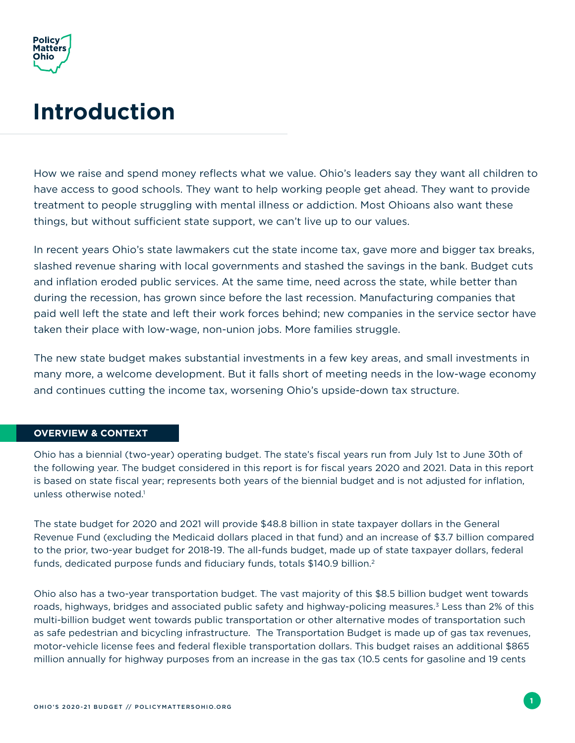# Introduction

How we raise and spend money reflects what we value. Ohio's leaders say they want all children to have access to good schools. They want to help working people get ahead. They want to provide treatment to people struggling with mental illness or addiction. Most Ohioans also want these things, but without sufficient state support, we can't live up to our values.

In recent years Ohio's state lawmakers cut the state income tax, gave more and bigger tax breaks, slashed revenue sharing with local governments and stashed the savings in the bank. Budget cuts and inflation eroded public services. At the same time, need across the state, while better than during the recession, has grown since before the last recession. Manufacturing companies that paid well left the state and left their work forces behind; new companies in the service sector have taken their place with low-wage, non-union jobs. More families struggle.

The new state budget makes substantial investments in a few key areas, and small investments in many more, a welcome development. But it falls short of meeting needs in the low-wage economy and continues cutting the income tax, worsening Ohio's upside-down tax structure.

## OVERVIEW & CONTEXT

Ohio has a biennial (two-year) operating budget. The state's fiscal years run from July 1st to June 30th of the following year. The budget considered in this report is for fiscal years 2020 and 2021. Data in this report is based on state fiscal year; represents both years of the biennial budget and is not adjusted for inflation, unless otherwise noted.[1]

The state budget for 2020 and 2021 will provide $48.8 billion in state taxpayer dollars in the General Revenue Fund (excluding the Medicaid dollars placed in that fund) and an increase of $3.7 billion compared to the prior, two-year budget for 2018-19. The all-funds budget, made up of state taxpayer dollars, federal funds, dedicated purpose funds and fiduciary funds, totals $140.9 billion.[2]

Ohio also has a two-year transportation budget. The vast majority of this $8.5 billion budget went towards roads, highways, bridges and associated public safety and highway-policing measures.[3] Less than 2% of this multi-billion budget went towards public transportation or other alternative modes of transportation such as safe pedestrian and bicycling infrastructure. The Transportation Budget is made up of gas tax revenues, motor-vehicle license fees and federal flexible transportation dollars. This budget raises an additional $865 million annually for highway purposes from an increase in the gas tax (10.5 cents for gasoline and 19 cents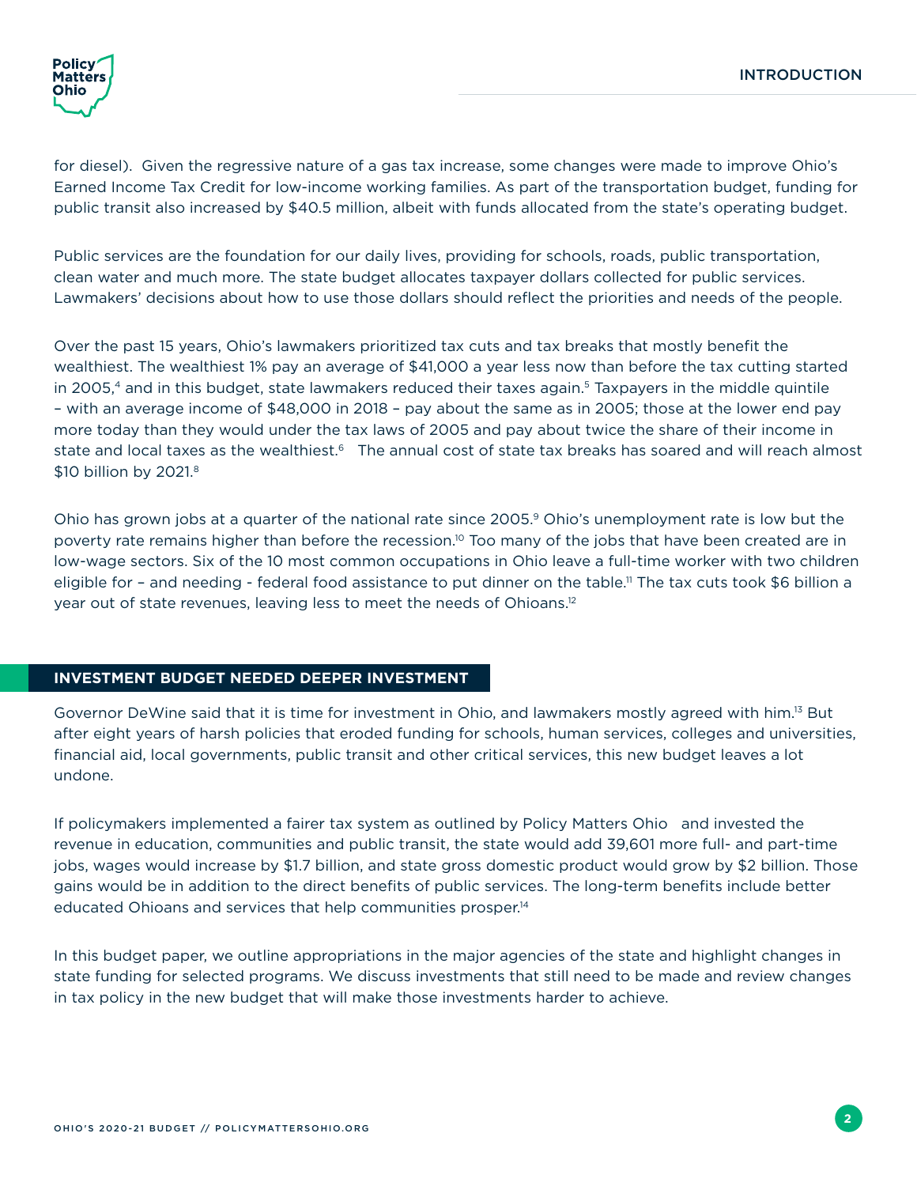for diesel). Given the regressive nature of a gas tax increase, some changes were made to improve Ohio's Earned Income Tax Credit for low-income working families. As part of the transportation budget, funding for public transit also increased by $40.5 million, albeit with funds allocated from the state's operating budget.

Public services are the foundation for our daily lives, providing for schools, roads, public transportation, clean water and much more. The state budget allocates taxpayer dollars collected for public services. Lawmakers' decisions about how to use those dollars should reflect the priorities and needs of the people.

Over the past 15 years, Ohio's lawmakers prioritized tax cuts and tax breaks that mostly benefit the wealthiest. The wealthiest 1% pay an average of $41,000 a year less now than before the tax cutting started in 2005,[4] and in this budget, state lawmakers reduced their taxes again.[5] Taxpayers in the middle quintile – with an average income of $48,000 in 2018 – pay about the same as in 2005; those at the lower end pay more today than they would under the tax laws of 2005 and pay about twice the share of their income in state and local taxes as the wealthiest.[6] The annual cost of state tax breaks has soared and will reach almost $10 billion by 2021.[8]

Ohio has grown jobs at a quarter of the national rate since 2005.[9] Ohio's unemployment rate is low but the poverty rate remains higher than before the recession.[10] Too many of the jobs that have been created are in low-wage sectors. Six of the 10 most common occupations in Ohio leave a full-time worker with two children eligible for – and needing - federal food assistance to put dinner on the table.[11] The tax cuts took $6 billion a year out of state revenues, leaving less to meet the needs of Ohioans.[12]

## INVESTMENT BUDGET NEEDED DEEPER INVESTMENT

Governor DeWine said that it is time for investment in Ohio, and lawmakers mostly agreed with him.[13] But after eight years of harsh policies that eroded funding for schools, human services, colleges and universities, financial aid, local governments, public transit and other critical services, this new budget leaves a lot undone.

If policymakers implemented a fairer tax system as outlined by Policy Matters Ohio and invested the revenue in education, communities and public transit, the state would add 39,601 more full- and part-time jobs, wages would increase by $1.7 billion, and state gross domestic product would grow by $2 billion. Those gains would be in addition to the direct benefits of public services. The long-term benefits include better educated Ohioans and services that help communities prosper.[14]

In this budget paper, we outline appropriations in the major agencies of the state and highlight changes in state funding for selected programs. We discuss investments that still need to be made and review changes in tax policy in the new budget that will make those investments harder to achieve.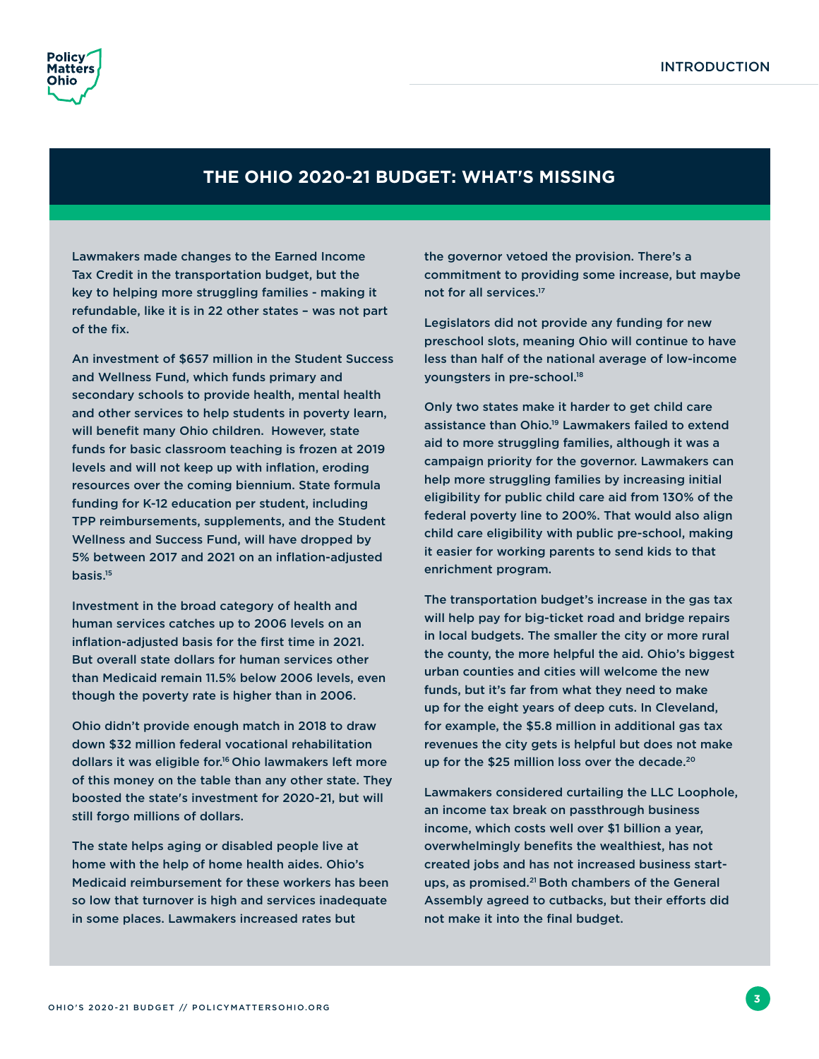## THE OHIO 2020-21 BUDGET: WHAT'S MISSING

Lawmakers made changes to the Earned Income Tax Credit in the transportation budget, but the key to helping more struggling families - making it refundable, like it is in 22 other states – was not part of the fix.

An investment of $657 million in the Student Success and Wellness Fund, which funds primary and secondary schools to provide health, mental health and other services to help students in poverty learn, will benefit many Ohio children. However, state funds for basic classroom teaching is frozen at 2019 levels and will not keep up with inflation, eroding resources over the coming biennium. State formula funding for K-12 education per student, including TPP reimbursements, supplements, and the Student Wellness and Success Fund, will have dropped by 5% between 2017 and 2021 on an inflation-adjusted basis.[15]

Investment in the broad category of health and human services catches up to 2006 levels on an inflation-adjusted basis for the first time in 2021. But overall state dollars for human services other than Medicaid remain 11.5% below 2006 levels, even though the poverty rate is higher than in 2006.

Ohio didn't provide enough match in 2018 to draw down $32 million federal vocational rehabilitation dollars it was eligible for.[16] Ohio lawmakers left more of this money on the table than any other state. They boosted the state's investment for 2020-21, but will still forgo millions of dollars.

The state helps aging or disabled people live at home with the help of home health aides. Ohio's Medicaid reimbursement for these workers has been so low that turnover is high and services inadequate in some places. Lawmakers increased rates but the governor vetoed the provision. There's a commitment to providing some increase, but maybe not for all services.[17]

Legislators did not provide any funding for new preschool slots, meaning Ohio will continue to have less than half of the national average of low-income youngsters in pre-school.[18]

Only two states make it harder to get child care assistance than Ohio.[19] Lawmakers failed to extend aid to more struggling families, although it was a campaign priority for the governor. Lawmakers can help more struggling families by increasing initial eligibility for public child care aid from 130% of the federal poverty line to 200%. That would also align child care eligibility with public pre-school, making it easier for working parents to send kids to that enrichment program.

The transportation budget's increase in the gas tax will help pay for big-ticket road and bridge repairs in local budgets. The smaller the city or more rural the county, the more helpful the aid. Ohio's biggest urban counties and cities will welcome the new funds, but it's far from what they need to make up for the eight years of deep cuts. In Cleveland, for example, the $5.8 million in additional gas tax revenues the city gets is helpful but does not make up for the $25 million loss over the decade.[20]

Lawmakers considered curtailing the LLC Loophole, an income tax break on passthrough business income, which costs well over $1 billion a year, overwhelmingly benefits the wealthiest, has not created jobs and has not increased business start-ups, as promised.[21] Both chambers of the General Assembly agreed to cutbacks, but their efforts did not make it into the final budget.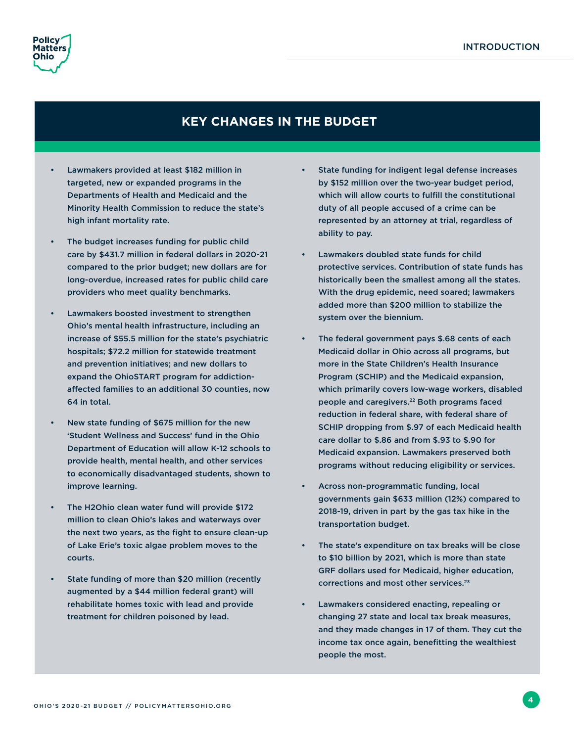## KEY CHANGES IN THE BUDGET

- Lawmakers provided at least $182 million in targeted, new or expanded programs in the Departments of Health and Medicaid and the Minority Health Commission to reduce the state's high infant mortality rate.
- The budget increases funding for public child care by $431.7 million in federal dollars in 2020-21 compared to the prior budget; new dollars are for long-overdue, increased rates for public child care providers who meet quality benchmarks.
- Lawmakers boosted investment to strengthen Ohio's mental health infrastructure, including an increase of $55.5 million for the state's psychiatric hospitals; $72.2 million for statewide treatment and prevention initiatives; and new dollars to expand the OhioSTART program for addiction-affected families to an additional 30 counties, now 64 in total.
- New state funding of $675 million for the new 'Student Wellness and Success' fund in the Ohio Department of Education will allow K-12 schools to provide health, mental health, and other services to economically disadvantaged students, shown to improve learning.
- The H2Ohio clean water fund will provide $172 million to clean Ohio's lakes and waterways over the next two years, as the fight to ensure clean-up of Lake Erie's toxic algae problem moves to the courts.
- State funding of more than $20 million (recently augmented by a $44 million federal grant) will rehabilitate homes toxic with lead and provide treatment for children poisoned by lead.
- State funding for indigent legal defense increases by $152 million over the two-year budget period, which will allow courts to fulfill the constitutional duty of all people accused of a crime can be represented by an attorney at trial, regardless of ability to pay.
- Lawmakers doubled state funds for child protective services. Contribution of state funds has historically been the smallest among all the states. With the drug epidemic, need soared; lawmakers added more than $200 million to stabilize the system over the biennium.
- The federal government pays $.68 cents of each Medicaid dollar in Ohio across all programs, but more in the State Children's Health Insurance Program (SCHIP) and the Medicaid expansion, which primarily covers low-wage workers, disabled people and caregivers.[22] Both programs faced reduction in federal share, with federal share of SCHIP dropping from $.97 of each Medicaid health care dollar to $.86 and from $.93 to $.90 for Medicaid expansion. Lawmakers preserved both programs without reducing eligibility or services.
- Across non-programmatic funding, local governments gain $633 million (12%) compared to 2018-19, driven in part by the gas tax hike in the transportation budget.
- The state's expenditure on tax breaks will be close to $10 billion by 2021, which is more than state GRF dollars used for Medicaid, higher education, corrections and most other services.[23]
- Lawmakers considered enacting, repealing or changing 27 state and local tax break measures, and they made changes in 17 of them. They cut the income tax once again, benefitting the wealthiest people the most.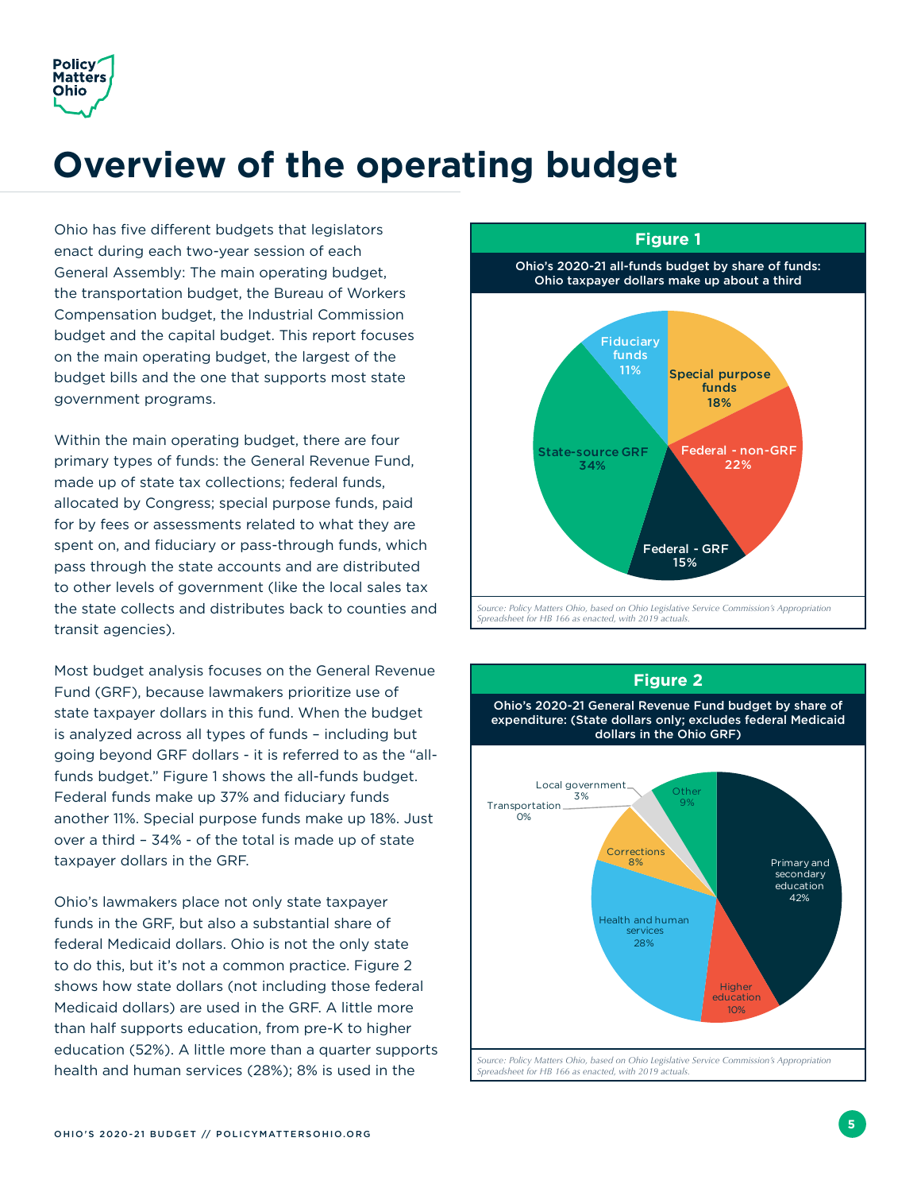# Overview of the operating budget

Ohio has five different budgets that legislators enact during each two-year session of each General Assembly: The main operating budget, the transportation budget, the Bureau of Workers Compensation budget, the Industrial Commission budget and the capital budget. This report focuses on the main operating budget, the largest of the budget bills and the one that supports most state government programs.

Within the main operating budget, there are four primary types of funds: the General Revenue Fund, made up of state tax collections; federal funds, allocated by Congress; special purpose funds, paid for by fees or assessments related to what they are spent on, and fiduciary or pass-through funds, which pass through the state accounts and are distributed to other levels of government (like the local sales tax the state collects and distributes back to counties and transit agencies).

Most budget analysis focuses on the General Revenue Fund (GRF), because lawmakers prioritize use of state taxpayer dollars in this fund. When the budget is analyzed across all types of funds – including but going beyond GRF dollars - it is referred to as the "all-funds budget." Figure 1 shows the all-funds budget. Federal funds make up 37% and fiduciary funds another 11%. Special purpose funds make up 18%. Just over a third – 34% - of the total is made up of state taxpayer dollars in the GRF.

Ohio's lawmakers place not only state taxpayer funds in the GRF, but also a substantial share of federal Medicaid dollars. Ohio is not the only state to do this, but it's not a common practice. Figure 2 shows how state dollars (not including those federal Medicaid dollars) are used in the GRF. A little more than half supports education, from pre-K to higher education (52%). A little more than a quarter supports health and human services (28%); 8% is used in the

**Figure 1**

**Ohio's 2020-21 all-funds budget by share of funds: Ohio taxpayer dollars make up about a third**

| Fund type | Share |
|---|---|
| State-source GRF | 34% |
| Federal - non-GRF | 22% |
| Special purpose funds | 18% |
| Federal - GRF | 15% |
| Fiduciary funds | 11% |

*Source: Policy Matters Ohio, based on Ohio Legislative Service Commission's Appropriation Spreadsheet for HB 166 as enacted, with 2019 actuals.*

**Figure 2**

**Ohio's 2020-21 General Revenue Fund budget by share of expenditure: (State dollars only; excludes federal Medicaid dollars in the Ohio GRF)**

| Expenditure | Share |
|---|---|
| Primary and secondary education | 42% |
| Health and human services | 28% |
| Higher education | 10% |
| Other | 9% |
| Corrections | 8% |
| Local government | 3% |
| Transportation | 0% |

*Source: Policy Matters Ohio, based on Ohio Legislative Service Commission's Appropriation Spreadsheet for HB 166 as enacted, with 2019 actuals.*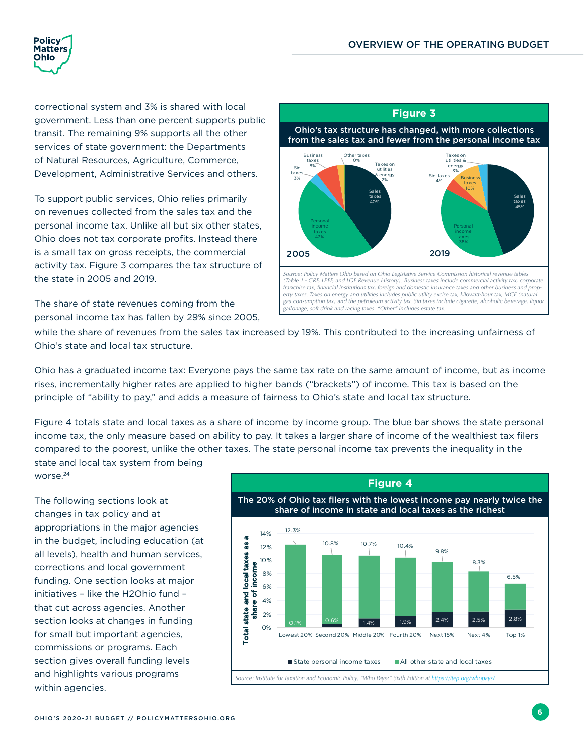correctional system and 3% is shared with local government. Less than one percent supports public transit. The remaining 9% supports all the other services of state government: the Departments of Natural Resources, Agriculture, Commerce, Development, Administrative Services and others.

To support public services, Ohio relies primarily on revenues collected from the sales tax and the personal income tax. Unlike all but six other states, Ohio does not tax corporate profits. Instead there is a small tax on gross receipts, the commercial activity tax. Figure 3 compares the tax structure of the state in 2005 and 2019.

**Figure 3**

**Ohio's tax structure has changed, with more collections from the sales tax and fewer from the personal income tax**

| Tax type | 2005 | 2019 |
|---|---|---|
| Sales taxes | 40% | 45% |
| Personal income taxes | 47% | 38% |
| Business taxes | 8% | 10% |
| Sin taxes | 3% | 4% |
| Taxes on utilities & energy | 2% | 3% |
| Other taxes | 0% | |

*Source: Policy Matters Ohio based on Ohio Legislative Service Commission historical revenue tables (Table 1 - GRF, LPEF, and LGF Revenue History). Business taxes include commercial activity tax, corporate franchise tax, financial institutions tax, foreign and domestic insurance taxes and other business and property taxes. Taxes on energy and utilities includes public utility excise tax, kilowatt-hour tax, MCF (natural gas consumption tax) and the petroleum activity tax. Sin taxes include cigarette, alcoholic beverage, liquor gallonage, soft drink and racing taxes. "Other" includes estate tax.*

The share of state revenues coming from the personal income tax has fallen by 29% since 2005, while the share of revenues from the sales tax increased by 19%. This contributed to the increasing unfairness of Ohio's state and local tax structure.

Ohio has a graduated income tax: Everyone pays the same tax rate on the same amount of income, but as income rises, incrementally higher rates are applied to higher bands ("brackets") of income. This tax is based on the principle of "ability to pay," and adds a measure of fairness to Ohio's state and local tax structure.

Figure 4 totals state and local taxes as a share of income by income group. The blue bar shows the state personal income tax, the only measure based on ability to pay. It takes a larger share of income of the wealthiest tax filers compared to the poorest, unlike the other taxes. The state personal income tax prevents the inequality in the state and local tax system from being worse.[24]

The following sections look at changes in tax policy and at appropriations in the major agencies in the budget, including education (at all levels), health and human services, corrections and local government funding. One section looks at major initiatives – like the H2Ohio fund – that cut across agencies. Another section looks at changes in funding for small but important agencies, commissions or programs. Each section gives overall funding levels and highlights various programs within agencies.

**Figure 4**

**The 20% of Ohio tax filers with the lowest income pay nearly twice the share of income in state and local taxes as the richest**

| Income group | Total state and local taxes as a share of income | State personal income taxes |
|---|---|---|
| Lowest 20% | 12.3% | 0.1% |
| Second 20% | 10.8% | 0.6% |
| Middle 20% | 10.7% | 1.4% |
| Fourth 20% | 10.4% | 1.9% |
| Next 15% | 9.8% | 2.4% |
| Next 4% | 8.3% | 2.5% |
| Top 1% | 6.5% | 2.8% |

*Source: Institute for Taxation and Economic Policy, "Who Pays?" Sixth Edition at https://itep.org/whopays/*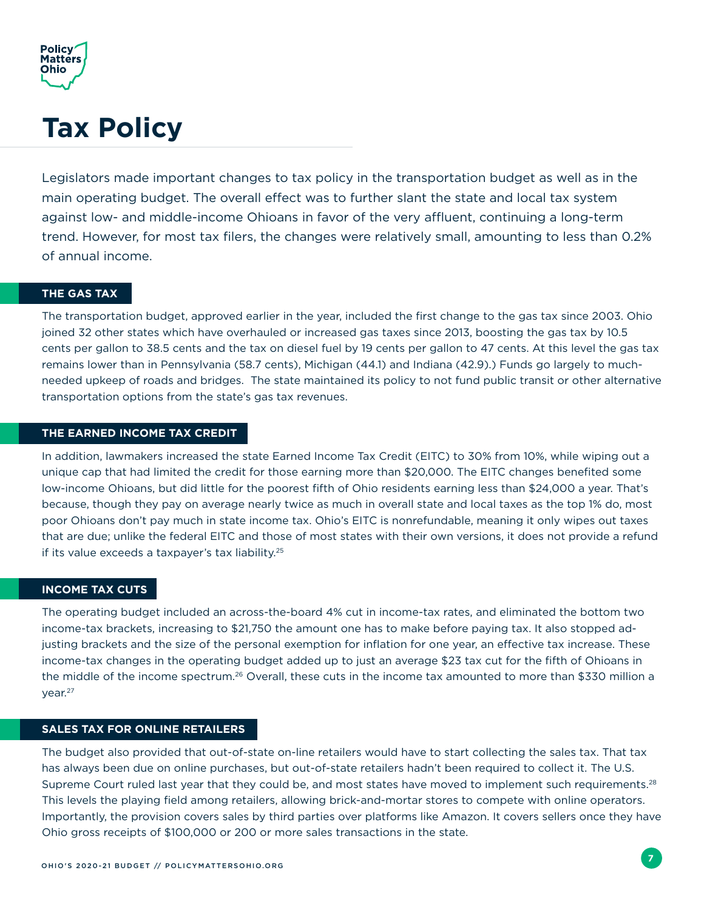# Tax Policy

Legislators made important changes to tax policy in the transportation budget as well as in the main operating budget. The overall effect was to further slant the state and local tax system against low- and middle-income Ohioans in favor of the very affluent, continuing a long-term trend. However, for most tax filers, the changes were relatively small, amounting to less than 0.2% of annual income.

## THE GAS TAX

The transportation budget, approved earlier in the year, included the first change to the gas tax since 2003. Ohio joined 32 other states which have overhauled or increased gas taxes since 2013, boosting the gas tax by 10.5 cents per gallon to 38.5 cents and the tax on diesel fuel by 19 cents per gallon to 47 cents. At this level the gas tax remains lower than in Pennsylvania (58.7 cents), Michigan (44.1) and Indiana (42.9).) Funds go largely to much-needed upkeep of roads and bridges. The state maintained its policy to not fund public transit or other alternative transportation options from the state's gas tax revenues.

## THE EARNED INCOME TAX CREDIT

In addition, lawmakers increased the state Earned Income Tax Credit (EITC) to 30% from 10%, while wiping out a unique cap that had limited the credit for those earning more than $20,000. The EITC changes benefited some low-income Ohioans, but did little for the poorest fifth of Ohio residents earning less than $24,000 a year. That's because, though they pay on average nearly twice as much in overall state and local taxes as the top 1% do, most poor Ohioans don't pay much in state income tax. Ohio's EITC is nonrefundable, meaning it only wipes out taxes that are due; unlike the federal EITC and those of most states with their own versions, it does not provide a refund if its value exceeds a taxpayer's tax liability.[25]

## INCOME TAX CUTS

The operating budget included an across-the-board 4% cut in income-tax rates, and eliminated the bottom two income-tax brackets, increasing to $21,750 the amount one has to make before paying tax. It also stopped adjusting brackets and the size of the personal exemption for inflation for one year, an effective tax increase. These income-tax changes in the operating budget added up to just an average $23 tax cut for the fifth of Ohioans in the middle of the income spectrum.[26] Overall, these cuts in the income tax amounted to more than $330 million a year.[27]

## SALES TAX FOR ONLINE RETAILERS

The budget also provided that out-of-state on-line retailers would have to start collecting the sales tax. That tax has always been due on online purchases, but out-of-state retailers hadn't been required to collect it. The U.S. Supreme Court ruled last year that they could be, and most states have moved to implement such requirements.[28] This levels the playing field among retailers, allowing brick-and-mortar stores to compete with online operators. Importantly, the provision covers sales by third parties over platforms like Amazon. It covers sellers once they have Ohio gross receipts of $100,000 or 200 or more sales transactions in the state.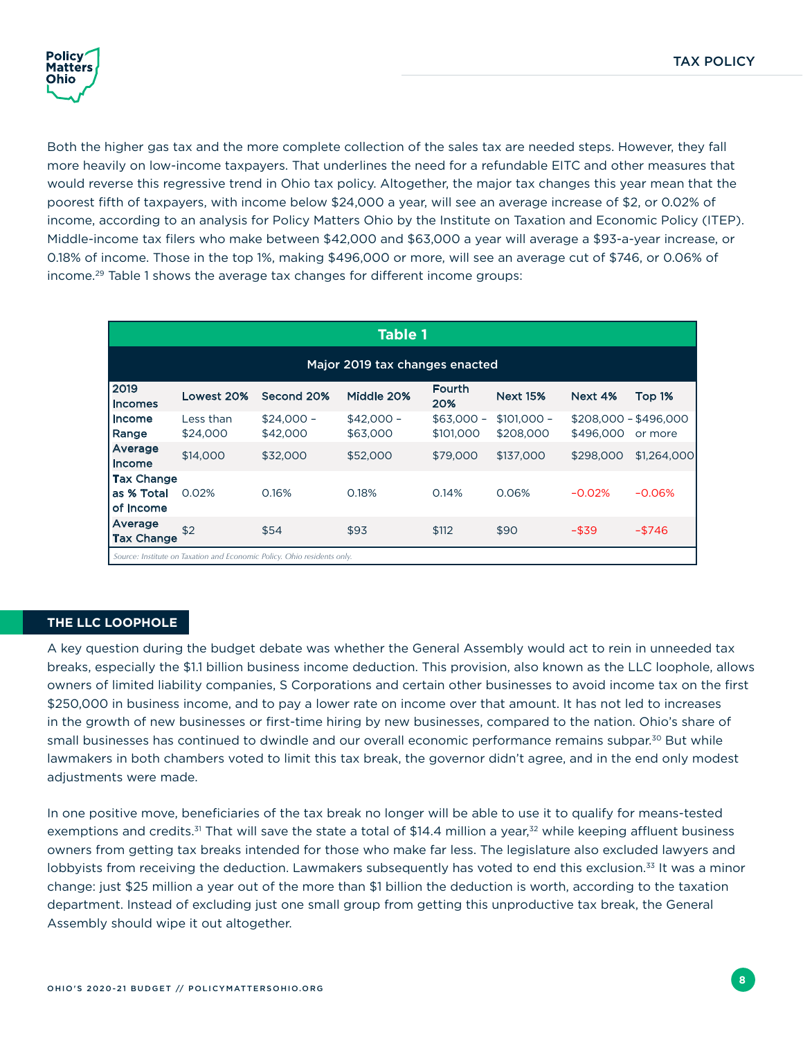Both the higher gas tax and the more complete collection of the sales tax are needed steps. However, they fall more heavily on low-income taxpayers. That underlines the need for a refundable EITC and other measures that would reverse this regressive trend in Ohio tax policy. Altogether, the major tax changes this year mean that the poorest fifth of taxpayers, with income below $24,000 a year, will see an average increase of $2, or 0.02% of income, according to an analysis for Policy Matters Ohio by the Institute on Taxation and Economic Policy (ITEP). Middle-income tax filers who make between $42,000 and $63,000 a year will average a $93-a-year increase, or 0.18% of income. Those in the top 1%, making $496,000 or more, will see an average cut of $746, or 0.06% of income.[29] Table 1 shows the average tax changes for different income groups:

**Table 1**

**Major 2019 tax changes enacted**

| 2019 Incomes | Lowest 20% | Second 20% | Middle 20% | Fourth 20% | Next 15% | Next 4% | Top 1% |
|---|---|---|---|---|---|---|---|
| Income Range | Less than $24,000 | $24,000 – $42,000 | $42,000 – $63,000 | $63,000 – $101,000 | $101,000 – $208,000 | $208,000 – $496,000 | $496,000 or more |
| Average Income | $14,000 | $32,000 | $52,000 | $79,000 | $137,000 | $298,000 | $1,264,000 |
| Tax Change as % Total of Income | 0.02% | 0.16% | 0.18% | 0.14% | 0.06% | -0.02% | -0.06% |
| Average Tax Change | $2 | $54 | $93 | $112 | $90 | -$39 | -$746 |

*Source: Institute on Taxation and Economic Policy. Ohio residents only.*

## THE LLC LOOPHOLE

A key question during the budget debate was whether the General Assembly would act to rein in unneeded tax breaks, especially the $1.1 billion business income deduction. This provision, also known as the LLC loophole, allows owners of limited liability companies, S Corporations and certain other businesses to avoid income tax on the first $250,000 in business income, and to pay a lower rate on income over that amount. It has not led to increases in the growth of new businesses or first-time hiring by new businesses, compared to the nation. Ohio's share of small businesses has continued to dwindle and our overall economic performance remains subpar.[30] But while lawmakers in both chambers voted to limit this tax break, the governor didn't agree, and in the end only modest adjustments were made.

In one positive move, beneficiaries of the tax break no longer will be able to use it to qualify for means-tested exemptions and credits.[31] That will save the state a total of $14.4 million a year,[32] while keeping affluent business owners from getting tax breaks intended for those who make far less. The legislature also excluded lawyers and lobbyists from receiving the deduction. Lawmakers subsequently has voted to end this exclusion.[33] It was a minor change: just $25 million a year out of the more than $1 billion the deduction is worth, according to the taxation department. Instead of excluding just one small group from getting this unproductive tax break, the General Assembly should wipe it out altogether.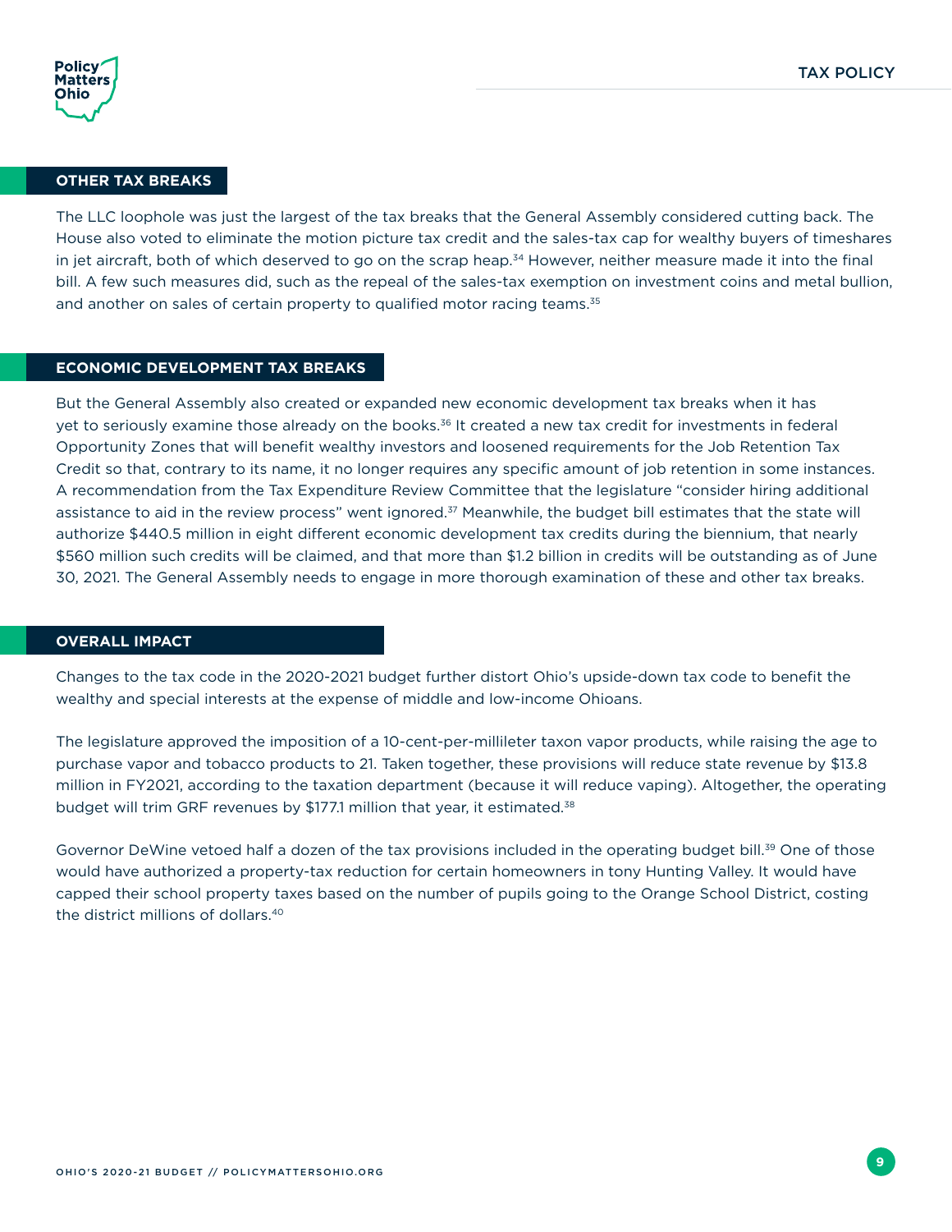## OTHER TAX BREAKS

The LLC loophole was just the largest of the tax breaks that the General Assembly considered cutting back. The House also voted to eliminate the motion picture tax credit and the sales-tax cap for wealthy buyers of timeshares in jet aircraft, both of which deserved to go on the scrap heap.[34] However, neither measure made it into the final bill. A few such measures did, such as the repeal of the sales-tax exemption on investment coins and metal bullion, and another on sales of certain property to qualified motor racing teams.[35]

## ECONOMIC DEVELOPMENT TAX BREAKS

But the General Assembly also created or expanded new economic development tax breaks when it has yet to seriously examine those already on the books.[36] It created a new tax credit for investments in federal Opportunity Zones that will benefit wealthy investors and loosened requirements for the Job Retention Tax Credit so that, contrary to its name, it no longer requires any specific amount of job retention in some instances. A recommendation from the Tax Expenditure Review Committee that the legislature "consider hiring additional assistance to aid in the review process" went ignored.[37] Meanwhile, the budget bill estimates that the state will authorize $440.5 million in eight different economic development tax credits during the biennium, that nearly $560 million such credits will be claimed, and that more than $1.2 billion in credits will be outstanding as of June 30, 2021. The General Assembly needs to engage in more thorough examination of these and other tax breaks.

## OVERALL IMPACT

Changes to the tax code in the 2020-2021 budget further distort Ohio's upside-down tax code to benefit the wealthy and special interests at the expense of middle and low-income Ohioans.

The legislature approved the imposition of a 10-cent-per-milliliter taxon vapor products, while raising the age to purchase vapor and tobacco products to 21. Taken together, these provisions will reduce state revenue by $13.8 million in FY2021, according to the taxation department (because it will reduce vaping). Altogether, the operating budget will trim GRF revenues by $177.1 million that year, it estimated.[38]

Governor DeWine vetoed half a dozen of the tax provisions included in the operating budget bill.[39] One of those would have authorized a property-tax reduction for certain homeowners in tony Hunting Valley. It would have capped their school property taxes based on the number of pupils going to the Orange School District, costing the district millions of dollars.[40]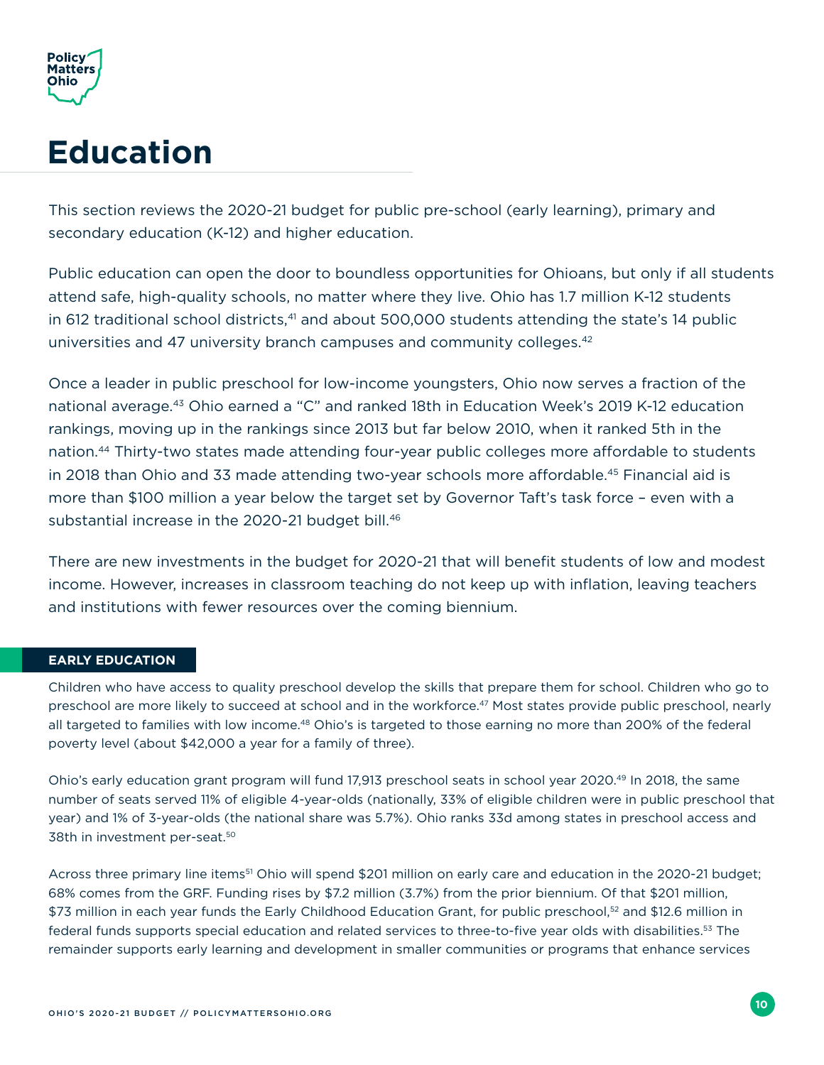# Education

This section reviews the 2020-21 budget for public pre-school (early learning), primary and secondary education (K-12) and higher education.

Public education can open the door to boundless opportunities for Ohioans, but only if all students attend safe, high-quality schools, no matter where they live. Ohio has 1.7 million K-12 students in 612 traditional school districts,[41] and about 500,000 students attending the state's 14 public universities and 47 university branch campuses and community colleges.[42]

Once a leader in public preschool for low-income youngsters, Ohio now serves a fraction of the national average.[43] Ohio earned a "C" and ranked 18th in Education Week's 2019 K-12 education rankings, moving up in the rankings since 2013 but far below 2010, when it ranked 5th in the nation.[44] Thirty-two states made attending four-year public colleges more affordable to students in 2018 than Ohio and 33 made attending two-year schools more affordable.[45] Financial aid is more than $100 million a year below the target set by Governor Taft's task force – even with a substantial increase in the 2020-21 budget bill.[46]

There are new investments in the budget for 2020-21 that will benefit students of low and modest income. However, increases in classroom teaching do not keep up with inflation, leaving teachers and institutions with fewer resources over the coming biennium.

## EARLY EDUCATION

Children who have access to quality preschool develop the skills that prepare them for school. Children who go to preschool are more likely to succeed at school and in the workforce.[47] Most states provide public preschool, nearly all targeted to families with low income.[48] Ohio's is targeted to those earning no more than 200% of the federal poverty level (about $42,000 a year for a family of three).

Ohio's early education grant program will fund 17,913 preschool seats in school year 2020.[49] In 2018, the same number of seats served 11% of eligible 4-year-olds (nationally, 33% of eligible children were in public preschool that year) and 1% of 3-year-olds (the national share was 5.7%). Ohio ranks 33d among states in preschool access and 38th in investment per-seat.[50]

Across three primary line items[51] Ohio will spend $201 million on early care and education in the 2020-21 budget; 68% comes from the GRF. Funding rises by $7.2 million (3.7%) from the prior biennium. Of that $201 million, $73 million in each year funds the Early Childhood Education Grant, for public preschool,[52] and $12.6 million in federal funds supports special education and related services to three-to-five year olds with disabilities.[53] The remainder supports early learning and development in smaller communities or programs that enhance services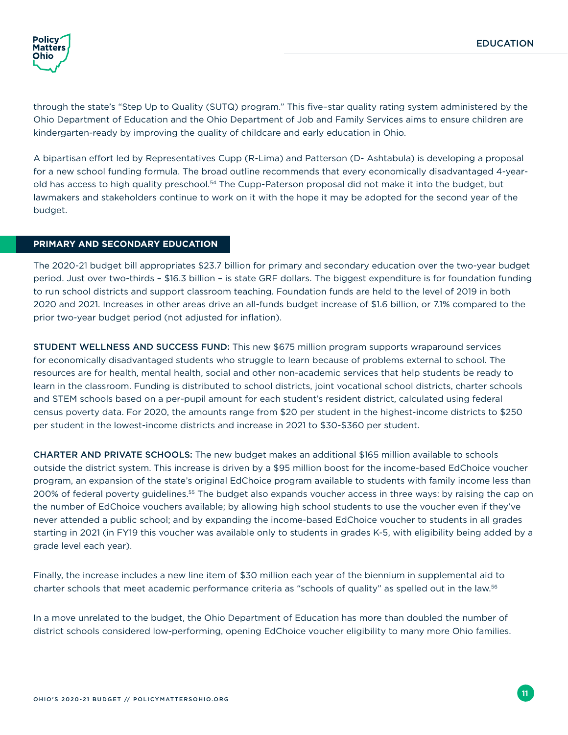through the state's "Step Up to Quality (SUTQ) program." This five–star quality rating system administered by the Ohio Department of Education and the Ohio Department of Job and Family Services aims to ensure children are kindergarten-ready by improving the quality of childcare and early education in Ohio.

A bipartisan effort led by Representatives Cupp (R-Lima) and Patterson (D- Ashtabula) is developing a proposal for a new school funding formula. The broad outline recommends that every economically disadvantaged 4-year-old has access to high quality preschool.[54] The Cupp-Paterson proposal did not make it into the budget, but lawmakers and stakeholders continue to work on it with the hope it may be adopted for the second year of the budget.

## PRIMARY AND SECONDARY EDUCATION

The 2020-21 budget bill appropriates $23.7 billion for primary and secondary education over the two-year budget period. Just over two-thirds – $16.3 billion – is state GRF dollars. The biggest expenditure is for foundation funding to run school districts and support classroom teaching. Foundation funds are held to the level of 2019 in both 2020 and 2021. Increases in other areas drive an all-funds budget increase of $1.6 billion, or 7.1% compared to the prior two-year budget period (not adjusted for inflation).

**STUDENT WELLNESS AND SUCCESS FUND:** This new $675 million program supports wraparound services for economically disadvantaged students who struggle to learn because of problems external to school. The resources are for health, mental health, social and other non-academic services that help students be ready to learn in the classroom. Funding is distributed to school districts, joint vocational school districts, charter schools and STEM schools based on a per-pupil amount for each student's resident district, calculated using federal census poverty data. For 2020, the amounts range from $20 per student in the highest-income districts to $250 per student in the lowest-income districts and increase in 2021 to $30-$360 per student.

**CHARTER AND PRIVATE SCHOOLS:** The new budget makes an additional $165 million available to schools outside the district system. This increase is driven by a $95 million boost for the income-based EdChoice voucher program, an expansion of the state's original EdChoice program available to students with family income less than 200% of federal poverty guidelines.[55] The budget also expands voucher access in three ways: by raising the cap on the number of EdChoice vouchers available; by allowing high school students to use the voucher even if they've never attended a public school; and by expanding the income-based EdChoice voucher to students in all grades starting in 2021 (in FY19 this voucher was available only to students in grades K-5, with eligibility being added by a grade level each year).

Finally, the increase includes a new line item of $30 million each year of the biennium in supplemental aid to charter schools that meet academic performance criteria as "schools of quality" as spelled out in the law.[56]

In a move unrelated to the budget, the Ohio Department of Education has more than doubled the number of district schools considered low-performing, opening EdChoice voucher eligibility to many more Ohio families.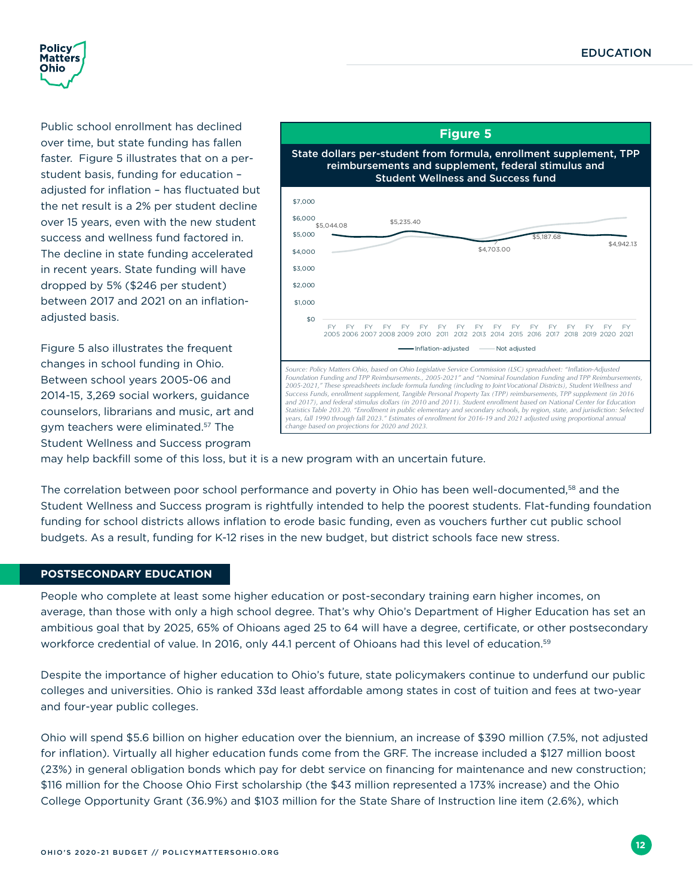Public school enrollment has declined over time, but state funding has fallen faster. Figure 5 illustrates that on a per-student basis, funding for education – adjusted for inflation – has fluctuated but the net result is a 2% per student decline over 15 years, even with the new student success and wellness fund factored in. The decline in state funding accelerated in recent years. State funding will have dropped by 5% ($246 per student) between 2017 and 2021 on an inflation-adjusted basis.

Figure 5 also illustrates the frequent changes in school funding in Ohio. Between school years 2005-06 and 2014-15, 3,269 social workers, guidance counselors, librarians and music, art and gym teachers were eliminated.[57] The Student Wellness and Success program may help backfill some of this loss, but it is a new program with an uncertain future.

**Figure 5**

**State dollars per-student from formula, enrollment supplement, TPP reimbursements and supplement, federal stimulus and Student Wellness and Success fund**

*Source: Policy Matters Ohio, based on Ohio Legislative Service Commission (LSC) spreadsheet: "Inflation-Adjusted Foundation Funding and TPP Reimbursements., 2005-2021" and "Nominal Foundation Funding and TPP Reimbursements, 2005-2021," These spreadsheets include formula funding (including to Joint Vocational Districts), Student Wellness and Success Funds, enrollment supplement, Tangible Personal Property Tax (TPP) reimbursements, TPP supplement (in 2016 and 2017), and federal stimulus dollars (in 2010 and 2011). Student enrollment based on National Center for Education Statistics Table 203.20. "Enrollment in public elementary and secondary schools, by region, state, and jurisdiction: Selected years, fall 1990 through fall 2023." Estimates of enrollment for 2016-19 and 2021 adjusted using proportional annual change based on projections for 2020 and 2023.*

The correlation between poor school performance and poverty in Ohio has been well-documented,[58] and the Student Wellness and Success program is rightfully intended to help the poorest students. Flat-funding foundation funding for school districts allows inflation to erode basic funding, even as vouchers further cut public school budgets. As a result, funding for K-12 rises in the new budget, but district schools face new stress.

## POSTSECONDARY EDUCATION

People who complete at least some higher education or post-secondary training earn higher incomes, on average, than those with only a high school degree. That's why Ohio's Department of Higher Education has set an ambitious goal that by 2025, 65% of Ohioans aged 25 to 64 will have a degree, certificate, or other postsecondary workforce credential of value. In 2016, only 44.1 percent of Ohioans had this level of education.[59]

Despite the importance of higher education to Ohio's future, state policymakers continue to underfund our public colleges and universities. Ohio is ranked 33d least affordable among states in cost of tuition and fees at two-year and four-year public colleges.

Ohio will spend $5.6 billion on higher education over the biennium, an increase of $390 million (7.5%, not adjusted for inflation). Virtually all higher education funds come from the GRF. The increase included a $127 million boost (23%) in general obligation bonds which pay for debt service on financing for maintenance and new construction; $116 million for the Choose Ohio First scholarship (the $43 million represented a 173% increase) and the Ohio College Opportunity Grant (36.9%) and $103 million for the State Share of Instruction line item (2.6%), which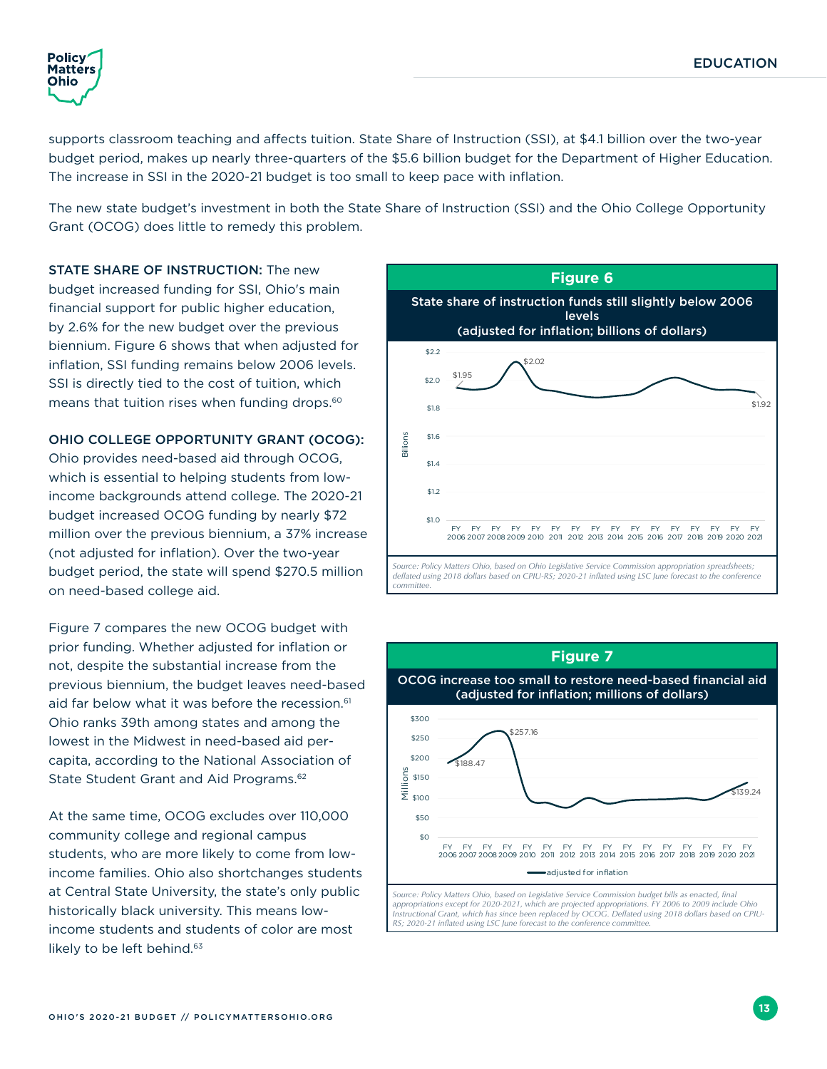supports classroom teaching and affects tuition. State Share of Instruction (SSI), at $4.1 billion over the two-year budget period, makes up nearly three-quarters of the $5.6 billion budget for the Department of Higher Education. The increase in SSI in the 2020-21 budget is too small to keep pace with inflation.

The new state budget's investment in both the State Share of Instruction (SSI) and the Ohio College Opportunity Grant (OCOG) does little to remedy this problem.

**STATE SHARE OF INSTRUCTION:** The new budget increased funding for SSI, Ohio's main financial support for public higher education, by 2.6% for the new budget over the previous biennium. Figure 6 shows that when adjusted for inflation, SSI funding remains below 2006 levels. SSI is directly tied to the cost of tuition, which means that tuition rises when funding drops.[60]

**OHIO COLLEGE OPPORTUNITY GRANT (OCOG):** Ohio provides need-based aid through OCOG, which is essential to helping students from low-income backgrounds attend college. The 2020-21 budget increased OCOG funding by nearly $72 million over the previous biennium, a 37% increase (not adjusted for inflation). Over the two-year budget period, the state will spend $270.5 million on need-based college aid.

Figure 7 compares the new OCOG budget with prior funding. Whether adjusted for inflation or not, despite the substantial increase from the previous biennium, the budget leaves need-based aid far below what it was before the recession.[61] Ohio ranks 39th among states and among the lowest in the Midwest in need-based aid per-capita, according to the National Association of State Student Grant and Aid Programs.[62]

At the same time, OCOG excludes over 110,000 community college and regional campus students, who are more likely to come from low-income families. Ohio also shortchanges students at Central State University, the state's only public historically black university. This means low-income students and students of color are most likely to be left behind.[63]

**Figure 6**

**State share of instruction funds still slightly below 2006 levels (adjusted for inflation; billions of dollars)**

*Source: Policy Matters Ohio, based on Ohio Legislative Service Commission appropriation spreadsheets; deflated using 2018 dollars based on CPIU-RS; 2020-21 inflated using LSC June forecast to the conference committee.*

**Figure 7**

**OCOG increase too small to restore need-based financial aid (adjusted for inflation; millions of dollars)**

*Source: Policy Matters Ohio, based on Legislative Service Commission budget bills as enacted, final appropriations except for 2020-2021, which are projected appropriations. FY 2006 to 2009 include Ohio Instructional Grant, which has since been replaced by OCOG. Deflated using 2018 dollars based on CPIU-RS; 2020-21 inflated using LSC June forecast to the conference committee.*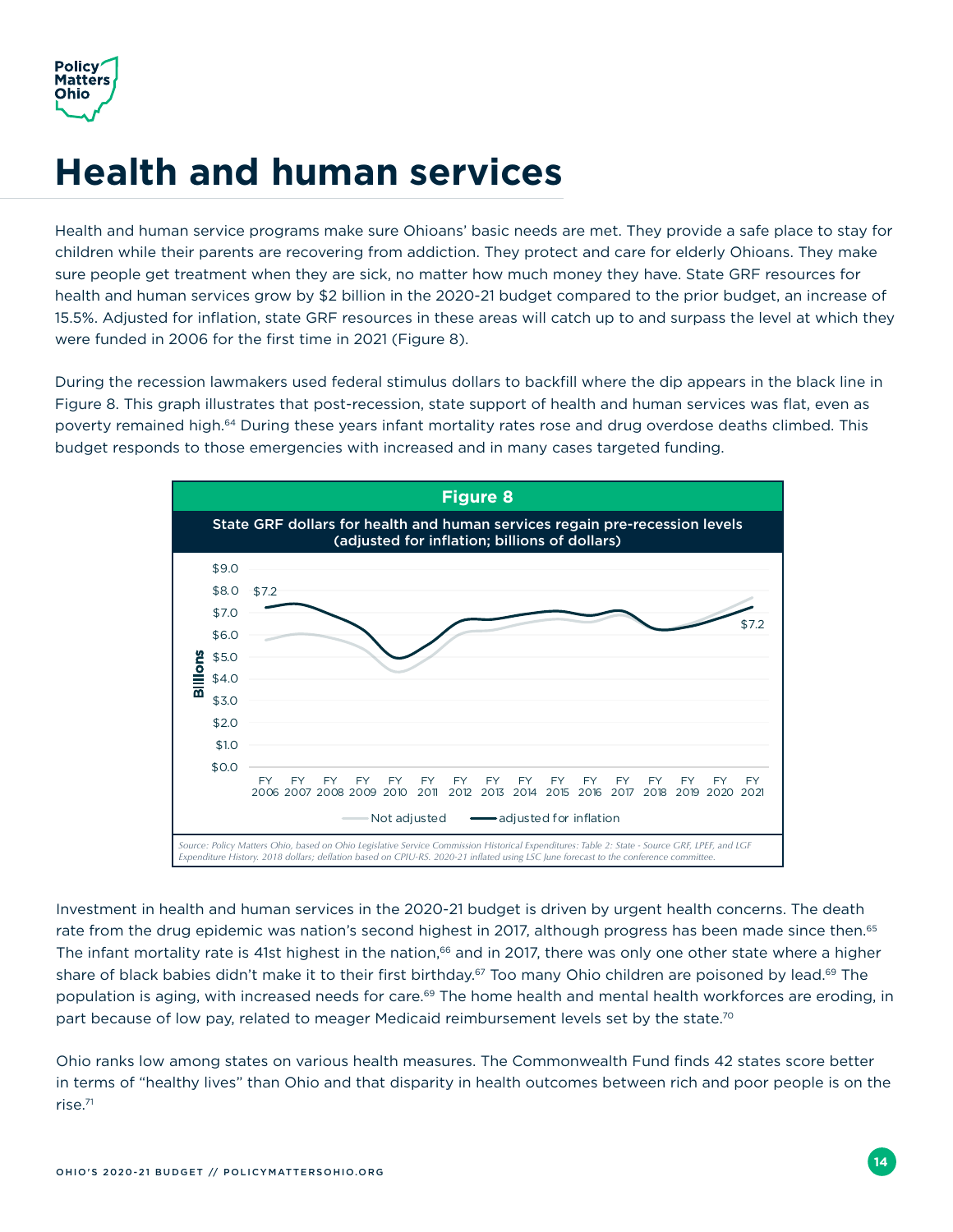# Health and human services

Health and human service programs make sure Ohioans' basic needs are met. They provide a safe place to stay for children while their parents are recovering from addiction. They protect and care for elderly Ohioans. They make sure people get treatment when they are sick, no matter how much money they have. State GRF resources for health and human services grow by $2 billion in the 2020-21 budget compared to the prior budget, an increase of 15.5%. Adjusted for inflation, state GRF resources in these areas will catch up to and surpass the level at which they were funded in 2006 for the first time in 2021 (Figure 8).

During the recession lawmakers used federal stimulus dollars to backfill where the dip appears in the black line in Figure 8. This graph illustrates that post-recession, state support of health and human services was flat, even as poverty remained high.[64] During these years infant mortality rates rose and drug overdose deaths climbed. This budget responds to those emergencies with increased and in many cases targeted funding.

**Figure 8**

**State GRF dollars for health and human services regain pre-recession levels (adjusted for inflation; billions of dollars)**

*Source: Policy Matters Ohio, based on Ohio Legislative Service Commission Historical Expenditures: Table 2: State - Source GRF, LPEF, and LGF Expenditure History. 2018 dollars; deflation based on CPIU-RS. 2020-21 inflated using LSC June forecast to the conference committee.*

Investment in health and human services in the 2020-21 budget is driven by urgent health concerns. The death rate from the drug epidemic was nation's second highest in 2017, although progress has been made since then.[65] The infant mortality rate is 41st highest in the nation,[66] and in 2017, there was only one other state where a higher share of black babies didn't make it to their first birthday.[67] Too many Ohio children are poisoned by lead.[69] The population is aging, with increased needs for care.[69] The home health and mental health workforces are eroding, in part because of low pay, related to meager Medicaid reimbursement levels set by the state.[70]

Ohio ranks low among states on various health measures. The Commonwealth Fund finds 42 states score better in terms of "healthy lives" than Ohio and that disparity in health outcomes between rich and poor people is on the rise.[71]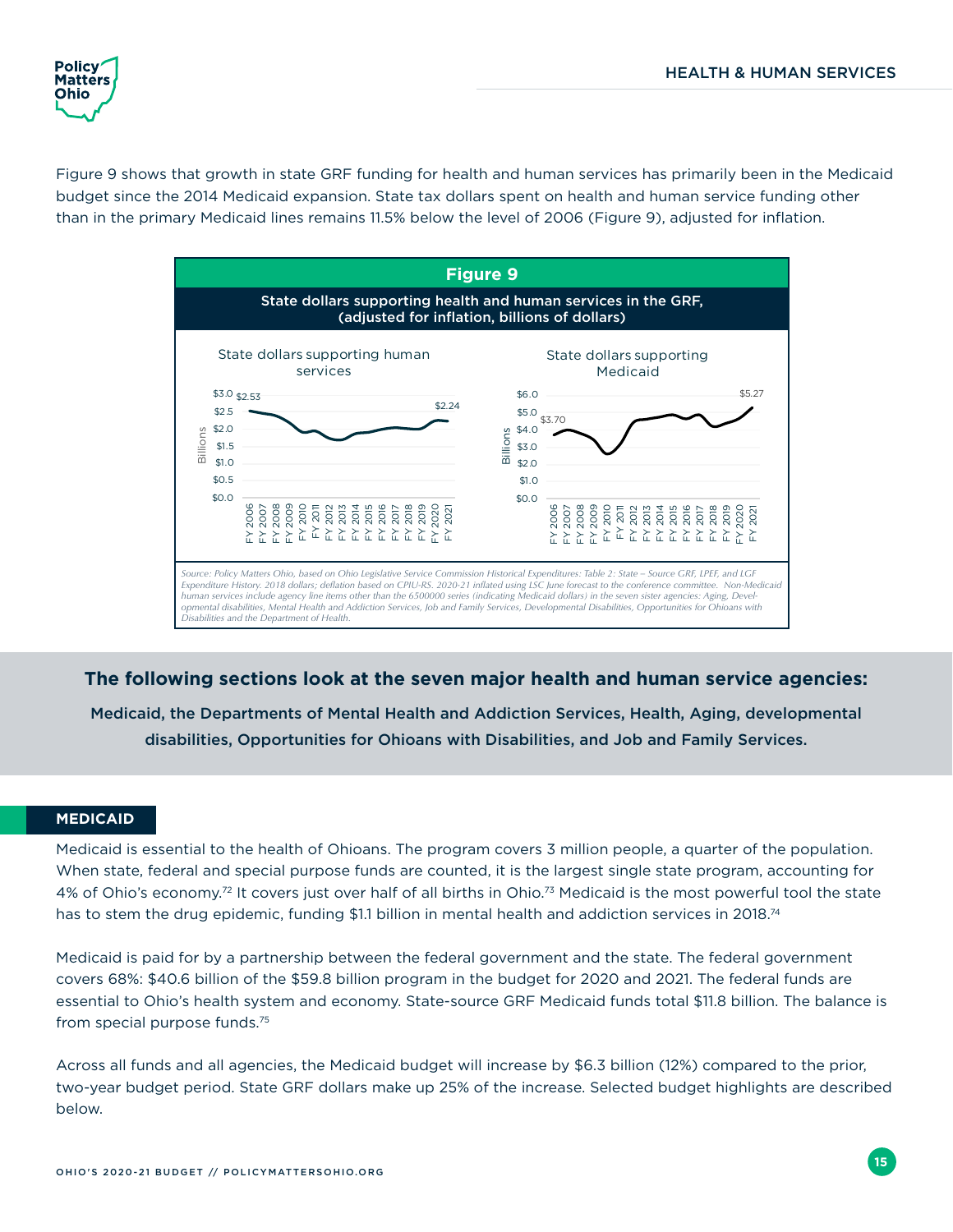Figure 9 shows that growth in state GRF funding for health and human services has primarily been in the Medicaid budget since the 2014 Medicaid expansion. State tax dollars spent on health and human service funding other than in the primary Medicaid lines remains 11.5% below the level of 2006 (Figure 9), adjusted for inflation.

**Figure 9**

**State dollars supporting health and human services in the GRF, (adjusted for inflation, billions of dollars)**

*Source: Policy Matters Ohio, based on Ohio Legislative Service Commission Historical Expenditures: Table 2: State – Source GRF, LPEF, and LGF Expenditure History. 2018 dollars; deflation based on CPIU-RS. 2020-21 inflated using LSC June forecast to the conference committee. Non-Medicaid human services include agency line items other than the 6500000 series (indicating Medicaid dollars) in the seven sister agencies: Aging, Developmental disabilities, Mental Health and Addiction Services, Job and Family Services, Developmental Disabilities, Opportunities for Ohioans with Disabilities and the Department of Health.*

## The following sections look at the seven major health and human service agencies:

**Medicaid, the Departments of Mental Health and Addiction Services, Health, Aging, developmental disabilities, Opportunities for Ohioans with Disabilities, and Job and Family Services.**

### MEDICAID

Medicaid is essential to the health of Ohioans. The program covers 3 million people, a quarter of the population. When state, federal and special purpose funds are counted, it is the largest single state program, accounting for 4% of Ohio's economy.[72] It covers just over half of all births in Ohio.[73] Medicaid is the most powerful tool the state has to stem the drug epidemic, funding $1.1 billion in mental health and addiction services in 2018.[74]

Medicaid is paid for by a partnership between the federal government and the state. The federal government covers 68%: $40.6 billion of the $59.8 billion program in the budget for 2020 and 2021. The federal funds are essential to Ohio's health system and economy. State-source GRF Medicaid funds total $11.8 billion. The balance is from special purpose funds.[75]

Across all funds and all agencies, the Medicaid budget will increase by $6.3 billion (12%) compared to the prior, two-year budget period. State GRF dollars make up 25% of the increase. Selected budget highlights are described below.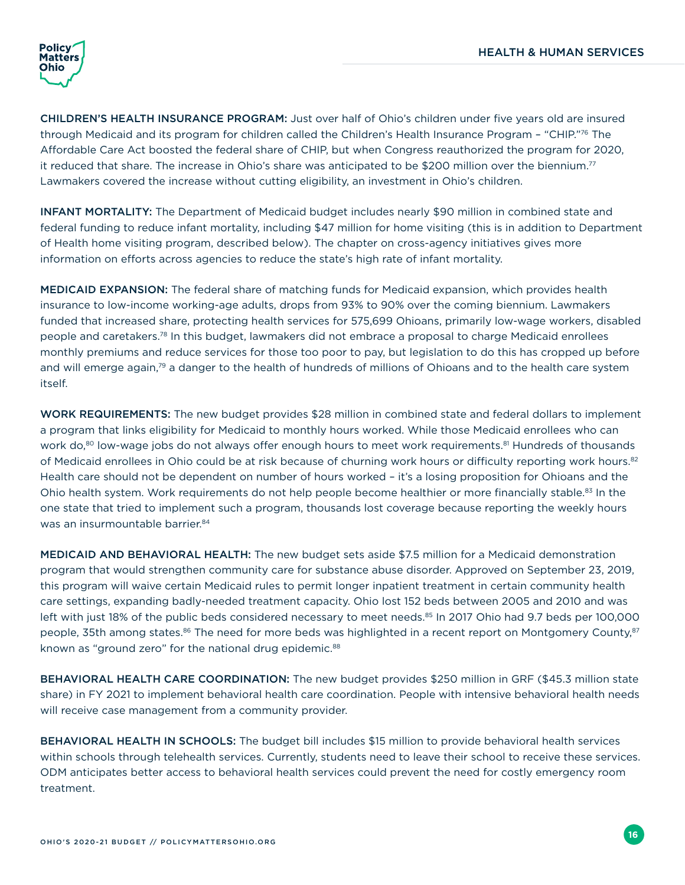**CHILDREN'S HEALTH INSURANCE PROGRAM:** Just over half of Ohio's children under five years old are insured through Medicaid and its program for children called the Children's Health Insurance Program – "CHIP."[76] The Affordable Care Act boosted the federal share of CHIP, but when Congress reauthorized the program for 2020, it reduced that share. The increase in Ohio's share was anticipated to be $200 million over the biennium.[77] Lawmakers covered the increase without cutting eligibility, an investment in Ohio's children.

**INFANT MORTALITY:** The Department of Medicaid budget includes nearly $90 million in combined state and federal funding to reduce infant mortality, including $47 million for home visiting (this is in addition to Department of Health home visiting program, described below). The chapter on cross-agency initiatives gives more information on efforts across agencies to reduce the state's high rate of infant mortality.

**MEDICAID EXPANSION:** The federal share of matching funds for Medicaid expansion, which provides health insurance to low-income working-age adults, drops from 93% to 90% over the coming biennium. Lawmakers funded that increased share, protecting health services for 575,699 Ohioans, primarily low-wage workers, disabled people and caretakers.[78] In this budget, lawmakers did not embrace a proposal to charge Medicaid enrollees monthly premiums and reduce services for those too poor to pay, but legislation to do this has cropped up before and will emerge again,[79] a danger to the health of hundreds of millions of Ohioans and to the health care system itself.

**WORK REQUIREMENTS:** The new budget provides $28 million in combined state and federal dollars to implement a program that links eligibility for Medicaid to monthly hours worked. While those Medicaid enrollees who can work do,[80] low-wage jobs do not always offer enough hours to meet work requirements.[81] Hundreds of thousands of Medicaid enrollees in Ohio could be at risk because of churning work hours or difficulty reporting work hours.[82] Health care should not be dependent on number of hours worked – it's a losing proposition for Ohioans and the Ohio health system. Work requirements do not help people become healthier or more financially stable.[83] In the one state that tried to implement such a program, thousands lost coverage because reporting the weekly hours was an insurmountable barrier.[84]

**MEDICAID AND BEHAVIORAL HEALTH:** The new budget sets aside $7.5 million for a Medicaid demonstration program that would strengthen community care for substance abuse disorder. Approved on September 23, 2019, this program will waive certain Medicaid rules to permit longer inpatient treatment in certain community health care settings, expanding badly-needed treatment capacity. Ohio lost 152 beds between 2005 and 2010 and was left with just 18% of the public beds considered necessary to meet needs.[85] In 2017 Ohio had 9.7 beds per 100,000 people, 35th among states.[86] The need for more beds was highlighted in a recent report on Montgomery County,[87] known as "ground zero" for the national drug epidemic.[88]

**BEHAVIORAL HEALTH CARE COORDINATION:** The new budget provides $250 million in GRF ($45.3 million state share) in FY 2021 to implement behavioral health care coordination. People with intensive behavioral health needs will receive case management from a community provider.

**BEHAVIORAL HEALTH IN SCHOOLS:** The budget bill includes $15 million to provide behavioral health services within schools through telehealth services. Currently, students need to leave their school to receive these services. ODM anticipates better access to behavioral health services could prevent the need for costly emergency room treatment.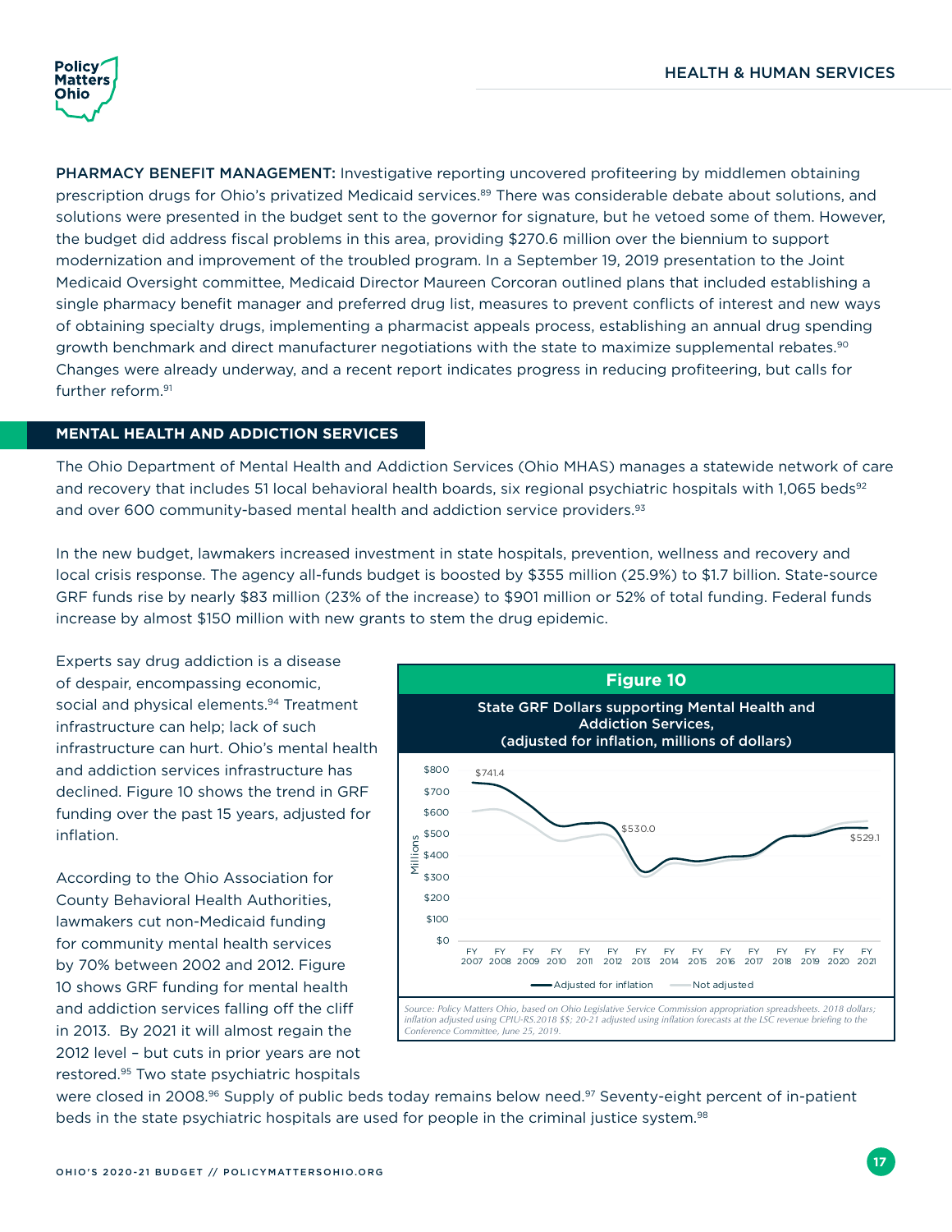**PHARMACY BENEFIT MANAGEMENT:** Investigative reporting uncovered profiteering by middlemen obtaining prescription drugs for Ohio's privatized Medicaid services.[89] There was considerable debate about solutions, and solutions were presented in the budget sent to the governor for signature, but he vetoed some of them. However, the budget did address fiscal problems in this area, providing $270.6 million over the biennium to support modernization and improvement of the troubled program. In a September 19, 2019 presentation to the Joint Medicaid Oversight committee, Medicaid Director Maureen Corcoran outlined plans that included establishing a single pharmacy benefit manager and preferred drug list, measures to prevent conflicts of interest and new ways of obtaining specialty drugs, implementing a pharmacist appeals process, establishing an annual drug spending growth benchmark and direct manufacturer negotiations with the state to maximize supplemental rebates.[90] Changes were already underway, and a recent report indicates progress in reducing profiteering, but calls for further reform.[91]

## MENTAL HEALTH AND ADDICTION SERVICES

The Ohio Department of Mental Health and Addiction Services (Ohio MHAS) manages a statewide network of care and recovery that includes 51 local behavioral health boards, six regional psychiatric hospitals with 1,065 beds[92] and over 600 community-based mental health and addiction service providers.[93]

In the new budget, lawmakers increased investment in state hospitals, prevention, wellness and recovery and local crisis response. The agency all-funds budget is boosted by $355 million (25.9%) to $1.7 billion. State-source GRF funds rise by nearly $83 million (23% of the increase) to $901 million or 52% of total funding. Federal funds increase by almost $150 million with new grants to stem the drug epidemic.

Experts say drug addiction is a disease of despair, encompassing economic, social and physical elements.[94] Treatment infrastructure can help; lack of such infrastructure can hurt. Ohio's mental health and addiction services infrastructure has declined. Figure 10 shows the trend in GRF funding over the past 15 years, adjusted for inflation.

**Figure 10**

State GRF Dollars supporting Mental Health and Addiction Services, (adjusted for inflation, millions of dollars)

Chart labels: $741.4 (FY 2007, adjusted), $530.0 (FY 2012, adjusted), $529.1 (FY 2021, adjusted). Legend: Adjusted for inflation; Not adjusted.

*Source: Policy Matters Ohio, based on Ohio Legislative Service Commission appropriation spreadsheets. 2018 dollars; inflation adjusted using CPIU-RS.2018 $$; 20-21 adjusted using inflation forecasts at the LSC revenue briefing to the Conference Committee, June 25, 2019.*

According to the Ohio Association for County Behavioral Health Authorities, lawmakers cut non-Medicaid funding for community mental health services by 70% between 2002 and 2012. Figure 10 shows GRF funding for mental health and addiction services falling off the cliff in 2013. By 2021 it will almost regain the 2012 level – but cuts in prior years are not restored.[95] Two state psychiatric hospitals were closed in 2008.[96] Supply of public beds today remains below need.[97] Seventy-eight percent of in-patient beds in the state psychiatric hospitals are used for people in the criminal justice system.[98]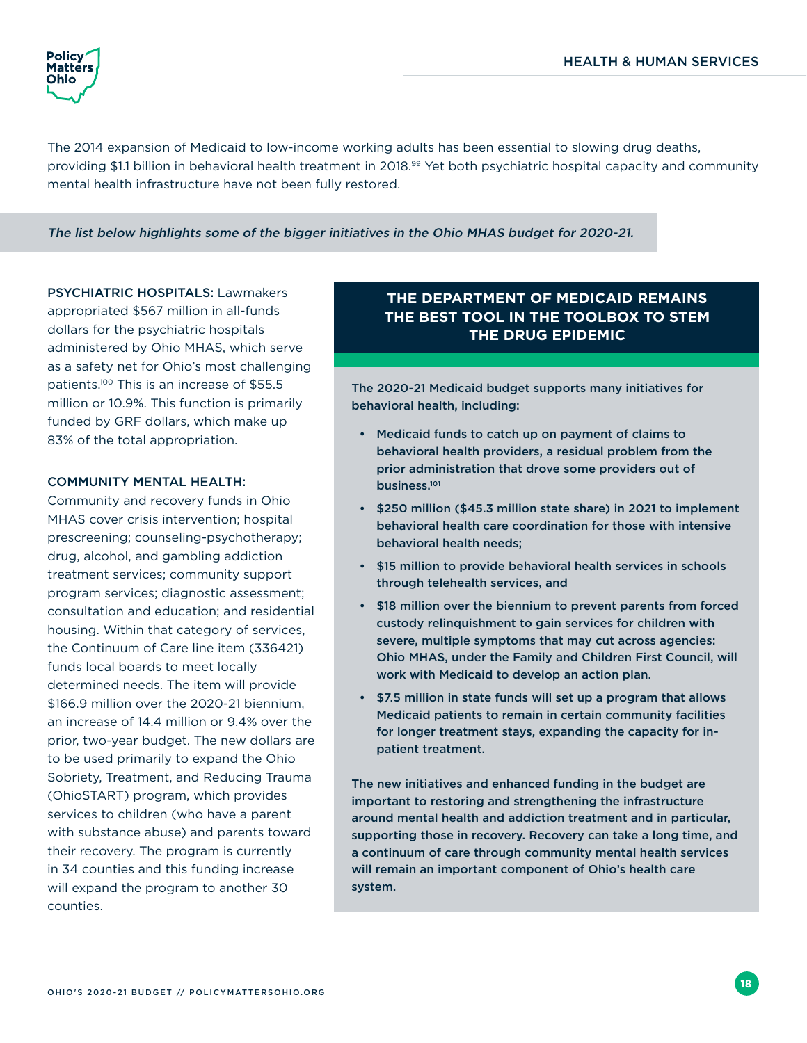The 2014 expansion of Medicaid to low-income working adults has been essential to slowing drug deaths, providing $1.1 billion in behavioral health treatment in 2018.[99] Yet both psychiatric hospital capacity and community mental health infrastructure have not been fully restored.

*The list below highlights some of the bigger initiatives in the Ohio MHAS budget for 2020-21.*

PSYCHIATRIC HOSPITALS: Lawmakers appropriated $567 million in all-funds dollars for the psychiatric hospitals administered by Ohio MHAS, which serve as a safety net for Ohio's most challenging patients.[100] This is an increase of $55.5 million or 10.9%. This function is primarily funded by GRF dollars, which make up 83% of the total appropriation.

COMMUNITY MENTAL HEALTH: Community and recovery funds in Ohio MHAS cover crisis intervention; hospital prescreening; counseling-psychotherapy; drug, alcohol, and gambling addiction treatment services; community support program services; diagnostic assessment; consultation and education; and residential housing. Within that category of services, the Continuum of Care line item (336421) funds local boards to meet locally determined needs. The item will provide $166.9 million over the 2020-21 biennium, an increase of 14.4 million or 9.4% over the prior, two-year budget. The new dollars are to be used primarily to expand the Ohio Sobriety, Treatment, and Reducing Trauma (OhioSTART) program, which provides services to children (who have a parent with substance abuse) and parents toward their recovery. The program is currently in 34 counties and this funding increase will expand the program to another 30 counties.

### THE DEPARTMENT OF MEDICAID REMAINS THE BEST TOOL IN THE TOOLBOX TO STEM THE DRUG EPIDEMIC

**The 2020-21 Medicaid budget supports many initiatives for behavioral health, including:**

- **Medicaid funds to catch up on payment of claims to behavioral health providers, a residual problem from the prior administration that drove some providers out of business.[101]**
- **$250 million ($45.3 million state share) in 2021 to implement behavioral health care coordination for those with intensive behavioral health needs;**
- **$15 million to provide behavioral health services in schools through telehealth services, and**
- **$18 million over the biennium to prevent parents from forced custody relinquishment to gain services for children with severe, multiple symptoms that may cut across agencies: Ohio MHAS, under the Family and Children First Council, will work with Medicaid to develop an action plan.**
- **$7.5 million in state funds will set up a program that allows Medicaid patients to remain in certain community facilities for longer treatment stays, expanding the capacity for in-patient treatment.**

**The new initiatives and enhanced funding in the budget are important to restoring and strengthening the infrastructure around mental health and addiction treatment and in particular, supporting those in recovery. Recovery can take a long time, and a continuum of care through community mental health services will remain an important component of Ohio's health care system.**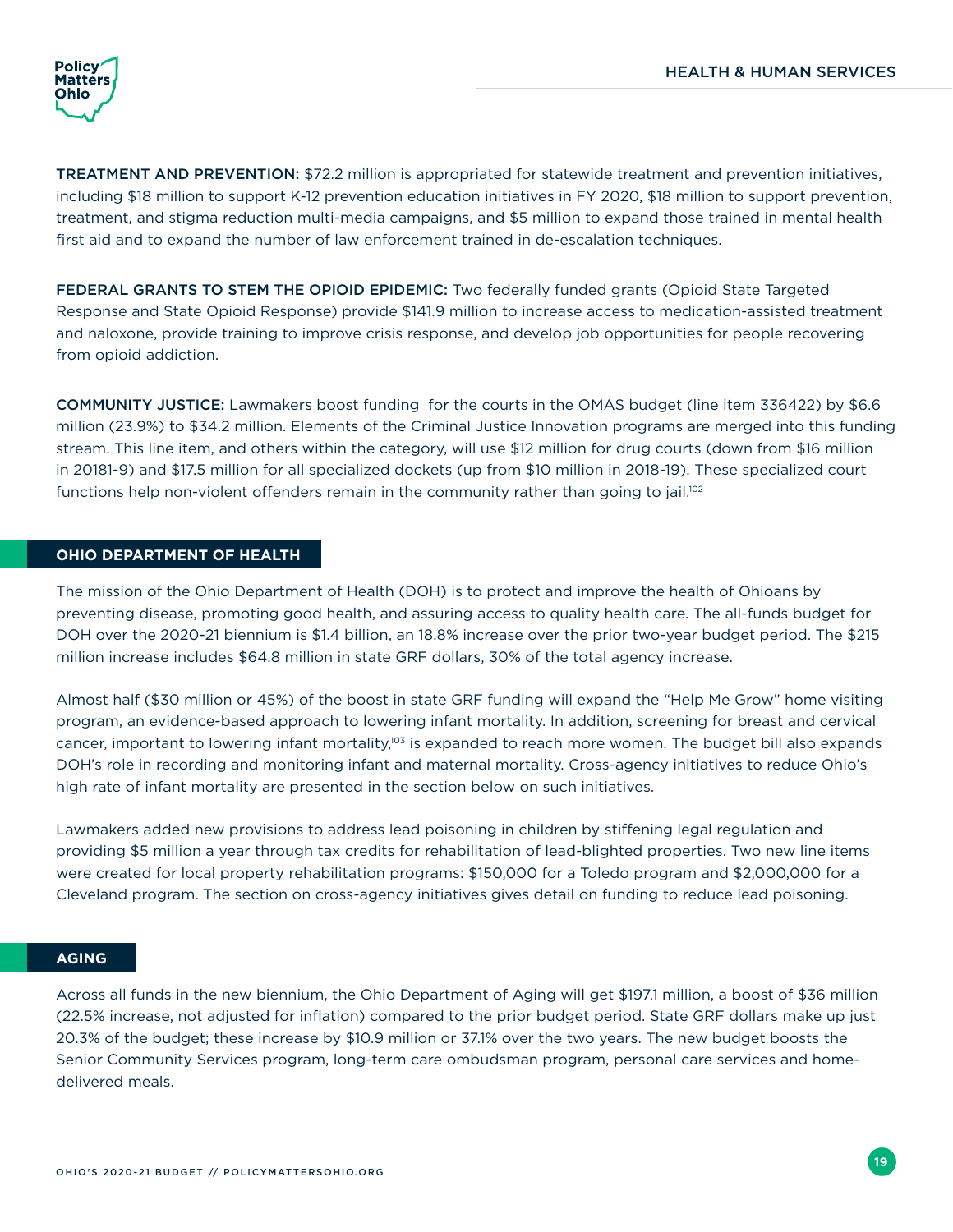**TREATMENT AND PREVENTION:** $72.2 million is appropriated for statewide treatment and prevention initiatives, including $18 million to support K-12 prevention education initiatives in FY 2020, $18 million to support prevention, treatment, and stigma reduction multi-media campaigns, and $5 million to expand those trained in mental health first aid and to expand the number of law enforcement trained in de-escalation techniques.

**FEDERAL GRANTS TO STEM THE OPIOID EPIDEMIC:** Two federally funded grants (Opioid State Targeted Response and State Opioid Response) provide $141.9 million to increase access to medication-assisted treatment and naloxone, provide training to improve crisis response, and develop job opportunities for people recovering from opioid addiction.

**COMMUNITY JUSTICE:** Lawmakers boost funding  for the courts in the OMAS budget (line item 336422) by $6.6 million (23.9%) to $34.2 million. Elements of the Criminal Justice Innovation programs are merged into this funding stream. This line item, and others within the category, will use $12 million for drug courts (down from $16 million in 20181-9) and $17.5 million for all specialized dockets (up from $10 million in 2018-19). These specialized court functions help non-violent offenders remain in the community rather than going to jail.[102]

## OHIO DEPARTMENT OF HEALTH

The mission of the Ohio Department of Health (DOH) is to protect and improve the health of Ohioans by preventing disease, promoting good health, and assuring access to quality health care. The all-funds budget for DOH over the 2020-21 biennium is $1.4 billion, an 18.8% increase over the prior two-year budget period. The $215 million increase includes $64.8 million in state GRF dollars, 30% of the total agency increase.

Almost half ($30 million or 45%) of the boost in state GRF funding will expand the "Help Me Grow" home visiting program, an evidence-based approach to lowering infant mortality. In addition, screening for breast and cervical cancer, important to lowering infant mortality,[103] is expanded to reach more women. The budget bill also expands DOH's role in recording and monitoring infant and maternal mortality. Cross-agency initiatives to reduce Ohio's high rate of infant mortality are presented in the section below on such initiatives.

Lawmakers added new provisions to address lead poisoning in children by stiffening legal regulation and providing $5 million a year through tax credits for rehabilitation of lead-blighted properties. Two new line items were created for local property rehabilitation programs: $150,000 for a Toledo program and $2,000,000 for a Cleveland program. The section on cross-agency initiatives gives detail on funding to reduce lead poisoning.

## AGING

Across all funds in the new biennium, the Ohio Department of Aging will get $197.1 million, a boost of $36 million (22.5% increase, not adjusted for inflation) compared to the prior budget period. State GRF dollars make up just 20.3% of the budget; these increase by $10.9 million or 37.1% over the two years. The new budget boosts the Senior Community Services program, long-term care ombudsman program, personal care services and home-delivered meals.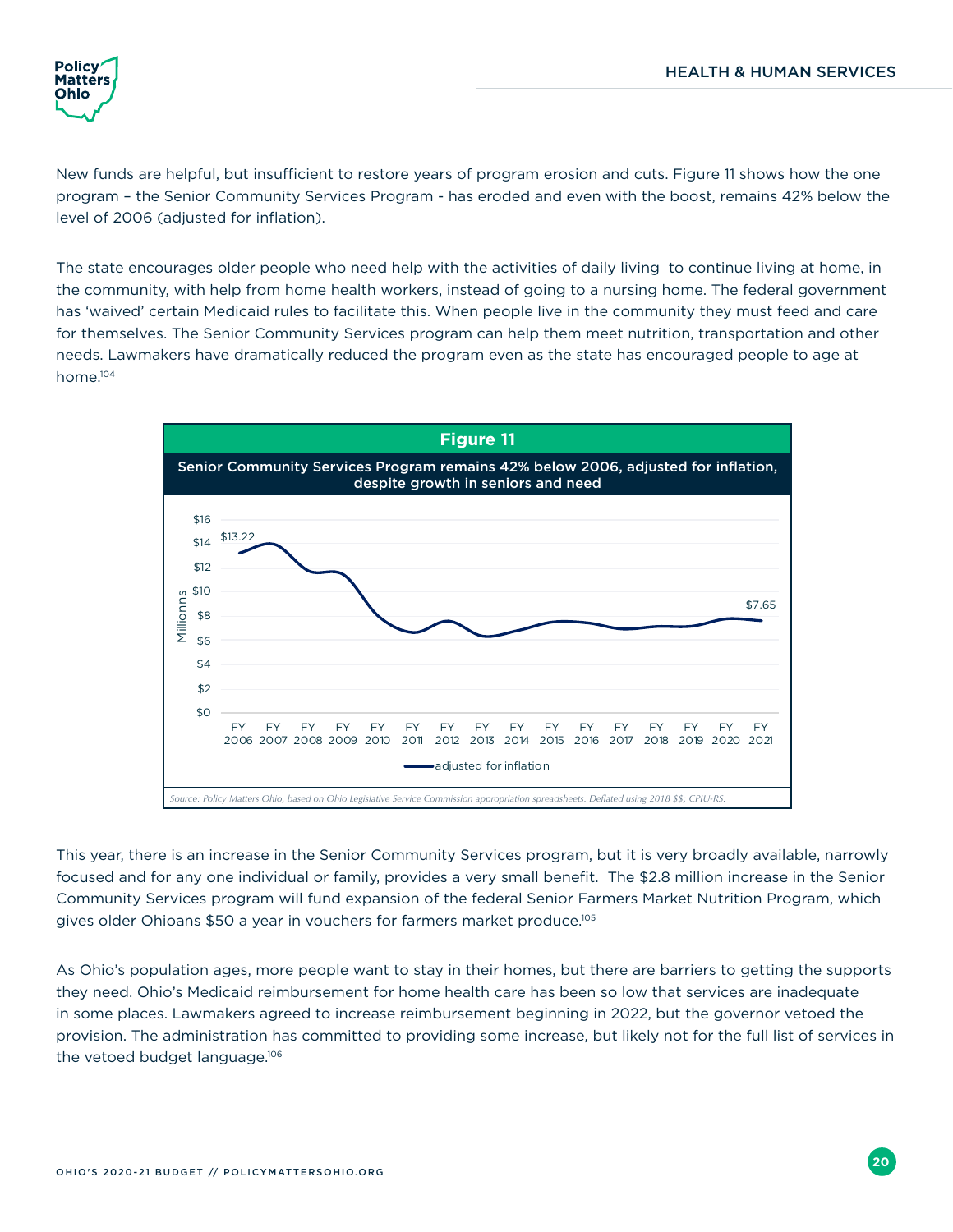New funds are helpful, but insufficient to restore years of program erosion and cuts. Figure 11 shows how the one program – the Senior Community Services Program - has eroded and even with the boost, remains 42% below the level of 2006 (adjusted for inflation).

The state encourages older people who need help with the activities of daily living  to continue living at home, in the community, with help from home health workers, instead of going to a nursing home. The federal government has 'waived' certain Medicaid rules to facilitate this. When people live in the community they must feed and care for themselves. The Senior Community Services program can help them meet nutrition, transportation and other needs. Lawmakers have dramatically reduced the program even as the state has encouraged people to age at home.[104]

**Figure 11**

**Senior Community Services Program remains 42% below 2006, adjusted for inflation, despite growth in seniors and need**

| | FY 2006 | FY 2021 |
|---|---|---|
| adjusted for inflation (Millions) | $13.22 | $7.65 |

*Source: Policy Matters Ohio, based on Ohio Legislative Service Commission appropriation spreadsheets. Deflated using 2018 $$; CPIU-RS.*

This year, there is an increase in the Senior Community Services program, but it is very broadly available, narrowly focused and for any one individual or family, provides a very small benefit.  The $2.8 million increase in the Senior Community Services program will fund expansion of the federal Senior Farmers Market Nutrition Program, which gives older Ohioans $50 a year in vouchers for farmers market produce.[105]

As Ohio's population ages, more people want to stay in their homes, but there are barriers to getting the supports they need. Ohio's Medicaid reimbursement for home health care has been so low that services are inadequate in some places. Lawmakers agreed to increase reimbursement beginning in 2022, but the governor vetoed the provision. The administration has committed to providing some increase, but likely not for the full list of services in the vetoed budget language.[106]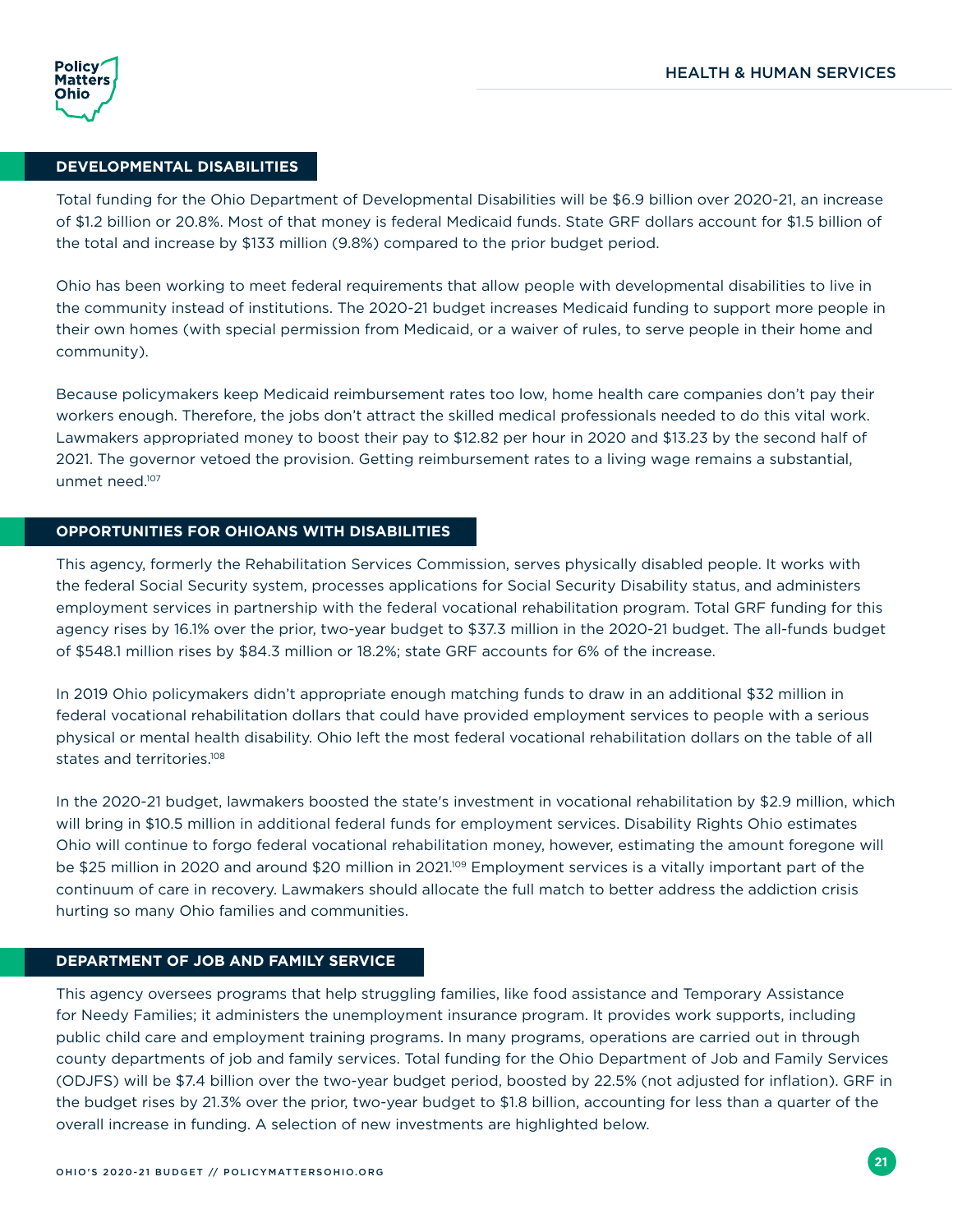## DEVELOPMENTAL DISABILITIES

Total funding for the Ohio Department of Developmental Disabilities will be $6.9 billion over 2020-21, an increase of $1.2 billion or 20.8%. Most of that money is federal Medicaid funds. State GRF dollars account for $1.5 billion of the total and increase by $133 million (9.8%) compared to the prior budget period.

Ohio has been working to meet federal requirements that allow people with developmental disabilities to live in the community instead of institutions. The 2020-21 budget increases Medicaid funding to support more people in their own homes (with special permission from Medicaid, or a waiver of rules, to serve people in their home and community).

Because policymakers keep Medicaid reimbursement rates too low, home health care companies don't pay their workers enough. Therefore, the jobs don't attract the skilled medical professionals needed to do this vital work. Lawmakers appropriated money to boost their pay to $12.82 per hour in 2020 and $13.23 by the second half of 2021. The governor vetoed the provision. Getting reimbursement rates to a living wage remains a substantial, unmet need.[107]

## OPPORTUNITIES FOR OHIOANS WITH DISABILITIES

This agency, formerly the Rehabilitation Services Commission, serves physically disabled people. It works with the federal Social Security system, processes applications for Social Security Disability status, and administers employment services in partnership with the federal vocational rehabilitation program. Total GRF funding for this agency rises by 16.1% over the prior, two-year budget to $37.3 million in the 2020-21 budget. The all-funds budget of $548.1 million rises by $84.3 million or 18.2%; state GRF accounts for 6% of the increase.

In 2019 Ohio policymakers didn't appropriate enough matching funds to draw in an additional $32 million in federal vocational rehabilitation dollars that could have provided employment services to people with a serious physical or mental health disability. Ohio left the most federal vocational rehabilitation dollars on the table of all states and territories.[108]

In the 2020-21 budget, lawmakers boosted the state's investment in vocational rehabilitation by $2.9 million, which will bring in $10.5 million in additional federal funds for employment services. Disability Rights Ohio estimates Ohio will continue to forgo federal vocational rehabilitation money, however, estimating the amount foregone will be $25 million in 2020 and around $20 million in 2021.[109] Employment services is a vitally important part of the continuum of care in recovery. Lawmakers should allocate the full match to better address the addiction crisis hurting so many Ohio families and communities.

## DEPARTMENT OF JOB AND FAMILY SERVICE

This agency oversees programs that help struggling families, like food assistance and Temporary Assistance for Needy Families; it administers the unemployment insurance program. It provides work supports, including public child care and employment training programs. In many programs, operations are carried out in through county departments of job and family services. Total funding for the Ohio Department of Job and Family Services (ODJFS) will be $7.4 billion over the two-year budget period, boosted by 22.5% (not adjusted for inflation). GRF in the budget rises by 21.3% over the prior, two-year budget to $1.8 billion, accounting for less than a quarter of the overall increase in funding. A selection of new investments are highlighted below.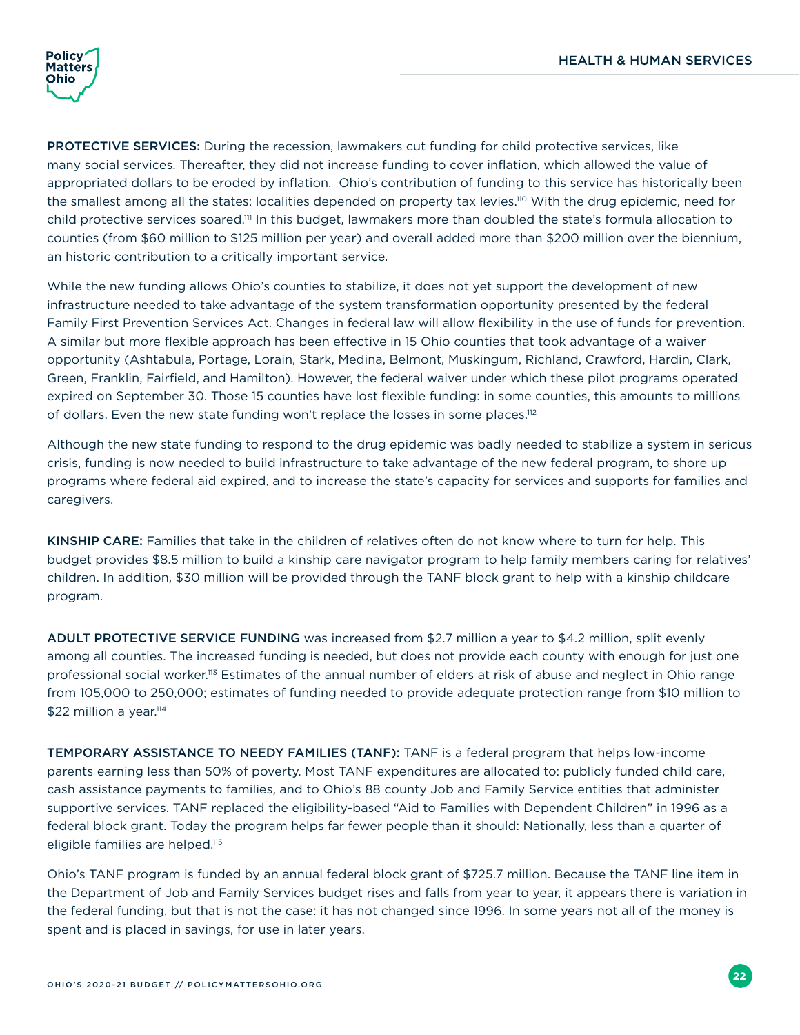**PROTECTIVE SERVICES:** During the recession, lawmakers cut funding for child protective services, like many social services. Thereafter, they did not increase funding to cover inflation, which allowed the value of appropriated dollars to be eroded by inflation. Ohio's contribution of funding to this service has historically been the smallest among all the states: localities depended on property tax levies.[110] With the drug epidemic, need for child protective services soared.[111] In this budget, lawmakers more than doubled the state's formula allocation to counties (from $60 million to $125 million per year) and overall added more than $200 million over the biennium, an historic contribution to a critically important service.

While the new funding allows Ohio's counties to stabilize, it does not yet support the development of new infrastructure needed to take advantage of the system transformation opportunity presented by the federal Family First Prevention Services Act. Changes in federal law will allow flexibility in the use of funds for prevention. A similar but more flexible approach has been effective in 15 Ohio counties that took advantage of a waiver opportunity (Ashtabula, Portage, Lorain, Stark, Medina, Belmont, Muskingum, Richland, Crawford, Hardin, Clark, Green, Franklin, Fairfield, and Hamilton). However, the federal waiver under which these pilot programs operated expired on September 30. Those 15 counties have lost flexible funding: in some counties, this amounts to millions of dollars. Even the new state funding won't replace the losses in some places.[112]

Although the new state funding to respond to the drug epidemic was badly needed to stabilize a system in serious crisis, funding is now needed to build infrastructure to take advantage of the new federal program, to shore up programs where federal aid expired, and to increase the state's capacity for services and supports for families and caregivers.

**KINSHIP CARE:** Families that take in the children of relatives often do not know where to turn for help. This budget provides $8.5 million to build a kinship care navigator program to help family members caring for relatives' children. In addition, $30 million will be provided through the TANF block grant to help with a kinship childcare program.

**ADULT PROTECTIVE SERVICE FUNDING** was increased from $2.7 million a year to $4.2 million, split evenly among all counties. The increased funding is needed, but does not provide each county with enough for just one professional social worker.[113] Estimates of the annual number of elders at risk of abuse and neglect in Ohio range from 105,000 to 250,000; estimates of funding needed to provide adequate protection range from $10 million to $22 million a year.[114]

**TEMPORARY ASSISTANCE TO NEEDY FAMILIES (TANF):** TANF is a federal program that helps low-income parents earning less than 50% of poverty. Most TANF expenditures are allocated to: publicly funded child care, cash assistance payments to families, and to Ohio's 88 county Job and Family Service entities that administer supportive services. TANF replaced the eligibility-based "Aid to Families with Dependent Children" in 1996 as a federal block grant. Today the program helps far fewer people than it should: Nationally, less than a quarter of eligible families are helped.[115]

Ohio's TANF program is funded by an annual federal block grant of $725.7 million. Because the TANF line item in the Department of Job and Family Services budget rises and falls from year to year, it appears there is variation in the federal funding, but that is not the case: it has not changed since 1996. In some years not all of the money is spent and is placed in savings, for use in later years.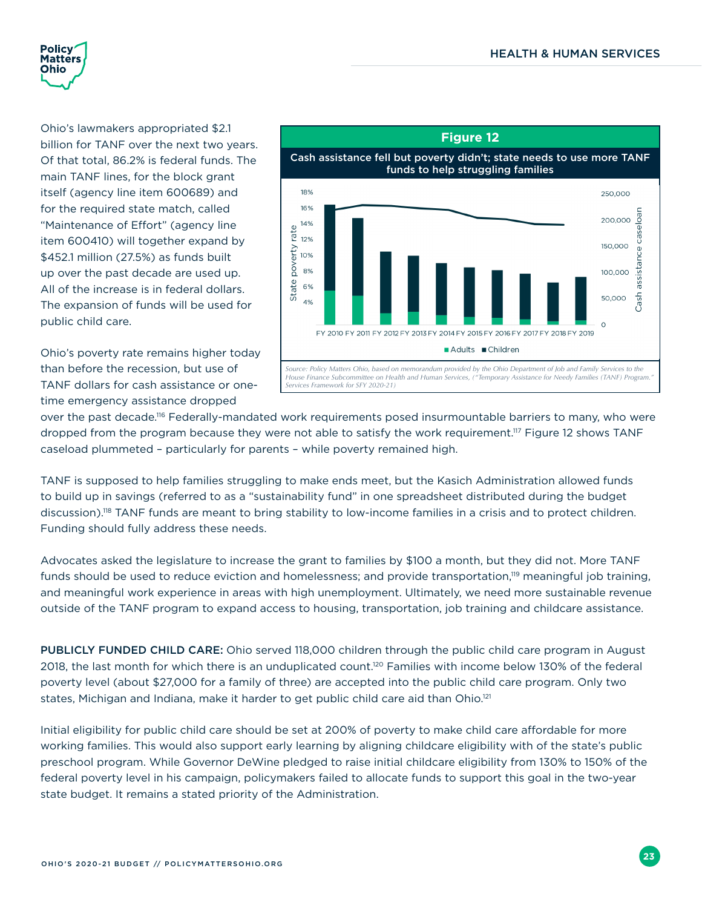Ohio's lawmakers appropriated $2.1 billion for TANF over the next two years. Of that total, 86.2% is federal funds. The main TANF lines, for the block grant itself (agency line item 600689) and for the required state match, called "Maintenance of Effort" (agency line item 600410) will together expand by $452.1 million (27.5%) as funds built up over the past decade are used up. All of the increase is in federal dollars. The expansion of funds will be used for public child care.

**Figure 12**

**Cash assistance fell but poverty didn't; state needs to use more TANF funds to help struggling families**

*Source: Policy Matters Ohio, based on memorandum provided by the Ohio Department of Job and Family Services to the House Finance Subcommittee on Health and Human Services, ("Temporary Assistance for Needy Families (TANF) Program." Services Framework for SFY 2020-21)*

Ohio's poverty rate remains higher today than before the recession, but use of TANF dollars for cash assistance or one-time emergency assistance dropped over the past decade.[116] Federally-mandated work requirements posed insurmountable barriers to many, who were dropped from the program because they were not able to satisfy the work requirement.[117] Figure 12 shows TANF caseload plummeted – particularly for parents – while poverty remained high.

TANF is supposed to help families struggling to make ends meet, but the Kasich Administration allowed funds to build up in savings (referred to as a "sustainability fund" in one spreadsheet distributed during the budget discussion).[118] TANF funds are meant to bring stability to low-income families in a crisis and to protect children. Funding should fully address these needs.

Advocates asked the legislature to increase the grant to families by $100 a month, but they did not. More TANF funds should be used to reduce eviction and homelessness; and provide transportation,[119] meaningful job training, and meaningful work experience in areas with high unemployment. Ultimately, we need more sustainable revenue outside of the TANF program to expand access to housing, transportation, job training and childcare assistance.

**PUBLICLY FUNDED CHILD CARE:** Ohio served 118,000 children through the public child care program in August 2018, the last month for which there is an unduplicated count.[120] Families with income below 130% of the federal poverty level (about $27,000 for a family of three) are accepted into the public child care program. Only two states, Michigan and Indiana, make it harder to get public child care aid than Ohio.[121]

Initial eligibility for public child care should be set at 200% of poverty to make child care affordable for more working families. This would also support early learning by aligning childcare eligibility with of the state's public preschool program. While Governor DeWine pledged to raise initial childcare eligibility from 130% to 150% of the federal poverty level in his campaign, policymakers failed to allocate funds to support this goal in the two-year state budget. It remains a stated priority of the Administration.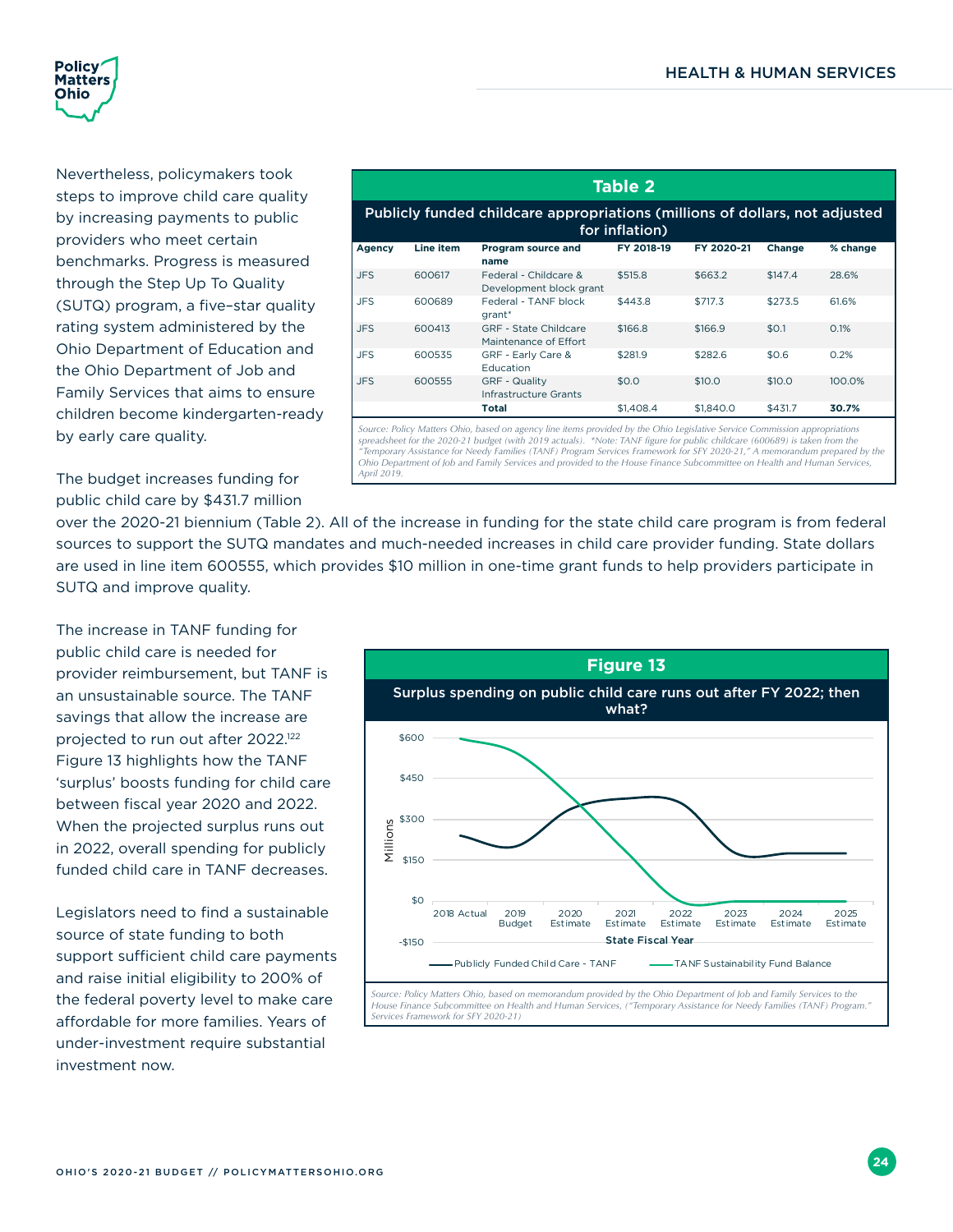Nevertheless, policymakers took steps to improve child care quality by increasing payments to public providers who meet certain benchmarks. Progress is measured through the Step Up To Quality (SUTQ) program, a five-star quality rating system administered by the Ohio Department of Education and the Ohio Department of Job and Family Services that aims to ensure children become kindergarten-ready by early care quality.

**Table 2**

**Publicly funded childcare appropriations (millions of dollars, not adjusted for inflation)**

| Agency | Line item | Program source and name | FY 2018-19 | FY 2020-21 | Change | % change |
|---|---|---|---|---|---|---|
| JFS | 600617 | Federal - Childcare & Development block grant | $515.8 | $663.2 | $147.4 | 28.6% |
| JFS | 600689 | Federal - TANF block grant* | $443.8 | $717.3 | $273.5 | 61.6% |
| JFS | 600413 | GRF - State Childcare Maintenance of Effort | $166.8 | $166.9 | $0.1 | 0.1% |
| JFS | 600535 | GRF - Early Care & Education | $281.9 | $282.6 | $0.6 | 0.2% |
| JFS | 600555 | GRF - Quality Infrastructure Grants | $0.0 | $10.0 | $10.0 | 100.0% |
| | | **Total** | $1,408.4 | $1,840.0 | $431.7 | **30.7%** |

*Source: Policy Matters Ohio, based on agency line items provided by the Ohio Legislative Service Commission appropriations spreadsheet for the 2020-21 budget (with 2019 actuals). \*Note: TANF figure for public childcare (600689) is taken from the "Temporary Assistance for Needy Families (TANF) Program Services Framework for SFY 2020-21," A memorandum prepared by the Ohio Department of Job and Family Services and provided to the House Finance Subcommittee on Health and Human Services, April 2019.*

The budget increases funding for public child care by $431.7 million over the 2020-21 biennium (Table 2). All of the increase in funding for the state child care program is from federal sources to support the SUTQ mandates and much-needed increases in child care provider funding. State dollars are used in line item 600555, which provides $10 million in one-time grant funds to help providers participate in SUTQ and improve quality.

The increase in TANF funding for public child care is needed for provider reimbursement, but TANF is an unsustainable source. The TANF savings that allow the increase are projected to run out after 2022.[122] Figure 13 highlights how the TANF 'surplus' boosts funding for child care between fiscal year 2020 and 2022. When the projected surplus runs out in 2022, overall spending for publicly funded child care in TANF decreases.

**Figure 13**

**Surplus spending on public child care runs out after FY 2022; then what?**

*Source: Policy Matters Ohio, based on memorandum provided by the Ohio Department of Job and Family Services to the House Finance Subcommittee on Health and Human Services, ("Temporary Assistance for Needy Families (TANF) Program." Services Framework for SFY 2020-21)*

Legislators need to find a sustainable source of state funding to both support sufficient child care payments and raise initial eligibility to 200% of the federal poverty level to make care affordable for more families. Years of under-investment require substantial investment now.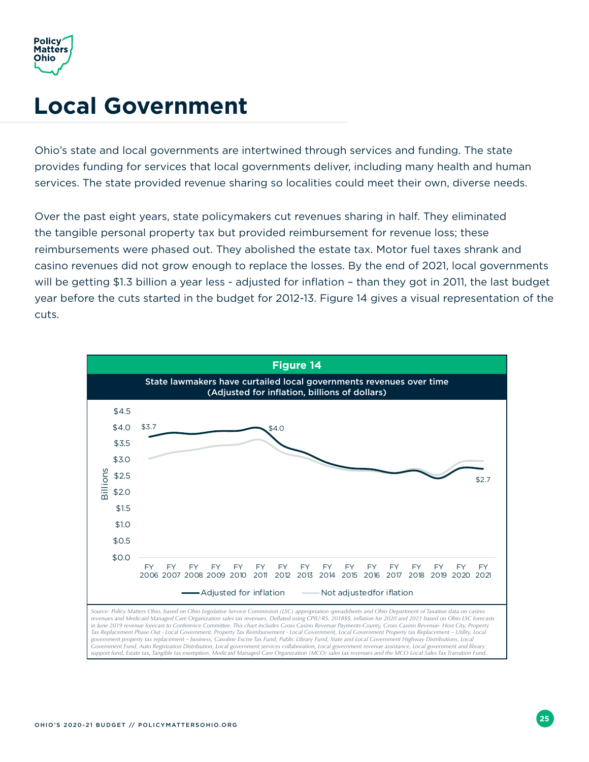# Local Government

Ohio's state and local governments are intertwined through services and funding. The state provides funding for services that local governments deliver, including many health and human services. The state provided revenue sharing so localities could meet their own, diverse needs.

Over the past eight years, state policymakers cut revenues sharing in half. They eliminated the tangible personal property tax but provided reimbursement for revenue loss; these reimbursements were phased out. They abolished the estate tax. Motor fuel taxes shrank and casino revenues did not grow enough to replace the losses. By the end of 2021, local governments will be getting $1.3 billion a year less - adjusted for inflation – than they got in 2011, the last budget year before the cuts started in the budget for 2012-13. Figure 14 gives a visual representation of the cuts.

**Figure 14**

**State lawmakers have curtailed local governments revenues over time (Adjusted for inflation, billions of dollars)**

*Source: Policy Matters Ohio, based on Ohio Legislative Service Commission (LSC) appropriation spreadsheets and Ohio Department of Taxation data on casino revenues and Medicaid Managed Care Organization sales tax revenues. Deflated using CPIU-RS, 2018$$, inflation for 2020 and 2021 based on Ohio LSC forecasts in June 2019 revenue forecast to Conference Committee. This chart includes Gross Casino Revenue Payments-County, Gross Casino Revenue- Host City, Property Tax Replacement Phase Out - Local Government, Property Tax Reimbursement - Local Government, Local Government Property tax Replacement – Utility, Local government property tax replacement – business, Gasoline Excise Tax Fund, Public Library Fund, State and Local Government Highway Distributions, Local Government Fund, Auto Registration Distribution, Local government services collaboration, Local government revenue assistance, Local government and library support fund, Estate tax, Tangible tax exemption, Medicaid Managed Care Organization (MCO) sales tax revenues and the MCO Local Sales Tax Transition Fund.*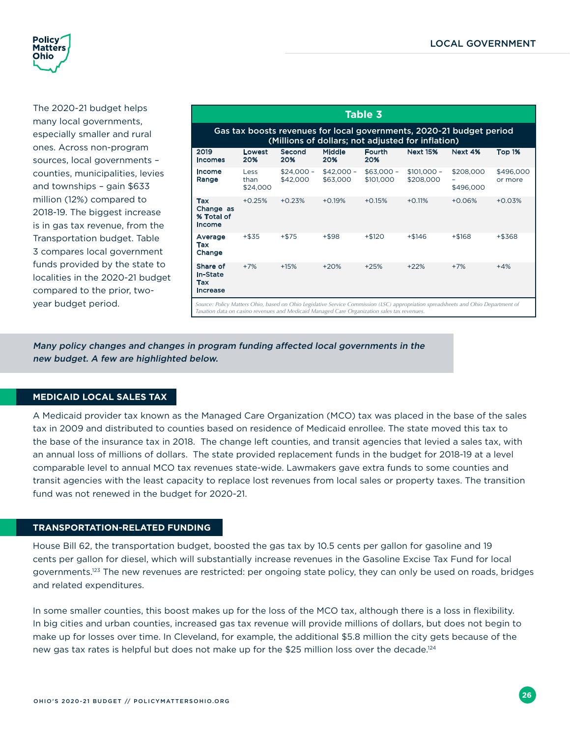The 2020-21 budget helps many local governments, especially smaller and rural ones. Across non-program sources, local governments – counties, municipalities, levies and townships – gain $633 million (12%) compared to 2018-19. The biggest increase is in gas tax revenue, from the Transportation budget. Table 3 compares local government funds provided by the state to localities in the 2020-21 budget compared to the prior, two-year budget period.

**Table 3**

**Gas tax boosts revenues for local governments, 2020-21 budget period (Millions of dollars; not adjusted for inflation)**

| 2019 Incomes | Lowest 20% | Second 20% | Middle 20% | Fourth 20% | Next 15% | Next 4% | Top 1% |
|---|---|---|---|---|---|---|---|
| Income Range | Less than $24,000 | $24,000 – $42,000 | $42,000 – $63,000 | $63,000 – $101,000 | $101,000 – $208,000 | $208,000 – $496,000 | $496,000 or more |
| Tax Change as % Total of Income | +0.25% | +0.23% | +0.19% | +0.15% | +0.11% | +0.06% | +0.03% |
| Average Tax Change | +$35 | +$75 | +$98 | +$120 | +$146 | +$168 | +$368 |
| Share of In-State Tax Increase | +7% | +15% | +20% | +25% | +22% | +7% | +4% |

*Source: Policy Matters Ohio, based on Ohio Legislative Service Commission (LSC) appropriation spreadsheets and Ohio Department of Taxation data on casino revenues and Medicaid Managed Care Organization sales tax revenues.*

***Many policy changes and changes in program funding affected local governments in the new budget. A few are highlighted below.***

## MEDICAID LOCAL SALES TAX

A Medicaid provider tax known as the Managed Care Organization (MCO) tax was placed in the base of the sales tax in 2009 and distributed to counties based on residence of Medicaid enrollee. The state moved this tax to the base of the insurance tax in 2018. The change left counties, and transit agencies that levied a sales tax, with an annual loss of millions of dollars. The state provided replacement funds in the budget for 2018-19 at a level comparable level to annual MCO tax revenues state-wide. Lawmakers gave extra funds to some counties and transit agencies with the least capacity to replace lost revenues from local sales or property taxes. The transition fund was not renewed in the budget for 2020-21.

## TRANSPORTATION-RELATED FUNDING

House Bill 62, the transportation budget, boosted the gas tax by 10.5 cents per gallon for gasoline and 19 cents per gallon for diesel, which will substantially increase revenues in the Gasoline Excise Tax Fund for local governments.[123] The new revenues are restricted: per ongoing state policy, they can only be used on roads, bridges and related expenditures.

In some smaller counties, this boost makes up for the loss of the MCO tax, although there is a loss in flexibility. In big cities and urban counties, increased gas tax revenue will provide millions of dollars, but does not begin to make up for losses over time. In Cleveland, for example, the additional $5.8 million the city gets because of the new gas tax rates is helpful but does not make up for the $25 million loss over the decade.[124]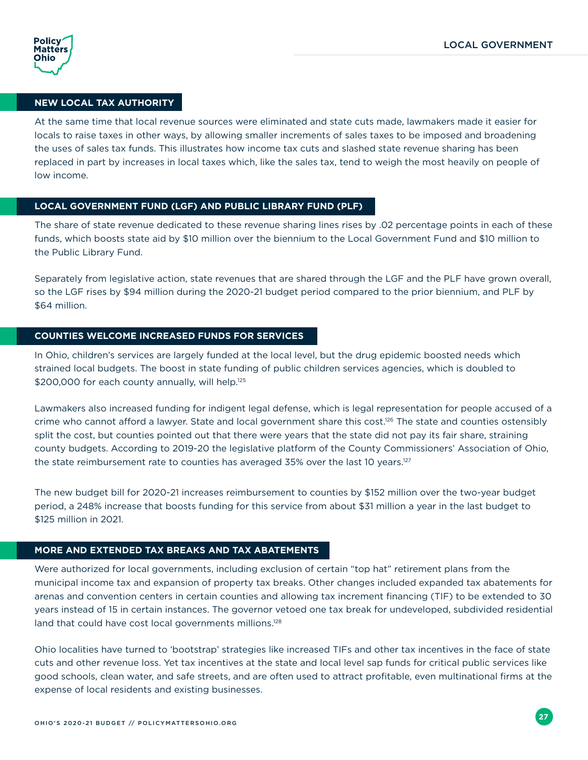## NEW LOCAL TAX AUTHORITY

At the same time that local revenue sources were eliminated and state cuts made, lawmakers made it easier for locals to raise taxes in other ways, by allowing smaller increments of sales taxes to be imposed and broadening the uses of sales tax funds. This illustrates how income tax cuts and slashed state revenue sharing has been replaced in part by increases in local taxes which, like the sales tax, tend to weigh the most heavily on people of low income.

## LOCAL GOVERNMENT FUND (LGF) AND PUBLIC LIBRARY FUND (PLF)

The share of state revenue dedicated to these revenue sharing lines rises by .02 percentage points in each of these funds, which boosts state aid by $10 million over the biennium to the Local Government Fund and $10 million to the Public Library Fund.

Separately from legislative action, state revenues that are shared through the LGF and the PLF have grown overall, so the LGF rises by $94 million during the 2020-21 budget period compared to the prior biennium, and PLF by $64 million.

## COUNTIES WELCOME INCREASED FUNDS FOR SERVICES

In Ohio, children's services are largely funded at the local level, but the drug epidemic boosted needs which strained local budgets. The boost in state funding of public children services agencies, which is doubled to $200,000 for each county annually, will help.[125]

Lawmakers also increased funding for indigent legal defense, which is legal representation for people accused of a crime who cannot afford a lawyer. State and local government share this cost.[126] The state and counties ostensibly split the cost, but counties pointed out that there were years that the state did not pay its fair share, straining county budgets. According to 2019-20 the legislative platform of the County Commissioners' Association of Ohio, the state reimbursement rate to counties has averaged 35% over the last 10 years.[127]

The new budget bill for 2020-21 increases reimbursement to counties by $152 million over the two-year budget period, a 248% increase that boosts funding for this service from about $31 million a year in the last budget to $125 million in 2021.

## MORE AND EXTENDED TAX BREAKS AND TAX ABATEMENTS

Were authorized for local governments, including exclusion of certain "top hat" retirement plans from the municipal income tax and expansion of property tax breaks. Other changes included expanded tax abatements for arenas and convention centers in certain counties and allowing tax increment financing (TIF) to be extended to 30 years instead of 15 in certain instances. The governor vetoed one tax break for undeveloped, subdivided residential land that could have cost local governments millions.[128]

Ohio localities have turned to 'bootstrap' strategies like increased TIFs and other tax incentives in the face of state cuts and other revenue loss. Yet tax incentives at the state and local level sap funds for critical public services like good schools, clean water, and safe streets, and are often used to attract profitable, even multinational firms at the expense of local residents and existing businesses.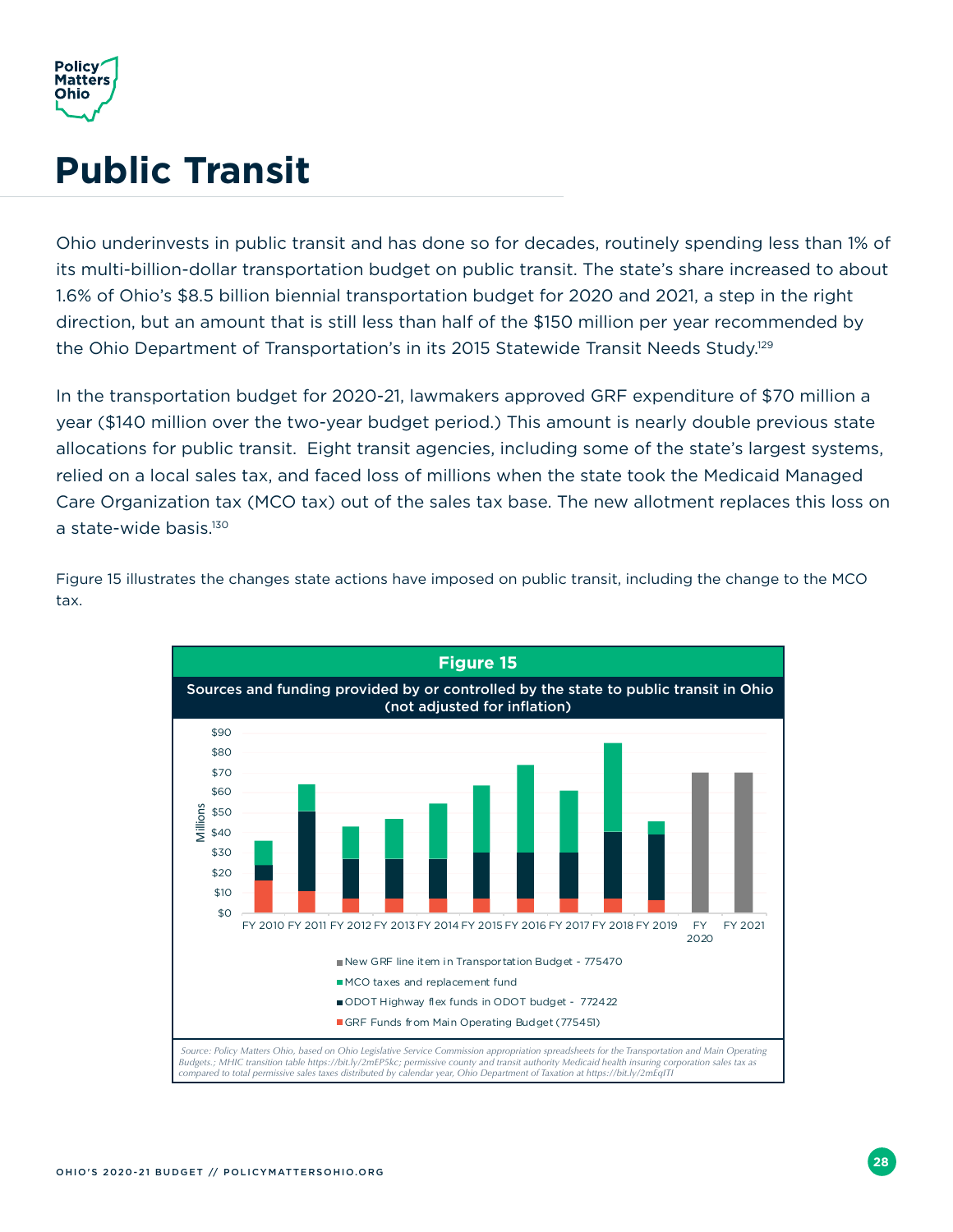# Public Transit

Ohio underinvests in public transit and has done so for decades, routinely spending less than 1% of its multi-billion-dollar transportation budget on public transit. The state's share increased to about 1.6% of Ohio's $8.5 billion biennial transportation budget for 2020 and 2021, a step in the right direction, but an amount that is still less than half of the $150 million per year recommended by the Ohio Department of Transportation's in its 2015 Statewide Transit Needs Study.[129]

In the transportation budget for 2020-21, lawmakers approved GRF expenditure of $70 million a year ($140 million over the two-year budget period.) This amount is nearly double previous state allocations for public transit. Eight transit agencies, including some of the state's largest systems, relied on a local sales tax, and faced loss of millions when the state took the Medicaid Managed Care Organization tax (MCO tax) out of the sales tax base. The new allotment replaces this loss on a state-wide basis.[130]

Figure 15 illustrates the changes state actions have imposed on public transit, including the change to the MCO tax.

**Figure 15**

**Sources and funding provided by or controlled by the state to public transit in Ohio (not adjusted for inflation)**

Millions ($0–$90); FY 2010 through FY 2021

- New GRF line item in Transportation Budget - 775470
- MCO taxes and replacement fund
- ODOT Highway flex funds in ODOT budget - 772422
- GRF Funds from Main Operating Budget (775451)

*Source: Policy Matters Ohio, based on Ohio Legislative Service Commission appropriation spreadsheets for the Transportation and Main Operating Budgets.; MHIC transition table https://bit.ly/2mEP5kc; permissive county and transit authority Medicaid health insuring corporation sales tax as compared to total permissive sales taxes distributed by calendar year, Ohio Department of Taxation at https://bit.ly/2mEqITI*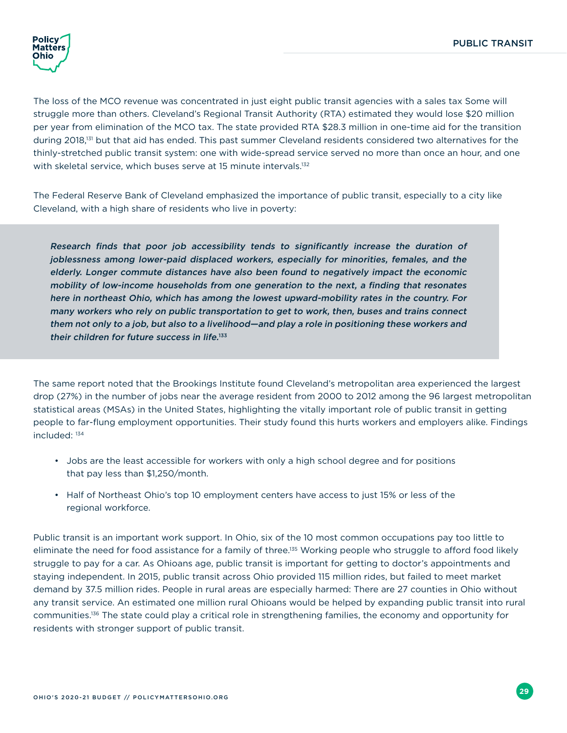The loss of the MCO revenue was concentrated in just eight public transit agencies with a sales tax Some will struggle more than others. Cleveland's Regional Transit Authority (RTA) estimated they would lose $20 million per year from elimination of the MCO tax. The state provided RTA $28.3 million in one-time aid for the transition during 2018,[131] but that aid has ended. This past summer Cleveland residents considered two alternatives for the thinly-stretched public transit system: one with wide-spread service served no more than once an hour, and one with skeletal service, which buses serve at 15 minute intervals.[132]

The Federal Reserve Bank of Cleveland emphasized the importance of public transit, especially to a city like Cleveland, with a high share of residents who live in poverty:

> ***Research finds that poor job accessibility tends to significantly increase the duration of joblessness among lower-paid displaced workers, especially for minorities, females, and the elderly. Longer commute distances have also been found to negatively impact the economic mobility of low-income households from one generation to the next, a finding that resonates here in northeast Ohio, which has among the lowest upward-mobility rates in the country. For many workers who rely on public transportation to get to work, then, buses and trains connect them not only to a job, but also to a livelihood—and play a role in positioning these workers and their children for future success in life.***[133]

The same report noted that the Brookings Institute found Cleveland's metropolitan area experienced the largest drop (27%) in the number of jobs near the average resident from 2000 to 2012 among the 96 largest metropolitan statistical areas (MSAs) in the United States, highlighting the vitally important role of public transit in getting people to far-flung employment opportunities. Their study found this hurts workers and employers alike. Findings included: [134]

- Jobs are the least accessible for workers with only a high school degree and for positions that pay less than $1,250/month.
- Half of Northeast Ohio's top 10 employment centers have access to just 15% or less of the regional workforce.

Public transit is an important work support. In Ohio, six of the 10 most common occupations pay too little to eliminate the need for food assistance for a family of three.[135] Working people who struggle to afford food likely struggle to pay for a car. As Ohioans age, public transit is important for getting to doctor's appointments and staying independent. In 2015, public transit across Ohio provided 115 million rides, but failed to meet market demand by 37.5 million rides. People in rural areas are especially harmed: There are 27 counties in Ohio without any transit service. An estimated one million rural Ohioans would be helped by expanding public transit into rural communities.[136] The state could play a critical role in strengthening families, the economy and opportunity for residents with stronger support of public transit.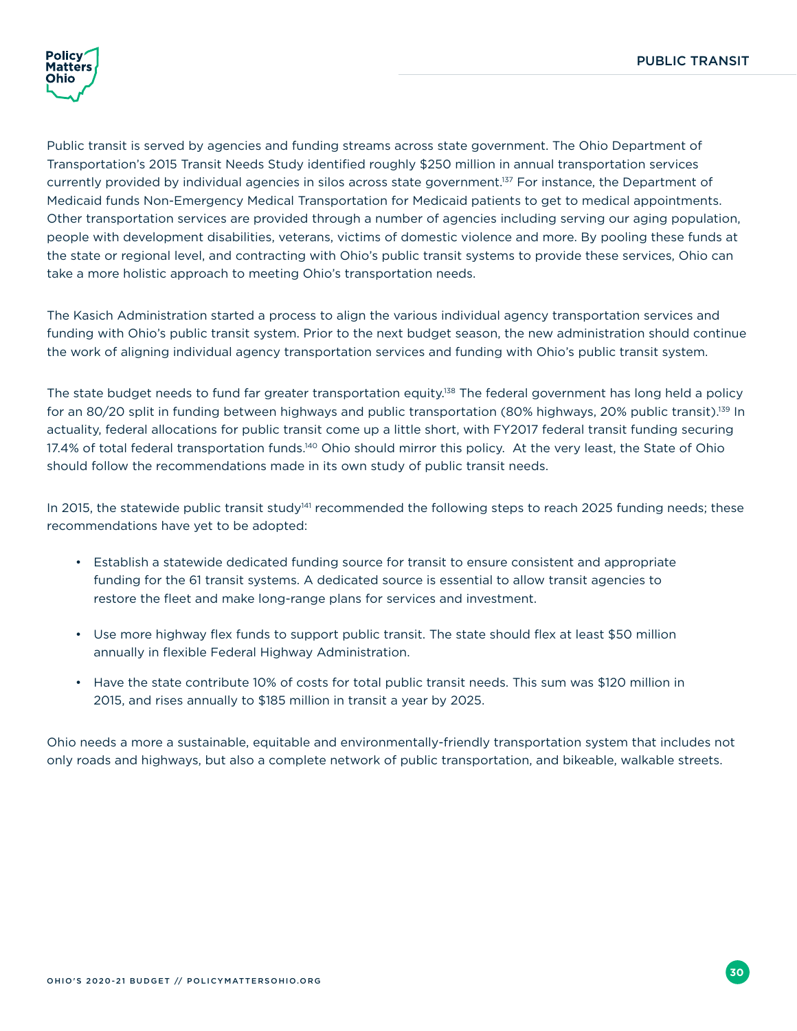Public transit is served by agencies and funding streams across state government. The Ohio Department of Transportation's 2015 Transit Needs Study identified roughly $250 million in annual transportation services currently provided by individual agencies in silos across state government.[137] For instance, the Department of Medicaid funds Non-Emergency Medical Transportation for Medicaid patients to get to medical appointments. Other transportation services are provided through a number of agencies including serving our aging population, people with development disabilities, veterans, victims of domestic violence and more. By pooling these funds at the state or regional level, and contracting with Ohio's public transit systems to provide these services, Ohio can take a more holistic approach to meeting Ohio's transportation needs.

The Kasich Administration started a process to align the various individual agency transportation services and funding with Ohio's public transit system. Prior to the next budget season, the new administration should continue the work of aligning individual agency transportation services and funding with Ohio's public transit system.

The state budget needs to fund far greater transportation equity.[138] The federal government has long held a policy for an 80/20 split in funding between highways and public transportation (80% highways, 20% public transit).[139] In actuality, federal allocations for public transit come up a little short, with FY2017 federal transit funding securing 17.4% of total federal transportation funds.[140] Ohio should mirror this policy. At the very least, the State of Ohio should follow the recommendations made in its own study of public transit needs.

In 2015, the statewide public transit study[141] recommended the following steps to reach 2025 funding needs; these recommendations have yet to be adopted:

- Establish a statewide dedicated funding source for transit to ensure consistent and appropriate funding for the 61 transit systems. A dedicated source is essential to allow transit agencies to restore the fleet and make long-range plans for services and investment.
- Use more highway flex funds to support public transit. The state should flex at least $50 million annually in flexible Federal Highway Administration.
- Have the state contribute 10% of costs for total public transit needs. This sum was $120 million in 2015, and rises annually to $185 million in transit a year by 2025.

Ohio needs a more a sustainable, equitable and environmentally-friendly transportation system that includes not only roads and highways, but also a complete network of public transportation, and bikeable, walkable streets.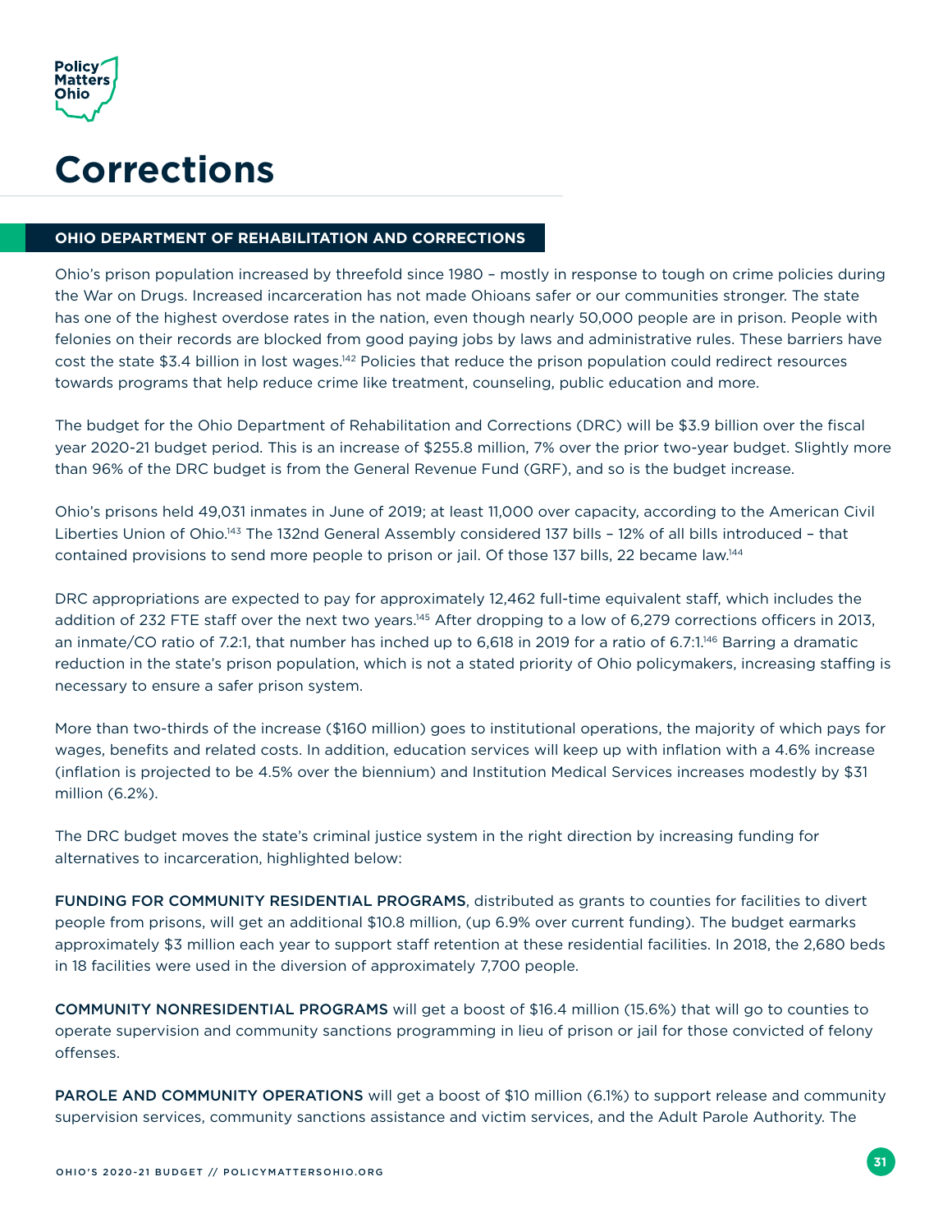# Corrections

## OHIO DEPARTMENT OF REHABILITATION AND CORRECTIONS

Ohio's prison population increased by threefold since 1980 – mostly in response to tough on crime policies during the War on Drugs. Increased incarceration has not made Ohioans safer or our communities stronger. The state has one of the highest overdose rates in the nation, even though nearly 50,000 people are in prison. People with felonies on their records are blocked from good paying jobs by laws and administrative rules. These barriers have cost the state $3.4 billion in lost wages.[142] Policies that reduce the prison population could redirect resources towards programs that help reduce crime like treatment, counseling, public education and more.

The budget for the Ohio Department of Rehabilitation and Corrections (DRC) will be $3.9 billion over the fiscal year 2020-21 budget period. This is an increase of $255.8 million, 7% over the prior two-year budget. Slightly more than 96% of the DRC budget is from the General Revenue Fund (GRF), and so is the budget increase.

Ohio's prisons held 49,031 inmates in June of 2019; at least 11,000 over capacity, according to the American Civil Liberties Union of Ohio.[143] The 132nd General Assembly considered 137 bills – 12% of all bills introduced – that contained provisions to send more people to prison or jail. Of those 137 bills, 22 became law.[144]

DRC appropriations are expected to pay for approximately 12,462 full-time equivalent staff, which includes the addition of 232 FTE staff over the next two years.[145] After dropping to a low of 6,279 corrections officers in 2013, an inmate/CO ratio of 7.2:1, that number has inched up to 6,618 in 2019 for a ratio of 6.7:1.[146] Barring a dramatic reduction in the state's prison population, which is not a stated priority of Ohio policymakers, increasing staffing is necessary to ensure a safer prison system.

More than two-thirds of the increase ($160 million) goes to institutional operations, the majority of which pays for wages, benefits and related costs. In addition, education services will keep up with inflation with a 4.6% increase (inflation is projected to be 4.5% over the biennium) and Institution Medical Services increases modestly by $31 million (6.2%).

The DRC budget moves the state's criminal justice system in the right direction by increasing funding for alternatives to incarceration, highlighted below:

FUNDING FOR COMMUNITY RESIDENTIAL PROGRAMS, distributed as grants to counties for facilities to divert people from prisons, will get an additional $10.8 million, (up 6.9% over current funding). The budget earmarks approximately $3 million each year to support staff retention at these residential facilities. In 2018, the 2,680 beds in 18 facilities were used in the diversion of approximately 7,700 people.

COMMUNITY NONRESIDENTIAL PROGRAMS will get a boost of $16.4 million (15.6%) that will go to counties to operate supervision and community sanctions programming in lieu of prison or jail for those convicted of felony offenses.

PAROLE AND COMMUNITY OPERATIONS will get a boost of $10 million (6.1%) to support release and community supervision services, community sanctions assistance and victim services, and the Adult Parole Authority. The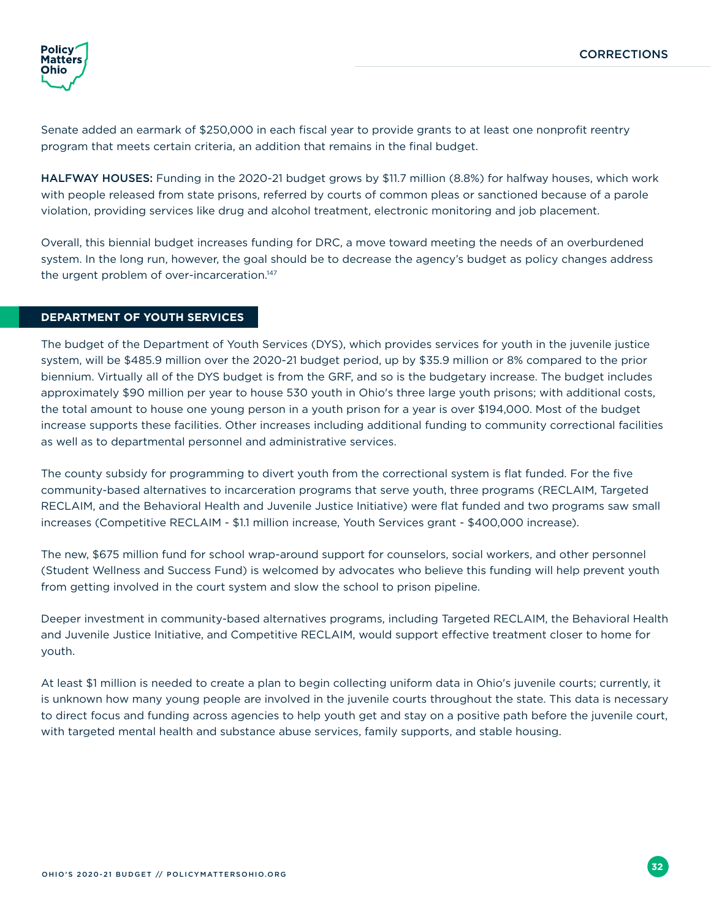Senate added an earmark of $250,000 in each fiscal year to provide grants to at least one nonprofit reentry program that meets certain criteria, an addition that remains in the final budget.

**HALFWAY HOUSES:** Funding in the 2020-21 budget grows by $11.7 million (8.8%) for halfway houses, which work with people released from state prisons, referred by courts of common pleas or sanctioned because of a parole violation, providing services like drug and alcohol treatment, electronic monitoring and job placement.

Overall, this biennial budget increases funding for DRC, a move toward meeting the needs of an overburdened system. In the long run, however, the goal should be to decrease the agency's budget as policy changes address the urgent problem of over-incarceration.[147]

## DEPARTMENT OF YOUTH SERVICES

The budget of the Department of Youth Services (DYS), which provides services for youth in the juvenile justice system, will be $485.9 million over the 2020-21 budget period, up by $35.9 million or 8% compared to the prior biennium. Virtually all of the DYS budget is from the GRF, and so is the budgetary increase. The budget includes approximately $90 million per year to house 530 youth in Ohio's three large youth prisons; with additional costs, the total amount to house one young person in a youth prison for a year is over $194,000. Most of the budget increase supports these facilities. Other increases including additional funding to community correctional facilities as well as to departmental personnel and administrative services.

The county subsidy for programming to divert youth from the correctional system is flat funded. For the five community-based alternatives to incarceration programs that serve youth, three programs (RECLAIM, Targeted RECLAIM, and the Behavioral Health and Juvenile Justice Initiative) were flat funded and two programs saw small increases (Competitive RECLAIM - $1.1 million increase, Youth Services grant - $400,000 increase).

The new, $675 million fund for school wrap-around support for counselors, social workers, and other personnel (Student Wellness and Success Fund) is welcomed by advocates who believe this funding will help prevent youth from getting involved in the court system and slow the school to prison pipeline.

Deeper investment in community-based alternatives programs, including Targeted RECLAIM, the Behavioral Health and Juvenile Justice Initiative, and Competitive RECLAIM, would support effective treatment closer to home for youth.

At least $1 million is needed to create a plan to begin collecting uniform data in Ohio's juvenile courts; currently, it is unknown how many young people are involved in the juvenile courts throughout the state. This data is necessary to direct focus and funding across agencies to help youth get and stay on a positive path before the juvenile court, with targeted mental health and substance abuse services, family supports, and stable housing.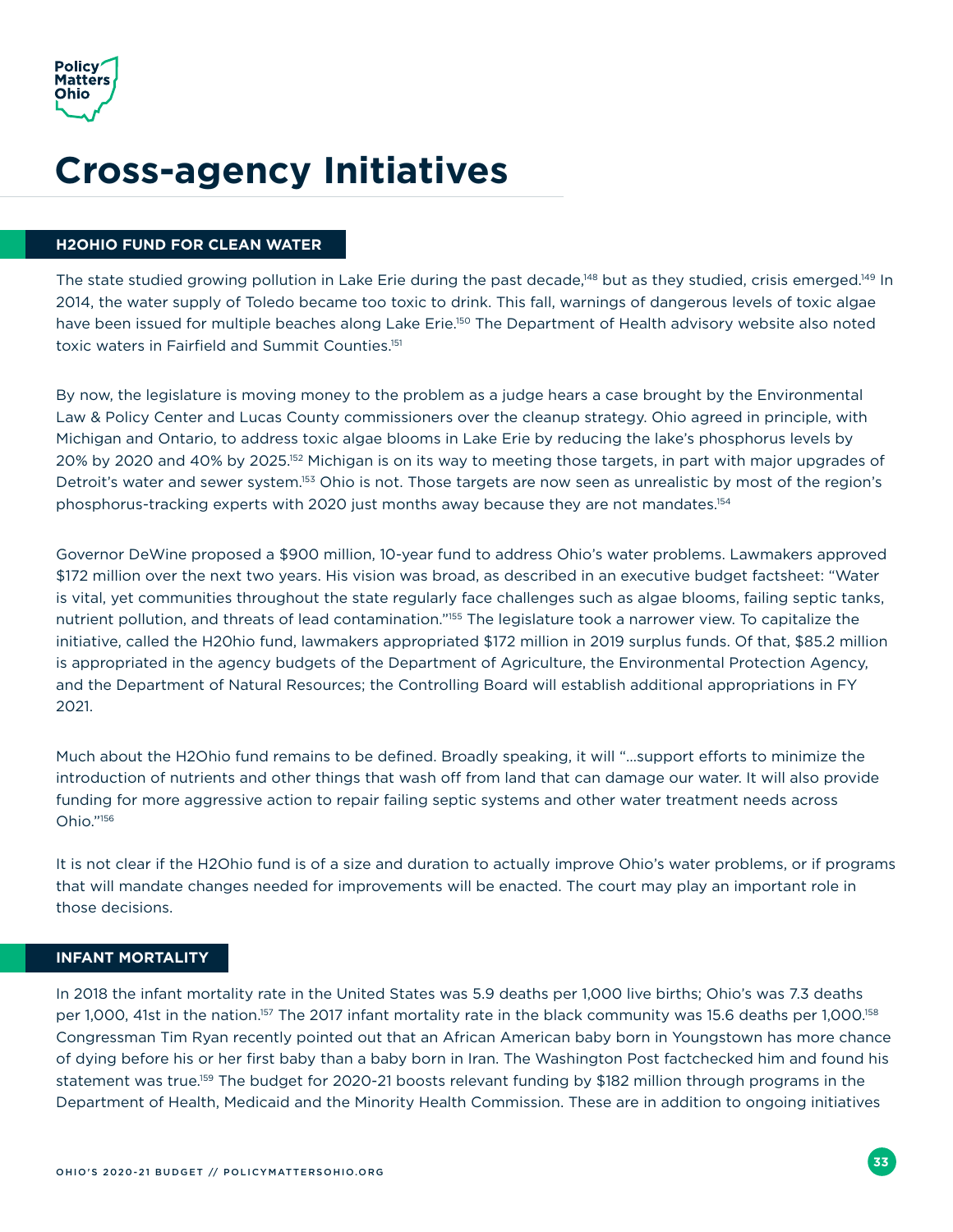# Cross-agency Initiatives

## H2OHIO FUND FOR CLEAN WATER

The state studied growing pollution in Lake Erie during the past decade,[148] but as they studied, crisis emerged.[149] In 2014, the water supply of Toledo became too toxic to drink. This fall, warnings of dangerous levels of toxic algae have been issued for multiple beaches along Lake Erie.[150] The Department of Health advisory website also noted toxic waters in Fairfield and Summit Counties.[151]

By now, the legislature is moving money to the problem as a judge hears a case brought by the Environmental Law & Policy Center and Lucas County commissioners over the cleanup strategy. Ohio agreed in principle, with Michigan and Ontario, to address toxic algae blooms in Lake Erie by reducing the lake's phosphorus levels by 20% by 2020 and 40% by 2025.[152] Michigan is on its way to meeting those targets, in part with major upgrades of Detroit's water and sewer system.[153] Ohio is not. Those targets are now seen as unrealistic by most of the region's phosphorus-tracking experts with 2020 just months away because they are not mandates.[154]

Governor DeWine proposed a $900 million, 10-year fund to address Ohio's water problems. Lawmakers approved $172 million over the next two years. His vision was broad, as described in an executive budget factsheet: "Water is vital, yet communities throughout the state regularly face challenges such as algae blooms, failing septic tanks, nutrient pollution, and threats of lead contamination."[155] The legislature took a narrower view. To capitalize the initiative, called the H2Ohio fund, lawmakers appropriated $172 million in 2019 surplus funds. Of that, $85.2 million is appropriated in the agency budgets of the Department of Agriculture, the Environmental Protection Agency, and the Department of Natural Resources; the Controlling Board will establish additional appropriations in FY 2021.

Much about the H2Ohio fund remains to be defined. Broadly speaking, it will "...support efforts to minimize the introduction of nutrients and other things that wash off from land that can damage our water. It will also provide funding for more aggressive action to repair failing septic systems and other water treatment needs across Ohio."[156]

It is not clear if the H2Ohio fund is of a size and duration to actually improve Ohio's water problems, or if programs that will mandate changes needed for improvements will be enacted. The court may play an important role in those decisions.

## INFANT MORTALITY

In 2018 the infant mortality rate in the United States was 5.9 deaths per 1,000 live births; Ohio's was 7.3 deaths per 1,000, 41st in the nation.[157] The 2017 infant mortality rate in the black community was 15.6 deaths per 1,000.[158] Congressman Tim Ryan recently pointed out that an African American baby born in Youngstown has more chance of dying before his or her first baby than a baby born in Iran. The Washington Post factchecked him and found his statement was true.[159] The budget for 2020-21 boosts relevant funding by $182 million through programs in the Department of Health, Medicaid and the Minority Health Commission. These are in addition to ongoing initiatives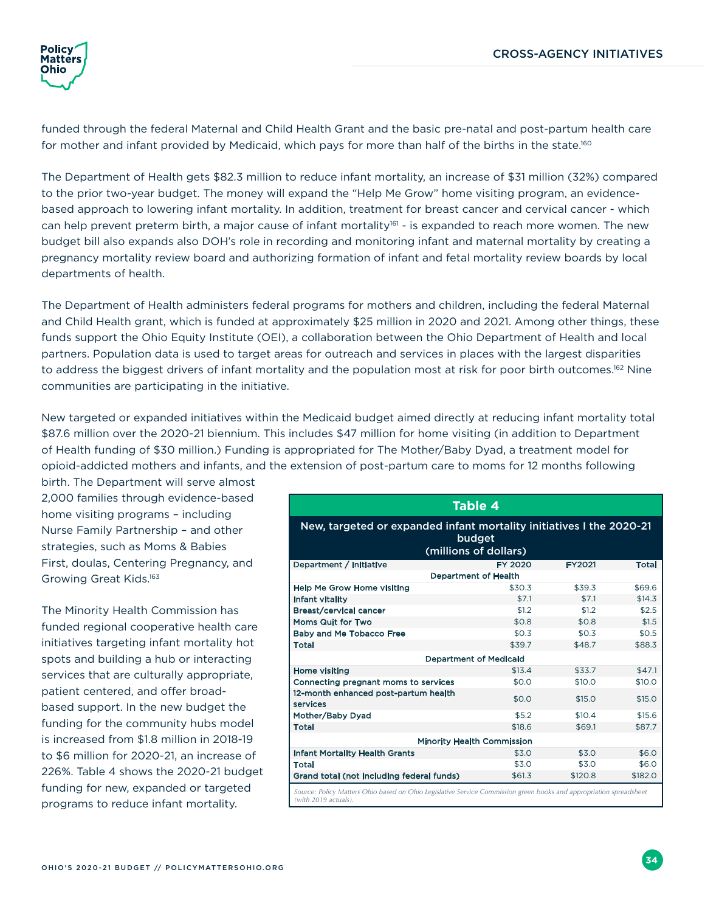funded through the federal Maternal and Child Health Grant and the basic pre-natal and post-partum health care for mother and infant provided by Medicaid, which pays for more than half of the births in the state.[160]

The Department of Health gets $82.3 million to reduce infant mortality, an increase of $31 million (32%) compared to the prior two-year budget. The money will expand the "Help Me Grow" home visiting program, an evidence-based approach to lowering infant mortality. In addition, treatment for breast cancer and cervical cancer - which can help prevent preterm birth, a major cause of infant mortality[161] - is expanded to reach more women. The new budget bill also expands also DOH's role in recording and monitoring infant and maternal mortality by creating a pregnancy mortality review board and authorizing formation of infant and fetal mortality review boards by local departments of health.

The Department of Health administers federal programs for mothers and children, including the federal Maternal and Child Health grant, which is funded at approximately $25 million in 2020 and 2021. Among other things, these funds support the Ohio Equity Institute (OEI), a collaboration between the Ohio Department of Health and local partners. Population data is used to target areas for outreach and services in places with the largest disparities to address the biggest drivers of infant mortality and the population most at risk for poor birth outcomes.[162] Nine communities are participating in the initiative.

New targeted or expanded initiatives within the Medicaid budget aimed directly at reducing infant mortality total $87.6 million over the 2020-21 biennium. This includes $47 million for home visiting (in addition to Department of Health funding of $30 million.) Funding is appropriated for The Mother/Baby Dyad, a treatment model for opioid-addicted mothers and infants, and the extension of post-partum care to moms for 12 months following birth. The Department will serve almost 2,000 families through evidence-based home visiting programs – including Nurse Family Partnership – and other strategies, such as Moms & Babies First, doulas, Centering Pregnancy, and Growing Great Kids.[163]

The Minority Health Commission has funded regional cooperative health care initiatives targeting infant mortality hot spots and building a hub or interacting services that are culturally appropriate, patient centered, and offer broad-based support. In the new budget the funding for the community hubs model is increased from $1.8 million in 2018-19 to $6 million for 2020-21, an increase of 226%. Table 4 shows the 2020-21 budget funding for new, expanded or targeted programs to reduce infant mortality.

**Table 4**

**New, targeted or expanded infant mortality initiatives I the 2020-21 budget (millions of dollars)**

| Department / Initiative | FY 2020 | FY2021 | Total |
|---|---|---|---|
| **Department of Health** | | | |
| Help Me Grow Home visiting | $30.3 | $39.3 | $69.6 |
| Infant vitality | $7.1 | $7.1 | $14.3 |
| Breast/cervical cancer | $1.2 | $1.2 | $2.5 |
| Moms Quit for Two | $0.8 | $0.8 | $1.5 |
| Baby and Me Tobacco Free | $0.3 | $0.3 | $0.5 |
| Total | $39.7 | $48.7 | $88.3 |
| **Department of Medicaid** | | | |
| Home visiting | $13.4 | $33.7 | $47.1 |
| Connecting pregnant moms to services | $0.0 | $10.0 | $10.0 |
| 12-month enhanced post-partum health services | $0.0 | $15.0 | $15.0 |
| Mother/Baby Dyad | $5.2 | $10.4 | $15.6 |
| Total | $18.6 | $69.1 | $87.7 |
| **Minority Health Commission** | | | |
| Infant Mortality Health Grants | $3.0 | $3.0 | $6.0 |
| Total | $3.0 | $3.0 | $6.0 |
| Grand total (not including federal funds) | $61.3 | $120.8 | $182.0 |

*Source: Policy Matters Ohio based on Ohio Legislative Service Commission green books and appropriation spreadsheet (with 2019 actuals).*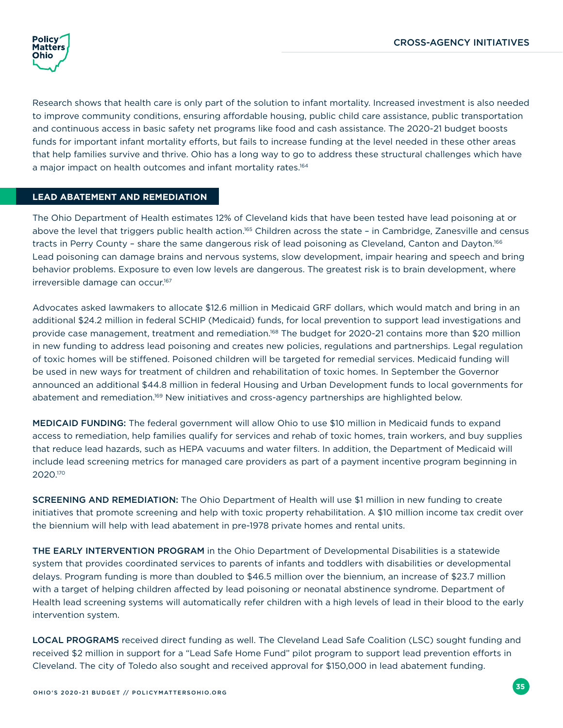Research shows that health care is only part of the solution to infant mortality. Increased investment is also needed to improve community conditions, ensuring affordable housing, public child care assistance, public transportation and continuous access in basic safety net programs like food and cash assistance. The 2020-21 budget boosts funds for important infant mortality efforts, but fails to increase funding at the level needed in these other areas that help families survive and thrive. Ohio has a long way to go to address these structural challenges which have a major impact on health outcomes and infant mortality rates.[164]

## LEAD ABATEMENT AND REMEDIATION

The Ohio Department of Health estimates 12% of Cleveland kids that have been tested have lead poisoning at or above the level that triggers public health action.[165] Children across the state – in Cambridge, Zanesville and census tracts in Perry County – share the same dangerous risk of lead poisoning as Cleveland, Canton and Dayton.[166] Lead poisoning can damage brains and nervous systems, slow development, impair hearing and speech and bring behavior problems. Exposure to even low levels are dangerous. The greatest risk is to brain development, where irreversible damage can occur.[167]

Advocates asked lawmakers to allocate $12.6 million in Medicaid GRF dollars, which would match and bring in an additional $24.2 million in federal SCHIP (Medicaid) funds, for local prevention to support lead investigations and provide case management, treatment and remediation.[168] The budget for 2020-21 contains more than $20 million in new funding to address lead poisoning and creates new policies, regulations and partnerships. Legal regulation of toxic homes will be stiffened. Poisoned children will be targeted for remedial services. Medicaid funding will be used in new ways for treatment of children and rehabilitation of toxic homes. In September the Governor announced an additional $44.8 million in federal Housing and Urban Development funds to local governments for abatement and remediation.[169] New initiatives and cross-agency partnerships are highlighted below.

**MEDICAID FUNDING:** The federal government will allow Ohio to use $10 million in Medicaid funds to expand access to remediation, help families qualify for services and rehab of toxic homes, train workers, and buy supplies that reduce lead hazards, such as HEPA vacuums and water filters. In addition, the Department of Medicaid will include lead screening metrics for managed care providers as part of a payment incentive program beginning in 2020.[170]

**SCREENING AND REMEDIATION:** The Ohio Department of Health will use $1 million in new funding to create initiatives that promote screening and help with toxic property rehabilitation. A $10 million income tax credit over the biennium will help with lead abatement in pre-1978 private homes and rental units.

**THE EARLY INTERVENTION PROGRAM** in the Ohio Department of Developmental Disabilities is a statewide system that provides coordinated services to parents of infants and toddlers with disabilities or developmental delays. Program funding is more than doubled to $46.5 million over the biennium, an increase of $23.7 million with a target of helping children affected by lead poisoning or neonatal abstinence syndrome. Department of Health lead screening systems will automatically refer children with a high levels of lead in their blood to the early intervention system.

**LOCAL PROGRAMS** received direct funding as well. The Cleveland Lead Safe Coalition (LSC) sought funding and received $2 million in support for a "Lead Safe Home Fund" pilot program to support lead prevention efforts in Cleveland. The city of Toledo also sought and received approval for $150,000 in lead abatement funding.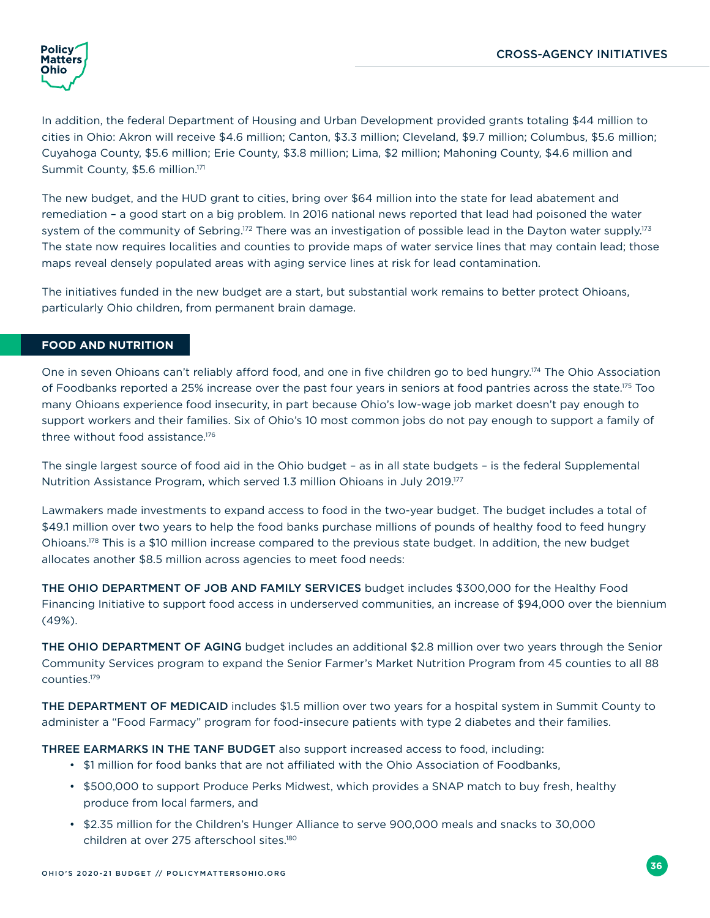In addition, the federal Department of Housing and Urban Development provided grants totaling $44 million to cities in Ohio: Akron will receive $4.6 million; Canton, $3.3 million; Cleveland, $9.7 million; Columbus, $5.6 million; Cuyahoga County, $5.6 million; Erie County, $3.8 million; Lima, $2 million; Mahoning County, $4.6 million and Summit County, $5.6 million.[171]

The new budget, and the HUD grant to cities, bring over $64 million into the state for lead abatement and remediation – a good start on a big problem. In 2016 national news reported that lead had poisoned the water system of the community of Sebring.[172] There was an investigation of possible lead in the Dayton water supply.[173] The state now requires localities and counties to provide maps of water service lines that may contain lead; those maps reveal densely populated areas with aging service lines at risk for lead contamination.

The initiatives funded in the new budget are a start, but substantial work remains to better protect Ohioans, particularly Ohio children, from permanent brain damage.

## FOOD AND NUTRITION

One in seven Ohioans can't reliably afford food, and one in five children go to bed hungry.[174] The Ohio Association of Foodbanks reported a 25% increase over the past four years in seniors at food pantries across the state.[175] Too many Ohioans experience food insecurity, in part because Ohio's low-wage job market doesn't pay enough to support workers and their families. Six of Ohio's 10 most common jobs do not pay enough to support a family of three without food assistance.[176]

The single largest source of food aid in the Ohio budget – as in all state budgets – is the federal Supplemental Nutrition Assistance Program, which served 1.3 million Ohioans in July 2019.[177]

Lawmakers made investments to expand access to food in the two-year budget. The budget includes a total of $49.1 million over two years to help the food banks purchase millions of pounds of healthy food to feed hungry Ohioans.[178] This is a $10 million increase compared to the previous state budget. In addition, the new budget allocates another $8.5 million across agencies to meet food needs:

**THE OHIO DEPARTMENT OF JOB AND FAMILY SERVICES** budget includes $300,000 for the Healthy Food Financing Initiative to support food access in underserved communities, an increase of $94,000 over the biennium (49%).

**THE OHIO DEPARTMENT OF AGING** budget includes an additional $2.8 million over two years through the Senior Community Services program to expand the Senior Farmer's Market Nutrition Program from 45 counties to all 88 counties.[179]

**THE DEPARTMENT OF MEDICAID** includes $1.5 million over two years for a hospital system in Summit County to administer a "Food Farmacy" program for food-insecure patients with type 2 diabetes and their families.

**THREE EARMARKS IN THE TANF BUDGET** also support increased access to food, including:

- $1 million for food banks that are not affiliated with the Ohio Association of Foodbanks,
- $500,000 to support Produce Perks Midwest, which provides a SNAP match to buy fresh, healthy produce from local farmers, and
- $2.35 million for the Children's Hunger Alliance to serve 900,000 meals and snacks to 30,000 children at over 275 afterschool sites.[180]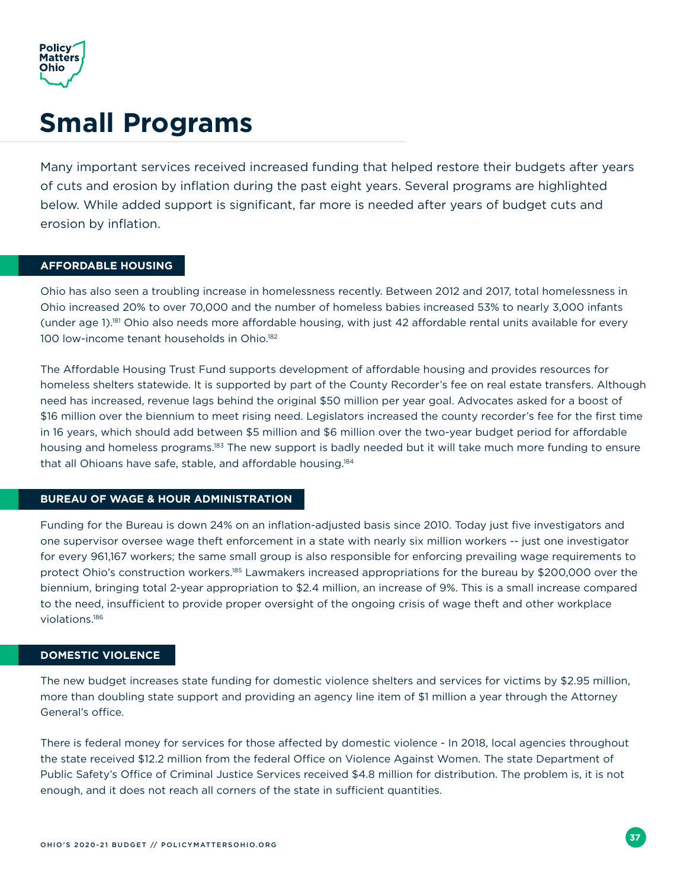# Small Programs

Many important services received increased funding that helped restore their budgets after years of cuts and erosion by inflation during the past eight years. Several programs are highlighted below. While added support is significant, far more is needed after years of budget cuts and erosion by inflation.

## AFFORDABLE HOUSING

Ohio has also seen a troubling increase in homelessness recently. Between 2012 and 2017, total homelessness in Ohio increased 20% to over 70,000 and the number of homeless babies increased 53% to nearly 3,000 infants (under age 1).[181] Ohio also needs more affordable housing, with just 42 affordable rental units available for every 100 low-income tenant households in Ohio.[182]

The Affordable Housing Trust Fund supports development of affordable housing and provides resources for homeless shelters statewide. It is supported by part of the County Recorder's fee on real estate transfers. Although need has increased, revenue lags behind the original $50 million per year goal. Advocates asked for a boost of $16 million over the biennium to meet rising need. Legislators increased the county recorder's fee for the first time in 16 years, which should add between $5 million and $6 million over the two-year budget period for affordable housing and homeless programs.[183] The new support is badly needed but it will take much more funding to ensure that all Ohioans have safe, stable, and affordable housing.[184]

## BUREAU OF WAGE & HOUR ADMINISTRATION

Funding for the Bureau is down 24% on an inflation-adjusted basis since 2010. Today just five investigators and one supervisor oversee wage theft enforcement in a state with nearly six million workers -- just one investigator for every 961,167 workers; the same small group is also responsible for enforcing prevailing wage requirements to protect Ohio's construction workers.[185] Lawmakers increased appropriations for the bureau by $200,000 over the biennium, bringing total 2-year appropriation to $2.4 million, an increase of 9%. This is a small increase compared to the need, insufficient to provide proper oversight of the ongoing crisis of wage theft and other workplace violations.[186]

## DOMESTIC VIOLENCE

The new budget increases state funding for domestic violence shelters and services for victims by $2.95 million, more than doubling state support and providing an agency line item of $1 million a year through the Attorney General's office.

There is federal money for services for those affected by domestic violence - In 2018, local agencies throughout the state received $12.2 million from the federal Office on Violence Against Women. The state Department of Public Safety's Office of Criminal Justice Services received $4.8 million for distribution. The problem is, it is not enough, and it does not reach all corners of the state in sufficient quantities.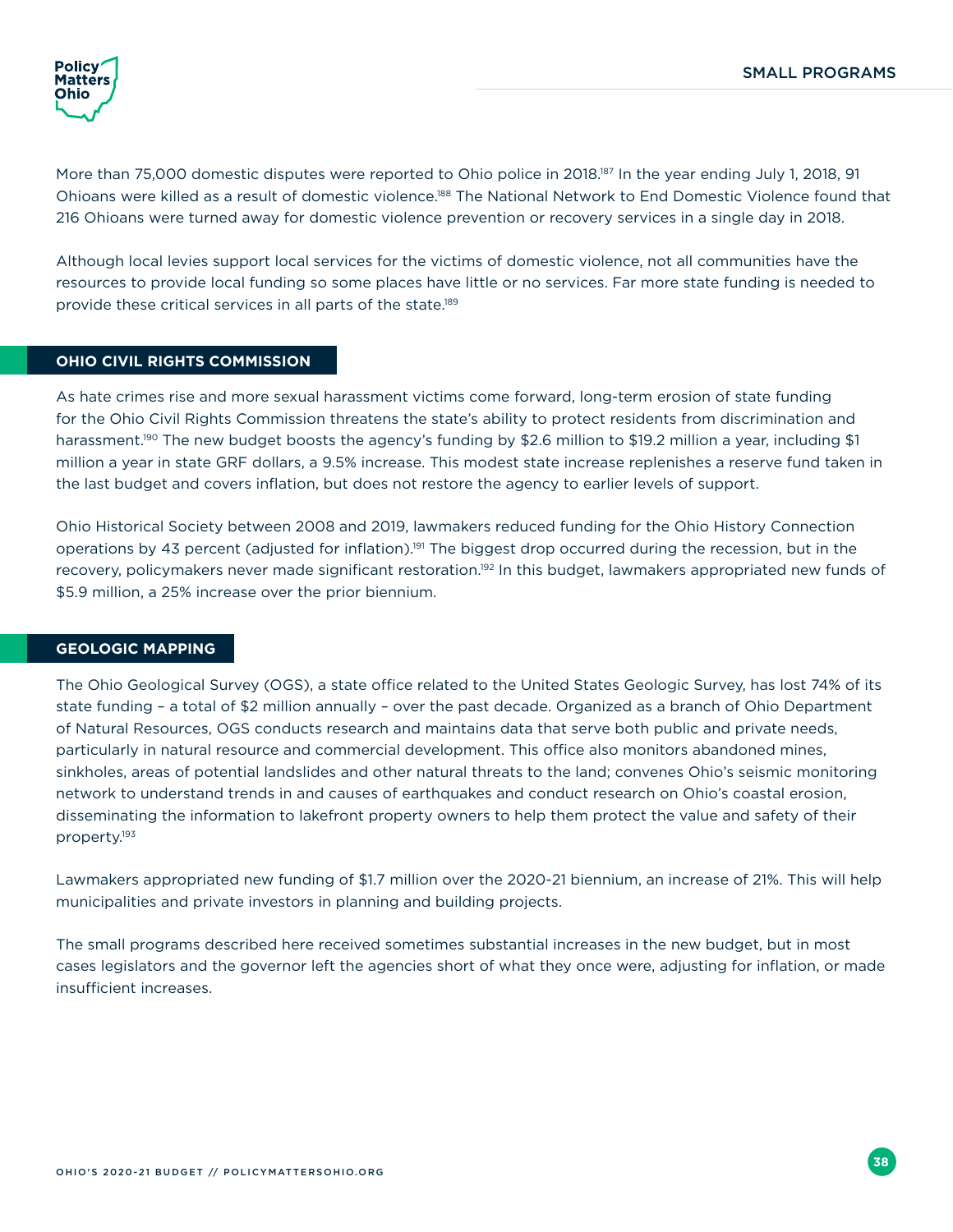More than 75,000 domestic disputes were reported to Ohio police in 2018.[187] In the year ending July 1, 2018, 91 Ohioans were killed as a result of domestic violence.[188] The National Network to End Domestic Violence found that 216 Ohioans were turned away for domestic violence prevention or recovery services in a single day in 2018.

Although local levies support local services for the victims of domestic violence, not all communities have the resources to provide local funding so some places have little or no services. Far more state funding is needed to provide these critical services in all parts of the state.[189]

## OHIO CIVIL RIGHTS COMMISSION

As hate crimes rise and more sexual harassment victims come forward, long-term erosion of state funding for the Ohio Civil Rights Commission threatens the state's ability to protect residents from discrimination and harassment.[190] The new budget boosts the agency's funding by $2.6 million to $19.2 million a year, including $1 million a year in state GRF dollars, a 9.5% increase. This modest state increase replenishes a reserve fund taken in the last budget and covers inflation, but does not restore the agency to earlier levels of support.

Ohio Historical Society between 2008 and 2019, lawmakers reduced funding for the Ohio History Connection operations by 43 percent (adjusted for inflation).[191] The biggest drop occurred during the recession, but in the recovery, policymakers never made significant restoration.[192] In this budget, lawmakers appropriated new funds of $5.9 million, a 25% increase over the prior biennium.

## GEOLOGIC MAPPING

The Ohio Geological Survey (OGS), a state office related to the United States Geologic Survey, has lost 74% of its state funding – a total of $2 million annually – over the past decade. Organized as a branch of Ohio Department of Natural Resources, OGS conducts research and maintains data that serve both public and private needs, particularly in natural resource and commercial development. This office also monitors abandoned mines, sinkholes, areas of potential landslides and other natural threats to the land; convenes Ohio's seismic monitoring network to understand trends in and causes of earthquakes and conduct research on Ohio's coastal erosion, disseminating the information to lakefront property owners to help them protect the value and safety of their property.[193]

Lawmakers appropriated new funding of $1.7 million over the 2020-21 biennium, an increase of 21%. This will help municipalities and private investors in planning and building projects.

The small programs described here received sometimes substantial increases in the new budget, but in most cases legislators and the governor left the agencies short of what they once were, adjusting for inflation, or made insufficient increases.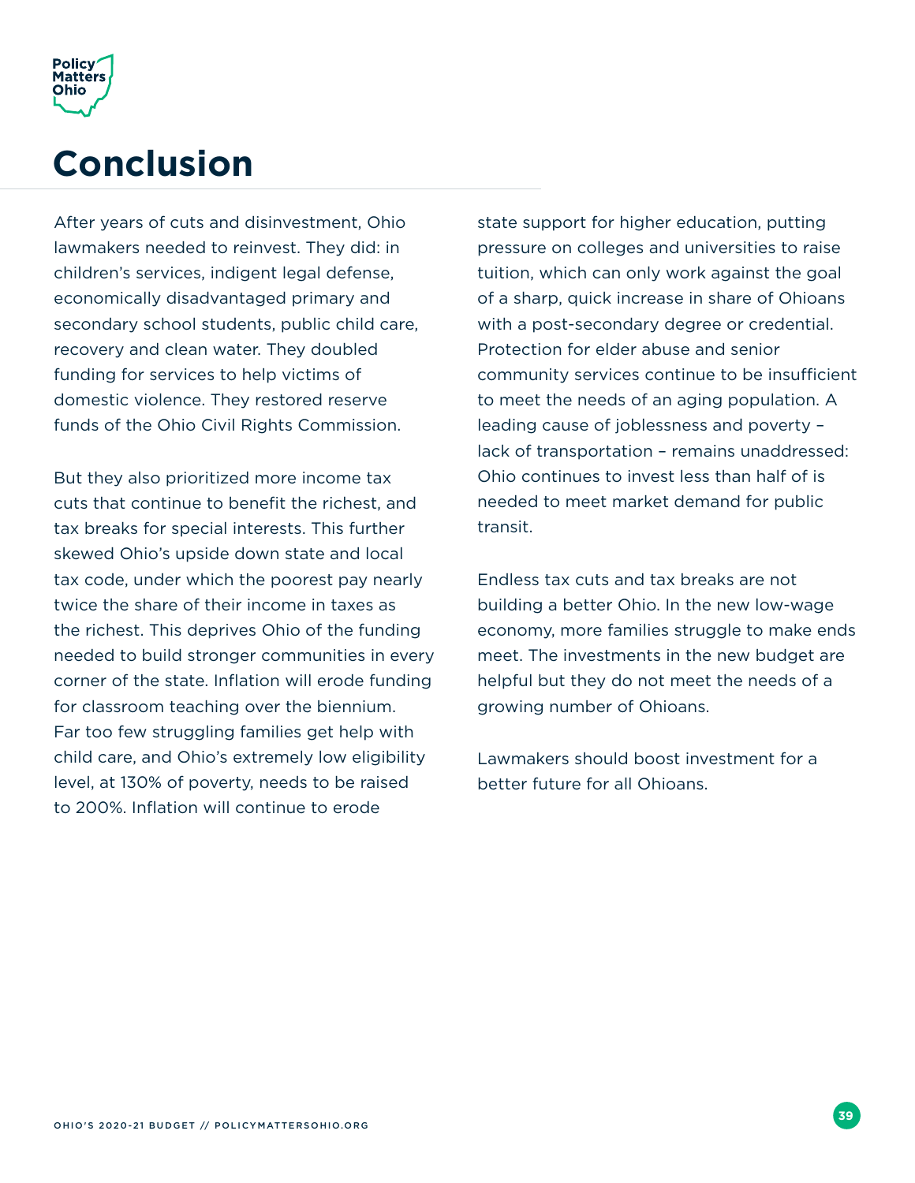# Conclusion

After years of cuts and disinvestment, Ohio lawmakers needed to reinvest. They did: in children's services, indigent legal defense, economically disadvantaged primary and secondary school students, public child care, recovery and clean water. They doubled funding for services to help victims of domestic violence. They restored reserve funds of the Ohio Civil Rights Commission.

But they also prioritized more income tax cuts that continue to benefit the richest, and tax breaks for special interests. This further skewed Ohio's upside down state and local tax code, under which the poorest pay nearly twice the share of their income in taxes as the richest. This deprives Ohio of the funding needed to build stronger communities in every corner of the state. Inflation will erode funding for classroom teaching over the biennium. Far too few struggling families get help with child care, and Ohio's extremely low eligibility level, at 130% of poverty, needs to be raised to 200%. Inflation will continue to erode state support for higher education, putting pressure on colleges and universities to raise tuition, which can only work against the goal of a sharp, quick increase in share of Ohioans with a post-secondary degree or credential. Protection for elder abuse and senior community services continue to be insufficient to meet the needs of an aging population. A leading cause of joblessness and poverty – lack of transportation – remains unaddressed: Ohio continues to invest less than half of is needed to meet market demand for public transit.

Endless tax cuts and tax breaks are not building a better Ohio. In the new low-wage economy, more families struggle to make ends meet. The investments in the new budget are helpful but they do not meet the needs of a growing number of Ohioans.

Lawmakers should boost investment for a better future for all Ohioans.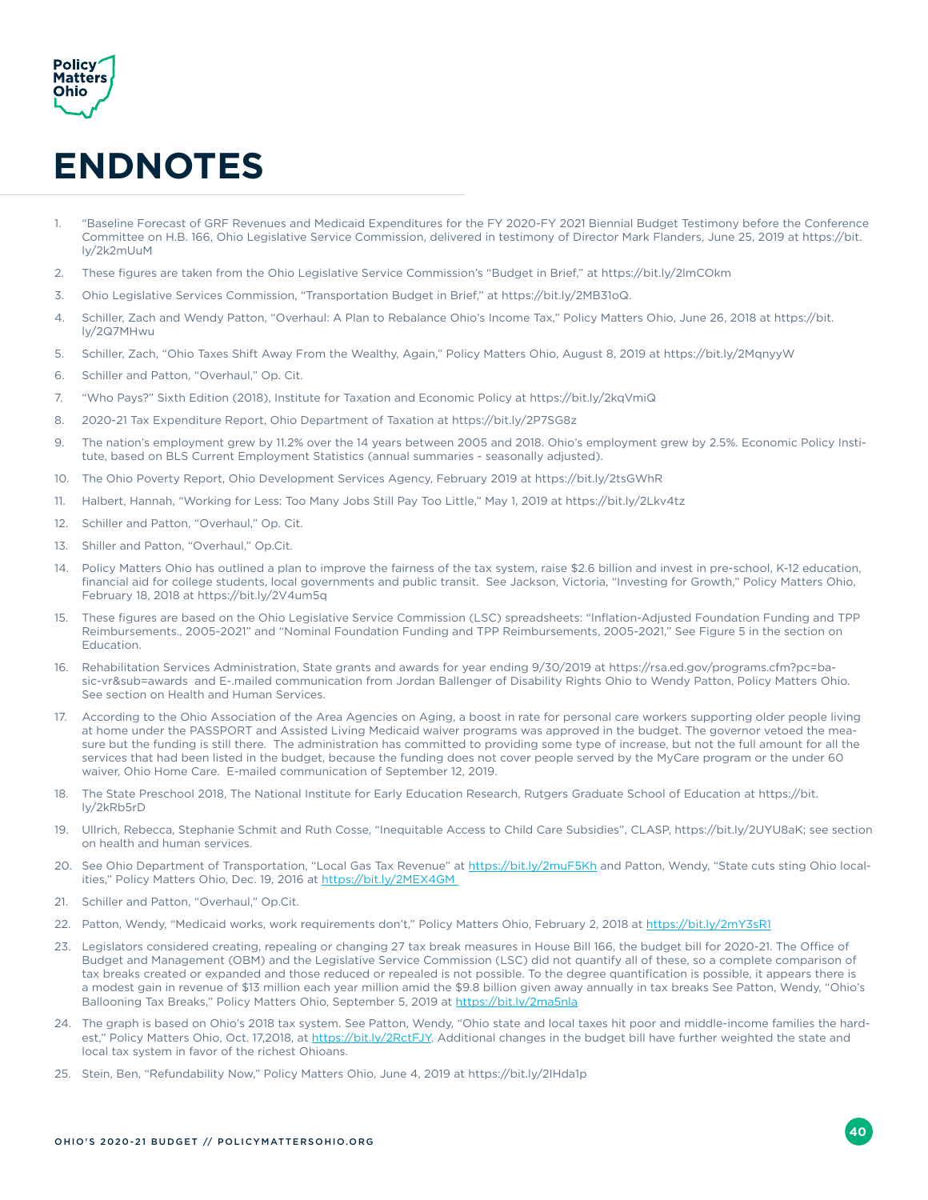# ENDNOTES

1. "Baseline Forecast of GRF Revenues and Medicaid Expenditures for the FY 2020-FY 2021 Biennial Budget Testimony before the Conference Committee on H.B. 166, Ohio Legislative Service Commission, delivered in testimony of Director Mark Flanders, June 25, 2019 at https://bit.ly/2k2mUuM
2. These figures are taken from the Ohio Legislative Service Commission's "Budget in Brief," at https://bit.ly/2lmCOkm
3. Ohio Legislative Services Commission, "Transportation Budget in Brief," at https://bit.ly/2MB31oQ.
4. Schiller, Zach and Wendy Patton, "Overhaul: A Plan to Rebalance Ohio's Income Tax," Policy Matters Ohio, June 26, 2018 at https://bit.ly/2Q7MHwu
5. Schiller, Zach, "Ohio Taxes Shift Away From the Wealthy, Again," Policy Matters Ohio, August 8, 2019 at https://bit.ly/2MqnyyW
6. Schiller and Patton, "Overhaul," Op. Cit.
7. "Who Pays?" Sixth Edition (2018), Institute for Taxation and Economic Policy at https://bit.ly/2kqVmiQ
8. 2020-21 Tax Expenditure Report, Ohio Department of Taxation at https://bit.ly/2P7SG8z
9. The nation's employment grew by 11.2% over the 14 years between 2005 and 2018. Ohio's employment grew by 2.5%. Economic Policy Institute, based on BLS Current Employment Statistics (annual summaries - seasonally adjusted).
10. The Ohio Poverty Report, Ohio Development Services Agency, February 2019 at https://bit.ly/2tsGWhR
11. Halbert, Hannah, "Working for Less: Too Many Jobs Still Pay Too Little," May 1, 2019 at https://bit.ly/2Lkv4tz
12. Schiller and Patton, "Overhaul," Op. Cit.
13. Shiller and Patton, "Overhaul," Op.Cit.
14. Policy Matters Ohio has outlined a plan to improve the fairness of the tax system, raise $2.6 billion and invest in pre-school, K-12 education, financial aid for college students, local governments and public transit. See Jackson, Victoria, "Investing for Growth," Policy Matters Ohio, February 18, 2018 at https://bit.ly/2V4um5q
15. These figures are based on the Ohio Legislative Service Commission (LSC) spreadsheets: "Inflation-Adjusted Foundation Funding and TPP Reimbursements., 2005-2021" and "Nominal Foundation Funding and TPP Reimbursements, 2005-2021," See Figure 5 in the section on Education.
16. Rehabilitation Services Administration, State grants and awards for year ending 9/30/2019 at https://rsa.ed.gov/programs.cfm?pc=basic-vr&sub=awards and E-.mailed communication from Jordan Ballenger of Disability Rights Ohio to Wendy Patton, Policy Matters Ohio. See section on Health and Human Services.
17. According to the Ohio Association of the Area Agencies on Aging, a boost in rate for personal care workers supporting older people living at home under the PASSPORT and Assisted Living Medicaid waiver programs was approved in the budget. The governor vetoed the measure but the funding is still there. The administration has committed to providing some type of increase, but not the full amount for all the services that had been listed in the budget, because the funding does not cover people served by the MyCare program or the under 60 waiver, Ohio Home Care. E-mailed communication of September 12, 2019.
18. The State Preschool 2018, The National Institute for Early Education Research, Rutgers Graduate School of Education at https://bit.ly/2kRb5rD
19. Ullrich, Rebecca, Stephanie Schmit and Ruth Cosse, "Inequitable Access to Child Care Subsidies", CLASP, https://bit.ly/2UYU8aK; see section on health and human services.
20. See Ohio Department of Transportation, "Local Gas Tax Revenue" at https://bit.ly/2muF5Kh and Patton, Wendy, "State cuts sting Ohio localities," Policy Matters Ohio, Dec. 19, 2016 at https://bit.ly/2MEX4GM
21. Schiller and Patton, "Overhaul," Op.Cit.
22. Patton, Wendy, "Medicaid works, work requirements don't," Policy Matters Ohio, February 2, 2018 at https://bit.ly/2mY3sR1
23. Legislators considered creating, repealing or changing 27 tax break measures in House Bill 166, the budget bill for 2020-21. The Office of Budget and Management (OBM) and the Legislative Service Commission (LSC) did not quantify all of these, so a complete comparison of tax breaks created or expanded and those reduced or repealed is not possible. To the degree quantification is possible, it appears there is a modest gain in revenue of $13 million each year million amid the $9.8 billion given away annually in tax breaks See Patton, Wendy, "Ohio's Ballooning Tax Breaks," Policy Matters Ohio, September 5, 2019 at https://bit.ly/2ma5nla
24. The graph is based on Ohio's 2018 tax system. See Patton, Wendy, "Ohio state and local taxes hit poor and middle-income families the hardest," Policy Matters Ohio, Oct. 17,2018, at https://bit.ly/2RctFJY. Additional changes in the budget bill have further weighted the state and local tax system in favor of the richest Ohioans.
25. Stein, Ben, "Refundability Now," Policy Matters Ohio, June 4, 2019 at https://bit.ly/2IHda1p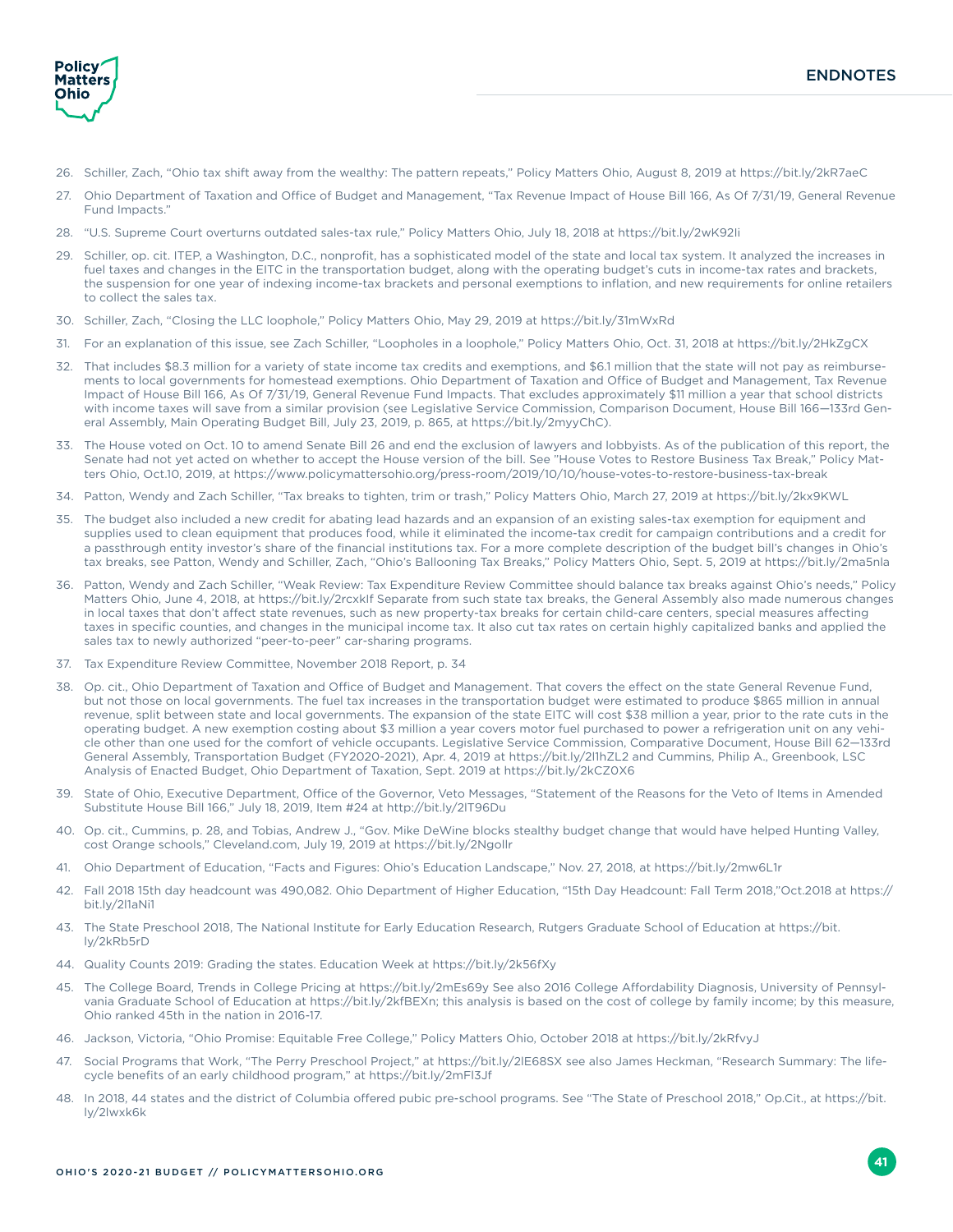26. Schiller, Zach, "Ohio tax shift away from the wealthy: The pattern repeats," Policy Matters Ohio, August 8, 2019 at https://bit.ly/2kR7aeC

27. Ohio Department of Taxation and Office of Budget and Management, "Tax Revenue Impact of House Bill 166, As Of 7/31/19, General Revenue Fund Impacts."

28. "U.S. Supreme Court overturns outdated sales-tax rule," Policy Matters Ohio, July 18, 2018 at https://bit.ly/2wK92Ii

29. Schiller, op. cit. ITEP, a Washington, D.C., nonprofit, has a sophisticated model of the state and local tax system. It analyzed the increases in fuel taxes and changes in the EITC in the transportation budget, along with the operating budget's cuts in income-tax rates and brackets, the suspension for one year of indexing income-tax brackets and personal exemptions to inflation, and new requirements for online retailers to collect the sales tax.

30. Schiller, Zach, "Closing the LLC loophole," Policy Matters Ohio, May 29, 2019 at https://bit.ly/31mWxRd

31. For an explanation of this issue, see Zach Schiller, "Loopholes in a loophole," Policy Matters Ohio, Oct. 31, 2018 at https://bit.ly/2HkZgCX

32. That includes $8.3 million for a variety of state income tax credits and exemptions, and $6.1 million that the state will not pay as reimbursements to local governments for homestead exemptions. Ohio Department of Taxation and Office of Budget and Management, Tax Revenue Impact of House Bill 166, As Of 7/31/19, General Revenue Fund Impacts. That excludes approximately $11 million a year that school districts with income taxes will save from a similar provision (see Legislative Service Commission, Comparison Document, House Bill 166—133rd General Assembly, Main Operating Budget Bill, July 23, 2019, p. 865, at https://bit.ly/2myyChC).

33. The House voted on Oct. 10 to amend Senate Bill 26 and end the exclusion of lawyers and lobbyists. As of the publication of this report, the Senate had not yet acted on whether to accept the House version of the bill. See "House Votes to Restore Business Tax Break," Policy Matters Ohio, Oct.10, 2019, at https://www.policymattersohio.org/press-room/2019/10/10/house-votes-to-restore-business-tax-break

34. Patton, Wendy and Zach Schiller, "Tax breaks to tighten, trim or trash," Policy Matters Ohio, March 27, 2019 at https://bit.ly/2kx9KWL

35. The budget also included a new credit for abating lead hazards and an expansion of an existing sales-tax exemption for equipment and supplies used to clean equipment that produces food, while it eliminated the income-tax credit for campaign contributions and a credit for a passthrough entity investor's share of the financial institutions tax. For a more complete description of the budget bill's changes in Ohio's tax breaks, see Patton, Wendy and Schiller, Zach, "Ohio's Ballooning Tax Breaks," Policy Matters Ohio, Sept. 5, 2019 at https://bit.ly/2ma5nla

36. Patton, Wendy and Zach Schiller, "Weak Review: Tax Expenditure Review Committee should balance tax breaks against Ohio's needs," Policy Matters Ohio, June 4, 2018, at https://bit.ly/2rcxkIf Separate from such state tax breaks, the General Assembly also made numerous changes in local taxes that don't affect state revenues, such as new property-tax breaks for certain child-care centers, special measures affecting taxes in specific counties, and changes in the municipal income tax. It also cut tax rates on certain highly capitalized banks and applied the sales tax to newly authorized "peer-to-peer" car-sharing programs.

37. Tax Expenditure Review Committee, November 2018 Report, p. 34

38. Op. cit., Ohio Department of Taxation and Office of Budget and Management. That covers the effect on the state General Revenue Fund, but not those on local governments. The fuel tax increases in the transportation budget were estimated to produce $865 million in annual revenue, split between state and local governments. The expansion of the state EITC will cost $38 million a year, prior to the rate cuts in the operating budget. A new exemption costing about $3 million a year covers motor fuel purchased to power a refrigeration unit on any vehicle other than one used for the comfort of vehicle occupants. Legislative Service Commission, Comparative Document, House Bill 62—133rd General Assembly, Transportation Budget (FY2020-2021), Apr. 4, 2019 at https://bit.ly/2l1hZL2 and Cummins, Philip A., Greenbook, LSC Analysis of Enacted Budget, Ohio Department of Taxation, Sept. 2019 at https://bit.ly/2kCZ0X6

39. State of Ohio, Executive Department, Office of the Governor, Veto Messages, "Statement of the Reasons for the Veto of Items in Amended Substitute House Bill 166," July 18, 2019, Item #24 at http://bit.ly/2lT96Du

40. Op. cit., Cummins, p. 28, and Tobias, Andrew J., "Gov. Mike DeWine blocks stealthy budget change that would have helped Hunting Valley, cost Orange schools," Cleveland.com, July 19, 2019 at https://bit.ly/2Ngollr

41. Ohio Department of Education, "Facts and Figures: Ohio's Education Landscape," Nov. 27, 2018, at https://bit.ly/2mw6L1r

42. Fall 2018 15th day headcount was 490,082. Ohio Department of Higher Education, "15th Day Headcount: Fall Term 2018,"Oct.2018 at https://bit.ly/2l1aNi1

43. The State Preschool 2018, The National Institute for Early Education Research, Rutgers Graduate School of Education at https://bit.ly/2kRb5rD

44. Quality Counts 2019: Grading the states. Education Week at https://bit.ly/2k56fXy

45. The College Board, Trends in College Pricing at https://bit.ly/2mEs69y See also 2016 College Affordability Diagnosis, University of Pennsylvania Graduate School of Education at https://bit.ly/2kfBEXn; this analysis is based on the cost of college by family income; by this measure, Ohio ranked 45th in the nation in 2016-17.

46. Jackson, Victoria, "Ohio Promise: Equitable Free College," Policy Matters Ohio, October 2018 at https://bit.ly/2kRfvyJ

47. Social Programs that Work, "The Perry Preschool Project," at https://bit.ly/2lE68SX see also James Heckman, "Research Summary: The lifecycle benefits of an early childhood program," at https://bit.ly/2mFl3Jf

48. In 2018, 44 states and the district of Columbia offered pubic pre-school programs. See "The State of Preschool 2018," Op.Cit., at https://bit.ly/2lwxk6k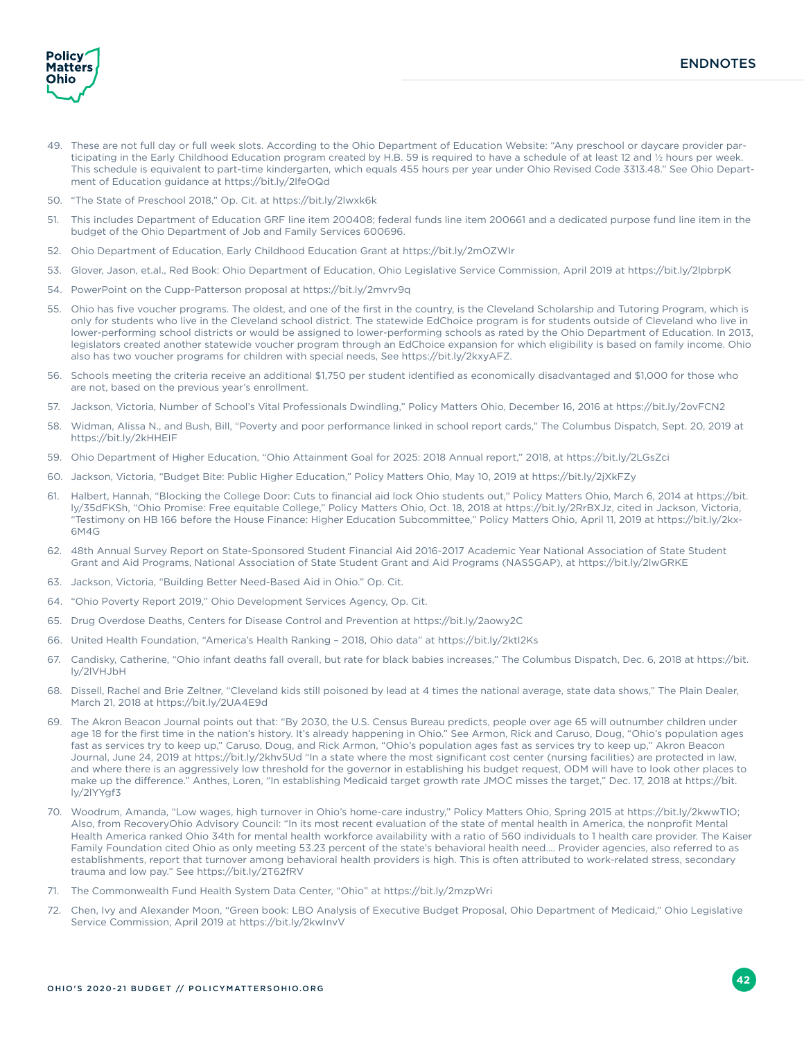## ENDNOTES

49. These are not full day or full week slots. According to the Ohio Department of Education Website: "Any preschool or daycare provider participating in the Early Childhood Education program created by H.B. 59 is required to have a schedule of at least 12 and ½ hours per week. This schedule is equivalent to part-time kindergarten, which equals 455 hours per year under Ohio Revised Code 3313.48." See Ohio Department of Education guidance at https://bit.ly/2lfeOQd

50. "The State of Preschool 2018," Op. Cit. at https://bit.ly/2lwxk6k

51. This includes Department of Education GRF line item 200408; federal funds line item 200661 and a dedicated purpose fund line item in the budget of the Ohio Department of Job and Family Services 600696.

52. Ohio Department of Education, Early Childhood Education Grant at https://bit.ly/2mOZWIr

53. Glover, Jason, et.al., Red Book: Ohio Department of Education, Ohio Legislative Service Commission, April 2019 at https://bit.ly/2lpbrpK

54. PowerPoint on the Cupp-Patterson proposal at https://bit.ly/2mvrv9q

55. Ohio has five voucher programs. The oldest, and one of the first in the country, is the Cleveland Scholarship and Tutoring Program, which is only for students who live in the Cleveland school district. The statewide EdChoice program is for students outside of Cleveland who live in lower-performing school districts or would be assigned to lower-performing schools as rated by the Ohio Department of Education. In 2013, legislators created another statewide voucher program through an EdChoice expansion for which eligibility is based on family income. Ohio also has two voucher programs for children with special needs, See https://bit.ly/2kxyAFZ.

56. Schools meeting the criteria receive an additional $1,750 per student identified as economically disadvantaged and $1,000 for those who are not, based on the previous year's enrollment.

57. Jackson, Victoria, Number of School's Vital Professionals Dwindling," Policy Matters Ohio, December 16, 2016 at https://bit.ly/2ovFCN2

58. Widman, Alissa N., and Bush, Bill, "Poverty and poor performance linked in school report cards," The Columbus Dispatch, Sept. 20, 2019 at https://bit.ly/2kHHElF

59. Ohio Department of Higher Education, "Ohio Attainment Goal for 2025: 2018 Annual report," 2018, at https://bit.ly/2LGsZci

60. Jackson, Victoria, "Budget Bite: Public Higher Education," Policy Matters Ohio, May 10, 2019 at https://bit.ly/2jXkFZy

61. Halbert, Hannah, "Blocking the College Door: Cuts to financial aid lock Ohio students out," Policy Matters Ohio, March 6, 2014 at https://bit.ly/35dFKSh, "Ohio Promise: Free equitable College," Policy Matters Ohio, Oct. 18, 2018 at https://bit.ly/2RrBXJz, cited in Jackson, Victoria, "Testimony on HB 166 before the House Finance: Higher Education Subcommittee," Policy Matters Ohio, April 11, 2019 at https://bit.ly/2kx-6M4G

62. 48th Annual Survey Report on State-Sponsored Student Financial Aid 2016-2017 Academic Year National Association of State Student Grant and Aid Programs, National Association of State Student Grant and Aid Programs (NASSGAP), at https://bit.ly/2lwGRKE

63. Jackson, Victoria, "Building Better Need-Based Aid in Ohio." Op. Cit.

64. "Ohio Poverty Report 2019," Ohio Development Services Agency, Op. Cit.

65. Drug Overdose Deaths, Centers for Disease Control and Prevention at https://bit.ly/2aowy2C

66. United Health Foundation, "America's Health Ranking – 2018, Ohio data" at https://bit.ly/2ktI2Ks

67. Candisky, Catherine, "Ohio infant deaths fall overall, but rate for black babies increases," The Columbus Dispatch, Dec. 6, 2018 at https://bit.ly/2lVHJbH

68. Dissell, Rachel and Brie Zeltner, "Cleveland kids still poisoned by lead at 4 times the national average, state data shows," The Plain Dealer, March 21, 2018 at https://bit.ly/2UA4E9d

69. The Akron Beacon Journal points out that: "By 2030, the U.S. Census Bureau predicts, people over age 65 will outnumber children under age 18 for the first time in the nation's history. It's already happening in Ohio." See Armon, Rick and Caruso, Doug, "Ohio's population ages fast as services try to keep up," Caruso, Doug, and Rick Armon, "Ohio's population ages fast as services try to keep up," Akron Beacon Journal, June 24, 2019 at https://bit.ly/2khv5Ud "In a state where the most significant cost center (nursing facilities) are protected in law, and where there is an aggressively low threshold for the governor in establishing his budget request, ODM will have to look other places to make up the difference." Anthes, Loren, "In establishing Medicaid target growth rate JMOC misses the target," Dec. 17, 2018 at https://bit.ly/2lYYgf3

70. Woodrum, Amanda, "Low wages, high turnover in Ohio's home-care industry," Policy Matters Ohio, Spring 2015 at https://bit.ly/2kwwTIO; Also, from RecoveryOhio Advisory Council: "In its most recent evaluation of the state of mental health in America, the nonprofit Mental Health America ranked Ohio 34th for mental health workforce availability with a ratio of 560 individuals to 1 health care provider. The Kaiser Family Foundation cited Ohio as only meeting 53.23 percent of the state's behavioral health need.... Provider agencies, also referred to as establishments, report that turnover among behavioral health providers is high. This is often attributed to work-related stress, secondary trauma and low pay." See https://bit.ly/2T62fRV

71. The Commonwealth Fund Health System Data Center, "Ohio" at https://bit.ly/2mzpWri

72. Chen, Ivy and Alexander Moon, "Green book: LBO Analysis of Executive Budget Proposal, Ohio Department of Medicaid," Ohio Legislative Service Commission, April 2019 at https://bit.ly/2kwInvV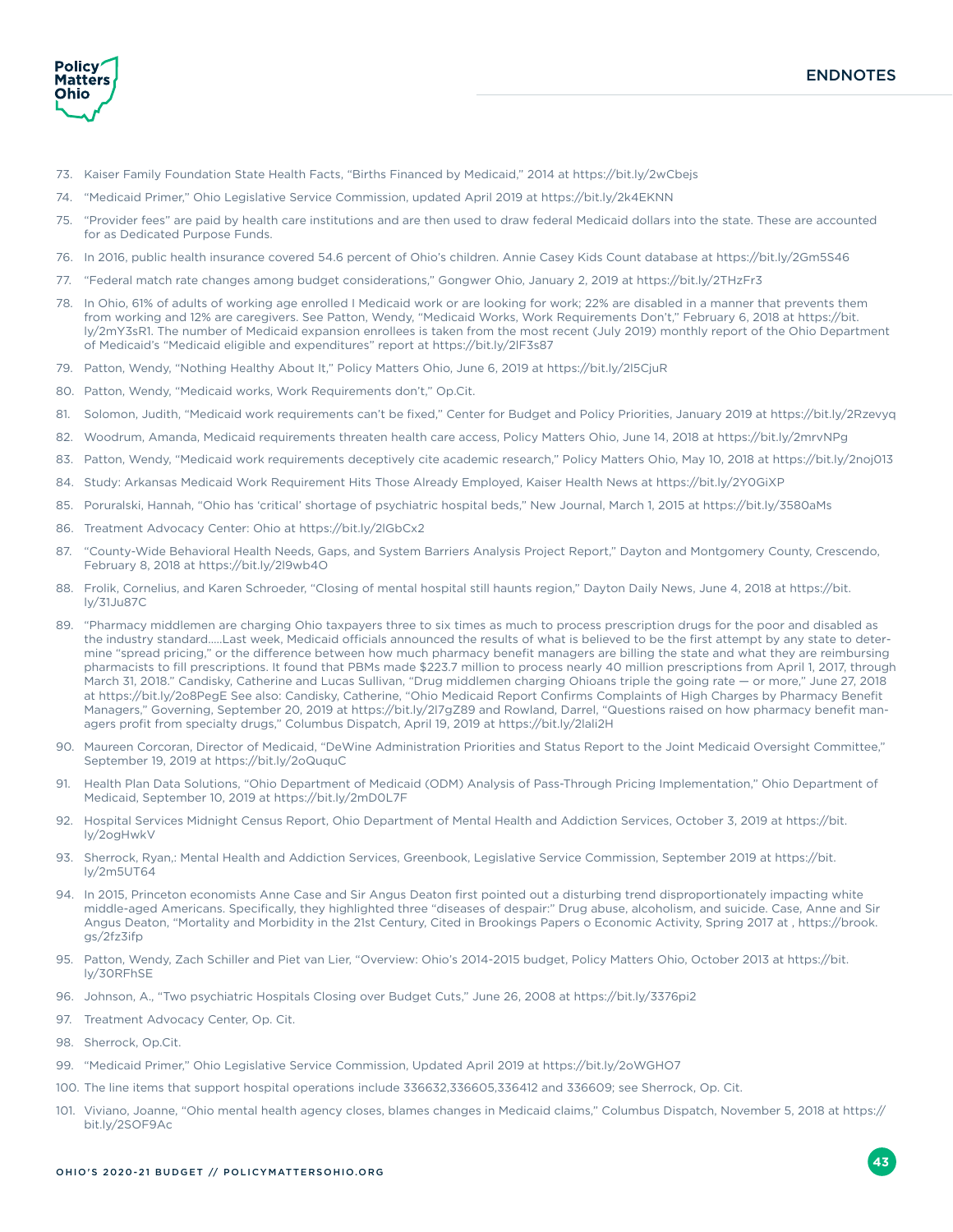## ENDNOTES

73. Kaiser Family Foundation State Health Facts, "Births Financed by Medicaid," 2014 at https://bit.ly/2wCbejs

74. "Medicaid Primer," Ohio Legislative Service Commission, updated April 2019 at https://bit.ly/2k4EKNN

75. "Provider fees" are paid by health care institutions and are then used to draw federal Medicaid dollars into the state. These are accounted for as Dedicated Purpose Funds.

76. In 2016, public health insurance covered 54.6 percent of Ohio's children. Annie Casey Kids Count database at https://bit.ly/2Gm5S46

77. "Federal match rate changes among budget considerations," Gongwer Ohio, January 2, 2019 at https://bit.ly/2THzFr3

78. In Ohio, 61% of adults of working age enrolled I Medicaid work or are looking for work; 22% are disabled in a manner that prevents them from working and 12% are caregivers. See Patton, Wendy, "Medicaid Works, Work Requirements Don't," February 6, 2018 at https://bit.ly/2mY3sR1. The number of Medicaid expansion enrollees is taken from the most recent (July 2019) monthly report of the Ohio Department of Medicaid's "Medicaid eligible and expenditures" report at https://bit.ly/2lF3s87

79. Patton, Wendy, "Nothing Healthy About It," Policy Matters Ohio, June 6, 2019 at https://bit.ly/2l5CjuR

80. Patton, Wendy, "Medicaid works, Work Requirements don't," Op.Cit.

81. Solomon, Judith, "Medicaid work requirements can't be fixed," Center for Budget and Policy Priorities, January 2019 at https://bit.ly/2Rzevyq

82. Woodrum, Amanda, Medicaid requirements threaten health care access, Policy Matters Ohio, June 14, 2018 at https://bit.ly/2mrvNPg

83. Patton, Wendy, "Medicaid work requirements deceptively cite academic research," Policy Matters Ohio, May 10, 2018 at https://bit.ly/2noj013

84. Study: Arkansas Medicaid Work Requirement Hits Those Already Employed, Kaiser Health News at https://bit.ly/2Y0GiXP

85. Poruralski, Hannah, "Ohio has 'critical' shortage of psychiatric hospital beds," New Journal, March 1, 2015 at https://bit.ly/3580aMs

86. Treatment Advocacy Center: Ohio at https://bit.ly/2lGbCx2

87. "County-Wide Behavioral Health Needs, Gaps, and System Barriers Analysis Project Report," Dayton and Montgomery County, Crescendo, February 8, 2018 at https://bit.ly/2l9wb4O

88. Frolik, Cornelius, and Karen Schroeder, "Closing of mental hospital still haunts region," Dayton Daily News, June 4, 2018 at https://bit.ly/31Ju87C

89. "Pharmacy middlemen are charging Ohio taxpayers three to six times as much to process prescription drugs for the poor and disabled as the industry standard.....Last week, Medicaid officials announced the results of what is believed to be the first attempt by any state to determine "spread pricing," or the difference between how much pharmacy benefit managers are billing the state and what they are reimbursing pharmacists to fill prescriptions. It found that PBMs made $223.7 million to process nearly 40 million prescriptions from April 1, 2017, through March 31, 2018." Candisky, Catherine and Lucas Sullivan, "Drug middlemen charging Ohioans triple the going rate — or more," June 27, 2018 at https://bit.ly/2o8PegE See also: Candisky, Catherine, "Ohio Medicaid Report Confirms Complaints of High Charges by Pharmacy Benefit Managers," Governing, September 20, 2019 at https://bit.ly/2l7gZ89 and Rowland, Darrel, "Questions raised on how pharmacy benefit managers profit from specialty drugs," Columbus Dispatch, April 19, 2019 at https://bit.ly/2lali2H

90. Maureen Corcoran, Director of Medicaid, "DeWine Administration Priorities and Status Report to the Joint Medicaid Oversight Committee," September 19, 2019 at https://bit.ly/2oQuquC

91. Health Plan Data Solutions, "Ohio Department of Medicaid (ODM) Analysis of Pass-Through Pricing Implementation," Ohio Department of Medicaid, September 10, 2019 at https://bit.ly/2mD0L7F

92. Hospital Services Midnight Census Report, Ohio Department of Mental Health and Addiction Services, October 3, 2019 at https://bit.ly/2ogHwkV

93. Sherrock, Ryan,: Mental Health and Addiction Services, Greenbook, Legislative Service Commission, September 2019 at https://bit.ly/2m5UT64

94. In 2015, Princeton economists Anne Case and Sir Angus Deaton first pointed out a disturbing trend disproportionately impacting white middle-aged Americans. Specifically, they highlighted three "diseases of despair:" Drug abuse, alcoholism, and suicide. Case, Anne and Sir Angus Deaton, "Mortality and Morbidity in the 21st Century, Cited in Brookings Papers o Economic Activity, Spring 2017 at , https://brook.gs/2fz3ifp

95. Patton, Wendy, Zach Schiller and Piet van Lier, "Overview: Ohio's 2014-2015 budget, Policy Matters Ohio, October 2013 at https://bit.ly/30RFhSE

96. Johnson, A., "Two psychiatric Hospitals Closing over Budget Cuts," June 26, 2008 at https://bit.ly/3376pi2

97. Treatment Advocacy Center, Op. Cit.

98. Sherrock, Op.Cit.

99. "Medicaid Primer," Ohio Legislative Service Commission, Updated April 2019 at https://bit.ly/2oWGHO7

100. The line items that support hospital operations include 336632,336605,336412 and 336609; see Sherrock, Op. Cit.

101. Viviano, Joanne, "Ohio mental health agency closes, blames changes in Medicaid claims," Columbus Dispatch, November 5, 2018 at https://bit.ly/2SOF9Ac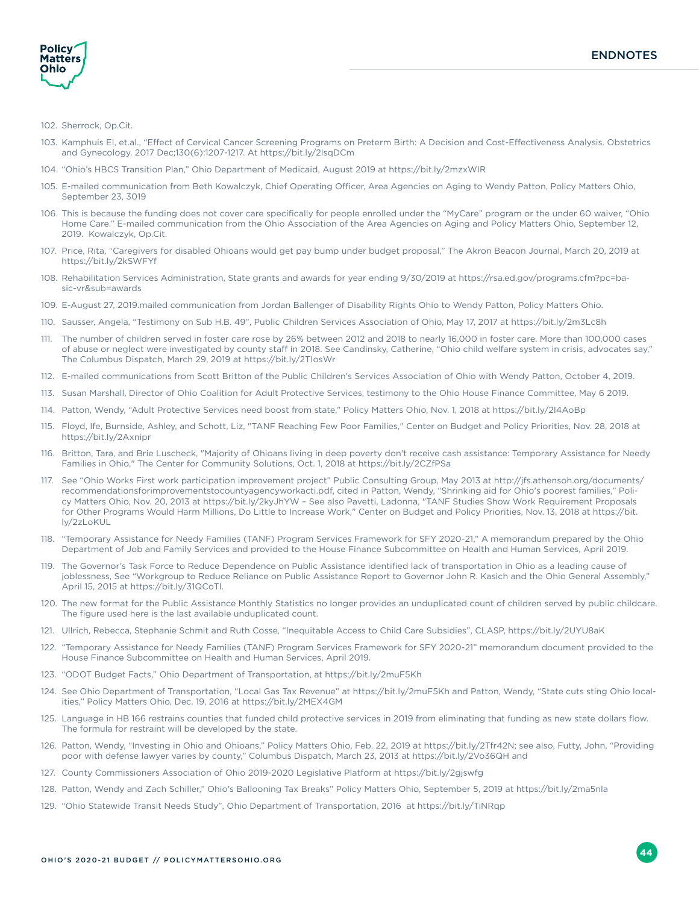# ENDNOTES

102. Sherrock, Op.Cit.

103. Kamphuis El, et.al., "Effect of Cervical Cancer Screening Programs on Preterm Birth: A Decision and Cost-Effectiveness Analysis. Obstetrics and Gynecology. 2017 Dec;130(6):1207-1217. At https://bit.ly/2lsqDCm

104. "Ohio's HBCS Transition Plan," Ohio Department of Medicaid, August 2019 at https://bit.ly/2mzxWIR

105. E-mailed communication from Beth Kowalczyk, Chief Operating Officer, Area Agencies on Aging to Wendy Patton, Policy Matters Ohio, September 23, 3019

106. This is because the funding does not cover care specifically for people enrolled under the "MyCare" program or the under 60 waiver, "Ohio Home Care." E-mailed communication from the Ohio Association of the Area Agencies on Aging and Policy Matters Ohio, September 12, 2019. Kowalczyk, Op.Cit.

107. Price, Rita, "Caregivers for disabled Ohioans would get pay bump under budget proposal," The Akron Beacon Journal, March 20, 2019 at https://bit.ly/2kSWFYf

108. Rehabilitation Services Administration, State grants and awards for year ending 9/30/2019 at https://rsa.ed.gov/programs.cfm?pc=basic-vr&sub=awards

109. E-August 27, 2019.mailed communication from Jordan Ballenger of Disability Rights Ohio to Wendy Patton, Policy Matters Ohio.

110. Sausser, Angela, "Testimony on Sub H.B. 49", Public Children Services Association of Ohio, May 17, 2017 at https://bit.ly/2m3Lc8h

111. The number of children served in foster care rose by 26% between 2012 and 2018 to nearly 16,000 in foster care. More than 100,000 cases of abuse or neglect were investigated by county staff in 2018. See Candinsky, Catherine, "Ohio child welfare system in crisis, advocates say," The Columbus Dispatch, March 29, 2019 at https://bit.ly/2TIosWr

112. E-mailed communications from Scott Britton of the Public Children's Services Association of Ohio with Wendy Patton, October 4, 2019.

113. Susan Marshall, Director of Ohio Coalition for Adult Protective Services, testimony to the Ohio House Finance Committee, May 6 2019.

114. Patton, Wendy, "Adult Protective Services need boost from state," Policy Matters Ohio, Nov. 1, 2018 at https://bit.ly/2I4AoBp

115. Floyd, Ife, Burnside, Ashley, and Schott, Liz, "TANF Reaching Few Poor Families," Center on Budget and Policy Priorities, Nov. 28, 2018 at https://bit.ly/2Axnipr

116. Britton, Tara, and Brie Luscheck, "Majority of Ohioans living in deep poverty don't receive cash assistance: Temporary Assistance for Needy Families in Ohio," The Center for Community Solutions, Oct. 1, 2018 at https://bit.ly/2CZfPSa

117. See "Ohio Works First work participation improvement project" Public Consulting Group, May 2013 at http://jfs.athensoh.org/documents/recommendationsforimprovementstocountyagencyworkacti.pdf, cited in Patton, Wendy, "Shrinking aid for Ohio's poorest families," Policy Matters Ohio, Nov. 20, 2013 at https://bit.ly/2kyJhYW – See also Pavetti, Ladonna, "TANF Studies Show Work Requirement Proposals for Other Programs Would Harm Millions, Do Little to Increase Work," Center on Budget and Policy Priorities, Nov. 13, 2018 at https://bit.ly/2zLoKUL

118. "Temporary Assistance for Needy Families (TANF) Program Services Framework for SFY 2020-21," A memorandum prepared by the Ohio Department of Job and Family Services and provided to the House Finance Subcommittee on Health and Human Services, April 2019.

119. The Governor's Task Force to Reduce Dependence on Public Assistance identified lack of transportation in Ohio as a leading cause of joblessness, See "Workgroup to Reduce Reliance on Public Assistance Report to Governor John R. Kasich and the Ohio General Assembly," April 15, 2015 at https://bit.ly/31QCoTl.

120. The new format for the Public Assistance Monthly Statistics no longer provides an unduplicated count of children served by public childcare. The figure used here is the last available unduplicated count.

121. Ullrich, Rebecca, Stephanie Schmit and Ruth Cosse, "Inequitable Access to Child Care Subsidies", CLASP, https://bit.ly/2UYU8aK

122. "Temporary Assistance for Needy Families (TANF) Program Services Framework for SFY 2020-21" memorandum document provided to the House Finance Subcommittee on Health and Human Services, April 2019.

123. "ODOT Budget Facts," Ohio Department of Transportation, at https://bit.ly/2muF5Kh

124. See Ohio Department of Transportation, "Local Gas Tax Revenue" at https://bit.ly/2muF5Kh and Patton, Wendy, "State cuts sting Ohio localities," Policy Matters Ohio, Dec. 19, 2016 at https://bit.ly/2MEX4GM

125. Language in HB 166 restrains counties that funded child protective services in 2019 from eliminating that funding as new state dollars flow. The formula for restraint will be developed by the state.

126. Patton, Wendy, "Investing in Ohio and Ohioans," Policy Matters Ohio, Feb. 22, 2019 at https://bit.ly/2Tfr42N; see also, Futty, John, "Providing poor with defense lawyer varies by county," Columbus Dispatch, March 23, 2013 at https://bit.ly/2Vo36QH and

127. County Commissioners Association of Ohio 2019-2020 Legislative Platform at https://bit.ly/2gjswfg

128. Patton, Wendy and Zach Schiller," Ohio's Ballooning Tax Breaks" Policy Matters Ohio, September 5, 2019 at https://bit.ly/2ma5nla

129. "Ohio Statewide Transit Needs Study", Ohio Department of Transportation, 2016 at https://bit.ly/TiNRqp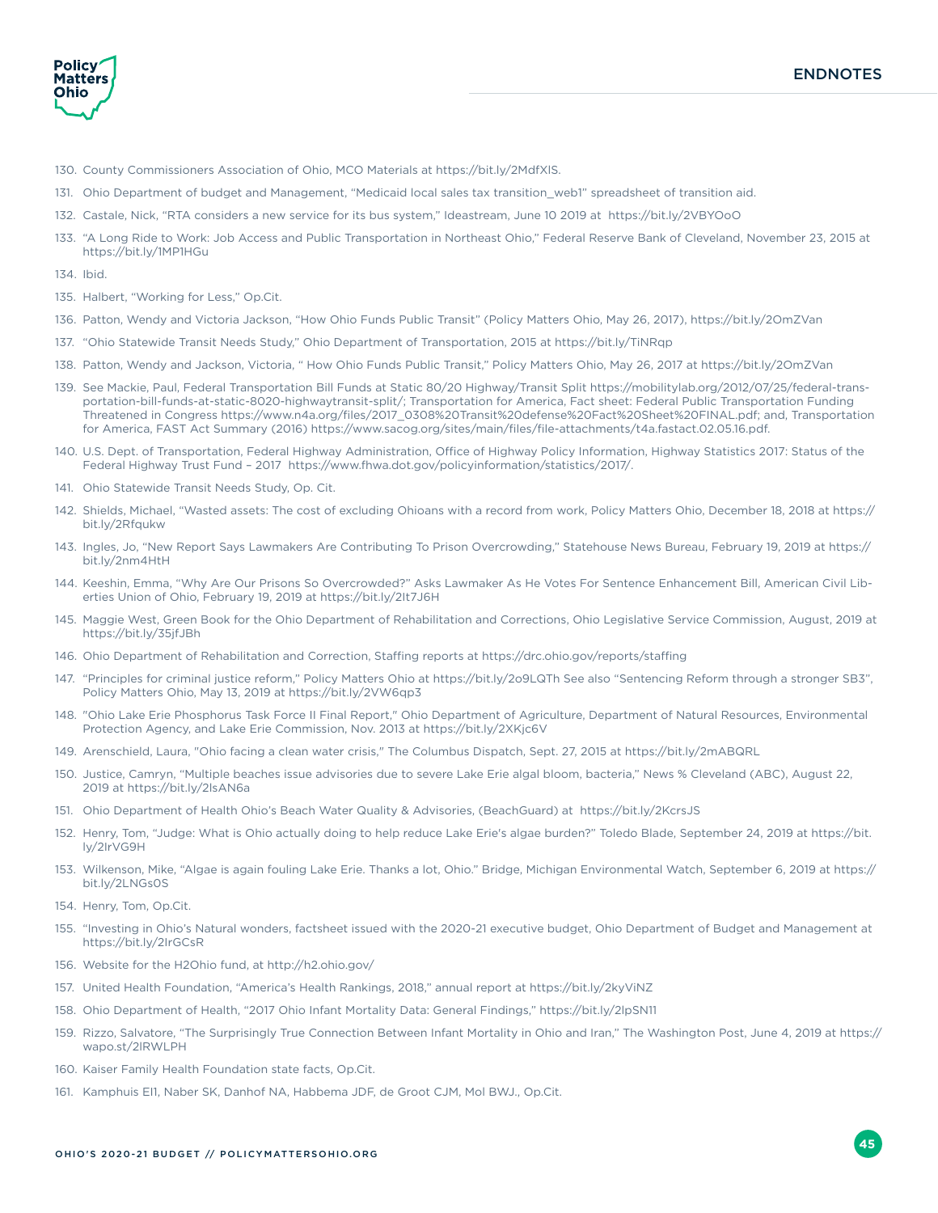130. County Commissioners Association of Ohio, MCO Materials at https://bit.ly/2MdfXlS.

131. Ohio Department of budget and Management, "Medicaid local sales tax transition_web1" spreadsheet of transition aid.

132. Castale, Nick, "RTA considers a new service for its bus system," Ideastream, June 10 2019 at https://bit.ly/2VBYOoO

133. "A Long Ride to Work: Job Access and Public Transportation in Northeast Ohio," Federal Reserve Bank of Cleveland, November 23, 2015 at https://bit.ly/1MP1HGu

134. Ibid.

135. Halbert, "Working for Less," Op.Cit.

136. Patton, Wendy and Victoria Jackson, "How Ohio Funds Public Transit" (Policy Matters Ohio, May 26, 2017), https://bit.ly/2OmZVan

137. "Ohio Statewide Transit Needs Study," Ohio Department of Transportation, 2015 at https://bit.ly/TiNRqp

138. Patton, Wendy and Jackson, Victoria, " How Ohio Funds Public Transit," Policy Matters Ohio, May 26, 2017 at https://bit.ly/2OmZVan

139. See Mackie, Paul, Federal Transportation Bill Funds at Static 80/20 Highway/Transit Split https://mobilitylab.org/2012/07/25/federal-transportation-bill-funds-at-static-8020-highwaytransit-split/; Transportation for America, Fact sheet: Federal Public Transportation Funding Threatened in Congress https://www.n4a.org/files/2017_0308%20Transit%20defense%20Fact%20Sheet%20FINAL.pdf; and, Transportation for America, FAST Act Summary (2016) https://www.sacog.org/sites/main/files/file-attachments/t4a.fastact.02.05.16.pdf.

140. U.S. Dept. of Transportation, Federal Highway Administration, Office of Highway Policy Information, Highway Statistics 2017: Status of the Federal Highway Trust Fund – 2017 https://www.fhwa.dot.gov/policyinformation/statistics/2017/.

141. Ohio Statewide Transit Needs Study, Op. Cit.

142. Shields, Michael, "Wasted assets: The cost of excluding Ohioans with a record from work, Policy Matters Ohio, December 18, 2018 at https://bit.ly/2Rfqukw

143. Ingles, Jo, "New Report Says Lawmakers Are Contributing To Prison Overcrowding," Statehouse News Bureau, February 19, 2019 at https://bit.ly/2nm4HtH

144. Keeshin, Emma, "Why Are Our Prisons So Overcrowded?" Asks Lawmaker As He Votes For Sentence Enhancement Bill, American Civil Liberties Union of Ohio, February 19, 2019 at https://bit.ly/2It7J6H

145. Maggie West, Green Book for the Ohio Department of Rehabilitation and Corrections, Ohio Legislative Service Commission, August, 2019 at https://bit.ly/35jfJBh

146. Ohio Department of Rehabilitation and Correction, Staffing reports at https://drc.ohio.gov/reports/staffing

147. "Principles for criminal justice reform," Policy Matters Ohio at https://bit.ly/2o9LQTh See also "Sentencing Reform through a stronger SB3", Policy Matters Ohio, May 13, 2019 at https://bit.ly/2VW6qp3

148. "Ohio Lake Erie Phosphorus Task Force II Final Report," Ohio Department of Agriculture, Department of Natural Resources, Environmental Protection Agency, and Lake Erie Commission, Nov. 2013 at https://bit.ly/2XKjc6V

149. Arenschield, Laura, "Ohio facing a clean water crisis," The Columbus Dispatch, Sept. 27, 2015 at https://bit.ly/2mABQRL

150. Justice, Camryn, "Multiple beaches issue advisories due to severe Lake Erie algal bloom, bacteria," News % Cleveland (ABC), August 22, 2019 at https://bit.ly/2lsAN6a

151. Ohio Department of Health Ohio's Beach Water Quality & Advisories, (BeachGuard) at https://bit.ly/2KcrsJS

152. Henry, Tom, "Judge: What is Ohio actually doing to help reduce Lake Erie's algae burden?" Toledo Blade, September 24, 2019 at https://bit.ly/2lrVG9H

153. Wilkenson, Mike, "Algae is again fouling Lake Erie. Thanks a lot, Ohio." Bridge, Michigan Environmental Watch, September 6, 2019 at https://bit.ly/2LNGs0S

154. Henry, Tom, Op.Cit.

155. "Investing in Ohio's Natural wonders, factsheet issued with the 2020-21 executive budget, Ohio Department of Budget and Management at https://bit.ly/2IrGCsR

156. Website for the H2Ohio fund, at http://h2.ohio.gov/

157. United Health Foundation, "America's Health Rankings, 2018," annual report at https://bit.ly/2kyViNZ

158. Ohio Department of Health, "2017 Ohio Infant Mortality Data: General Findings," https://bit.ly/2lpSN11

159. Rizzo, Salvatore, "The Surprisingly True Connection Between Infant Mortality in Ohio and Iran," The Washington Post, June 4, 2019 at https://wapo.st/2lRWLPH

160. Kaiser Family Health Foundation state facts, Op.Cit.

161. Kamphuis EI1, Naber SK, Danhof NA, Habbema JDF, de Groot CJM, Mol BWJ., Op.Cit.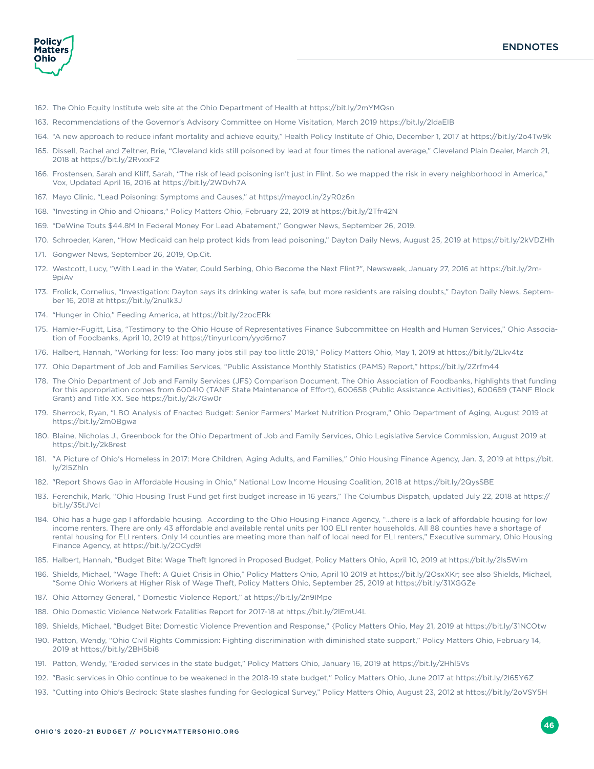162. The Ohio Equity Institute web site at the Ohio Department of Health at https://bit.ly/2mYMQsn
163. Recommendations of the Governor's Advisory Committee on Home Visitation, March 2019 https://bit.ly/2ldaEIB
164. "A new approach to reduce infant mortality and achieve equity," Health Policy Institute of Ohio, December 1, 2017 at https://bit.ly/2o4Tw9k
165. Dissell, Rachel and Zeltner, Brie, "Cleveland kids still poisoned by lead at four times the national average," Cleveland Plain Dealer, March 21, 2018 at https://bit.ly/2RvxxF2
166. Frostensen, Sarah and Kliff, Sarah, "The risk of lead poisoning isn't just in Flint. So we mapped the risk in every neighborhood in America," Vox, Updated April 16, 2016 at https://bit.ly/2W0vh7A
167. Mayo Clinic, "Lead Poisoning: Symptoms and Causes," at https://mayocl.in/2yR0z6n
168. "Investing in Ohio and Ohioans," Policy Matters Ohio, February 22, 2019 at https://bit.ly/2Tfr42N
169. "DeWine Touts $44.8M In Federal Money For Lead Abatement," Gongwer News, September 26, 2019.
170. Schroeder, Karen, "How Medicaid can help protect kids from lead poisoning," Dayton Daily News, August 25, 2019 at https://bit.ly/2kVDZHh
171. Gongwer News, September 26, 2019, Op.Cit.
172. Westcott, Lucy, "With Lead in the Water, Could Serbing, Ohio Become the Next Flint?", Newsweek, January 27, 2016 at https://bit.ly/2m-9piAv
173. Frolick, Cornelius, "Investigation: Dayton says its drinking water is safe, but more residents are raising doubts," Dayton Daily News, September 16, 2018 at https://bit.ly/2nu1k3J
174. "Hunger in Ohio," Feeding America, at https://bit.ly/2zocERk
175. Hamler-Fugitt, Lisa, "Testimony to the Ohio House of Representatives Finance Subcommittee on Health and Human Services," Ohio Association of Foodbanks, April 10, 2019 at https://tinyurl.com/yyd6rno7
176. Halbert, Hannah, "Working for less: Too many jobs still pay too little 2019," Policy Matters Ohio, May 1, 2019 at https://bit.ly/2Lkv4tz
177. Ohio Department of Job and Families Services, "Public Assistance Monthly Statistics (PAMS) Report," https://bit.ly/2Zrfm44
178. The Ohio Department of Job and Family Services (JFS) Comparison Document. The Ohio Association of Foodbanks, highlights that funding for this appropriation comes from 600410 (TANF State Maintenance of Effort), 600658 (Public Assistance Activities), 600689 (TANF Block Grant) and Title XX. See https://bit.ly/2k7Gw0r
179. Sherrock, Ryan, "LBO Analysis of Enacted Budget: Senior Farmers' Market Nutrition Program," Ohio Department of Aging, August 2019 at https://bit.ly/2m0Bgwa
180. Blaine, Nicholas J., Greenbook for the Ohio Department of Job and Family Services, Ohio Legislative Service Commission, August 2019 at https://bit.ly/2k8rest
181. "A Picture of Ohio's Homeless in 2017: More Children, Aging Adults, and Families," Ohio Housing Finance Agency, Jan. 3, 2019 at https://bit.ly/2l5Zhln
182. "Report Shows Gap in Affordable Housing in Ohio," National Low Income Housing Coalition, 2018 at https://bit.ly/2QysSBE
183. Ferenchik, Mark, "Ohio Housing Trust Fund get first budget increase in 16 years," The Columbus Dispatch, updated July 22, 2018 at https://bit.ly/35tJVcl
184. Ohio has a huge gap I affordable housing. According to the Ohio Housing Finance Agency, "…there is a lack of affordable housing for low income renters. There are only 43 affordable and available rental units per 100 ELI renter households. All 88 counties have a shortage of rental housing for ELI renters. Only 14 counties are meeting more than half of local need for ELI renters," Executive summary, Ohio Housing Finance Agency, at https://bit.ly/2OCyd9I
185. Halbert, Hannah, "Budget Bite: Wage Theft Ignored in Proposed Budget, Policy Matters Ohio, April 10, 2019 at https://bit.ly/2Is5Wim
186. Shields, Michael, "Wage Theft: A Quiet Crisis in Ohio," Policy Matters Ohio, April 10 2019 at https://bit.ly/2OsxXKr; see also Shields, Michael, "Some Ohio Workers at Higher Risk of Wage Theft, Policy Matters Ohio, September 25, 2019 at https://bit.ly/31XGGZe
187. Ohio Attorney General, " Domestic Violence Report," at https://bit.ly/2n9IMpe
188. Ohio Domestic Violence Network Fatalities Report for 2017-18 at https://bit.ly/2lEmU4L
189. Shields, Michael, "Budget Bite: Domestic Violence Prevention and Response," {Policy Matters Ohio, May 21, 2019 at https://bit.ly/31NCOtw
190. Patton, Wendy, "Ohio Civil Rights Commission: Fighting discrimination with diminished state support," Policy Matters Ohio, February 14, 2019 at https://bit.ly/2BH5bi8
191. Patton, Wendy, "Eroded services in the state budget," Policy Matters Ohio, January 16, 2019 at https://bit.ly/2Hhl5Vs
192. "Basic services in Ohio continue to be weakened in the 2018-19 state budget," Policy Matters Ohio, June 2017 at https://bit.ly/2l65Y6Z
193. "Cutting into Ohio's Bedrock: State slashes funding for Geological Survey," Policy Matters Ohio, August 23, 2012 at https://bit.ly/2oVSY5H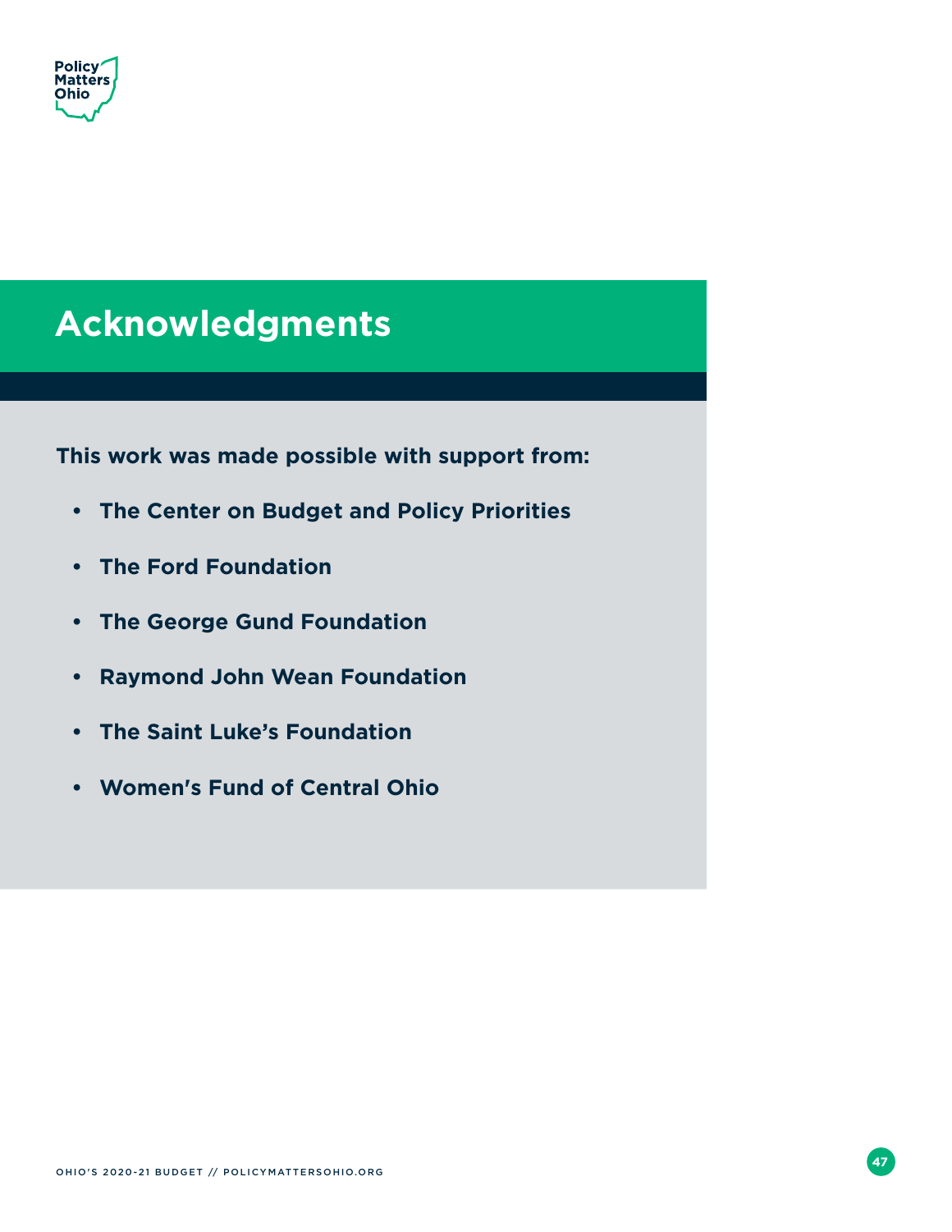# Acknowledgments

**This work was made possible with support from:**

- **The Center on Budget and Policy Priorities**
- **The Ford Foundation**
- **The George Gund Foundation**
- **Raymond John Wean Foundation**
- **The Saint Luke's Foundation**
- **Women's Fund of Central Ohio**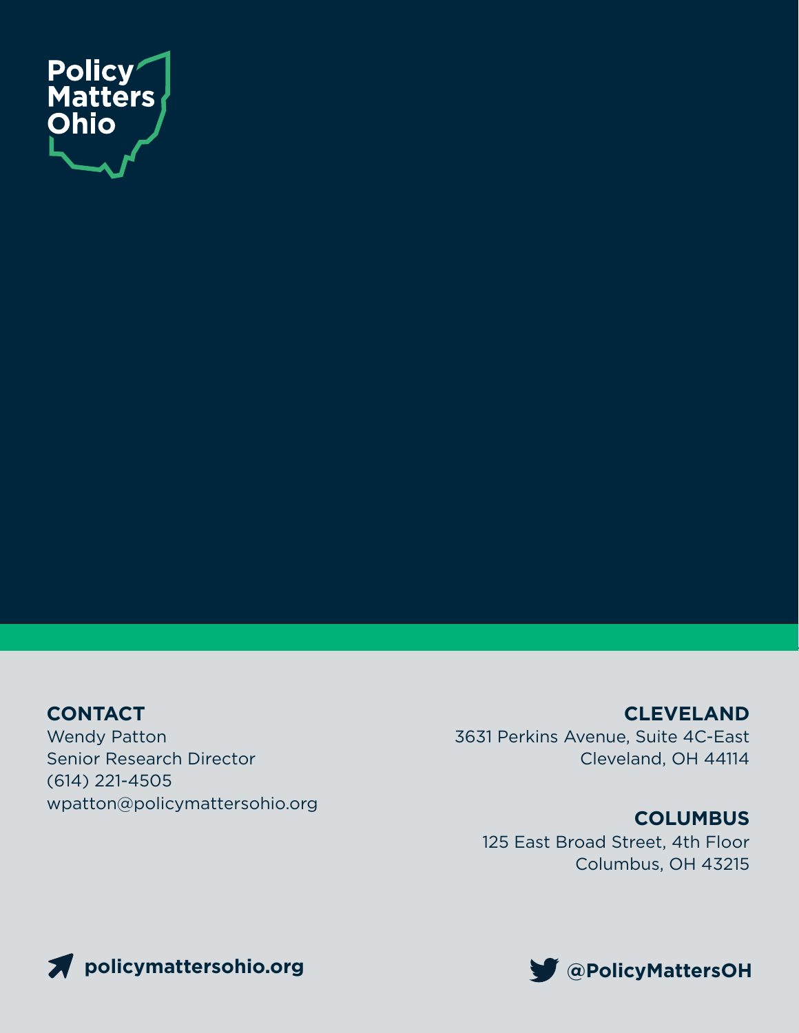Policy Matters Ohio

**CONTACT**
Wendy Patton
Senior Research Director
(614) 221-4505
wpatton@policymattersohio.org

**CLEVELAND**
3631 Perkins Avenue, Suite 4C-East
Cleveland, OH 44114

**COLUMBUS**
125 East Broad Street, 4th Floor
Columbus, OH 43215

**policymattersohio.org**

**@PolicyMattersOH**